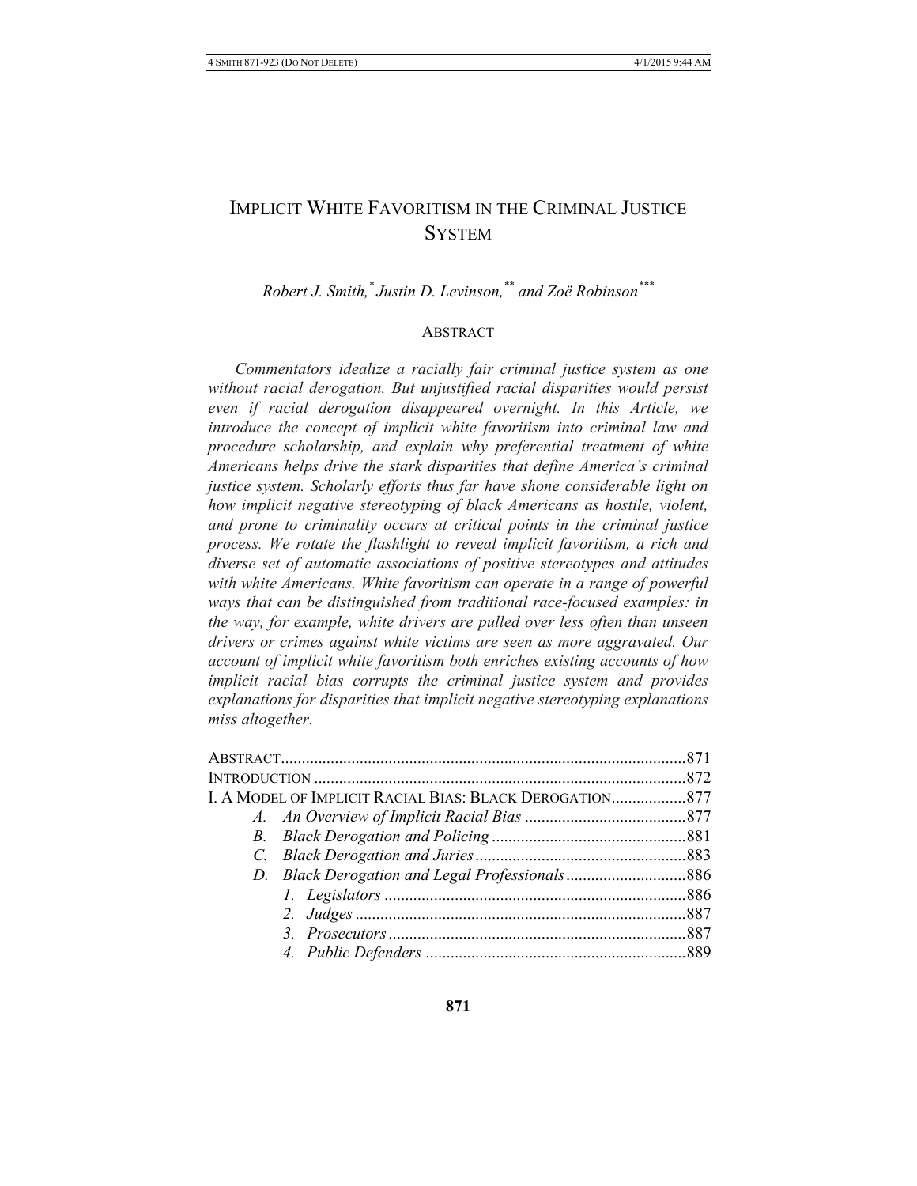# IMPLICIT WHITE FAVORITISM IN THE CRIMINAL JUSTICE SYSTEM

*Robert J. Smith,[*] Justin D. Levinson,[**] and Zoë Robinson[***]*

## ABSTRACT

*Commentators idealize a racially fair criminal justice system as one without racial derogation. But unjustified racial disparities would persist even if racial derogation disappeared overnight. In this Article, we introduce the concept of implicit white favoritism into criminal law and procedure scholarship, and explain why preferential treatment of white Americans helps drive the stark disparities that define America's criminal justice system. Scholarly efforts thus far have shone considerable light on how implicit negative stereotyping of black Americans as hostile, violent, and prone to criminality occurs at critical points in the criminal justice process. We rotate the flashlight to reveal implicit favoritism, a rich and diverse set of automatic associations of positive stereotypes and attitudes with white Americans. White favoritism can operate in a range of powerful ways that can be distinguished from traditional race-focused examples: in the way, for example, white drivers are pulled over less often than unseen drivers or crimes against white victims are seen as more aggravated. Our account of implicit white favoritism both enriches existing accounts of how implicit racial bias corrupts the criminal justice system and provides explanations for disparities that implicit negative stereotyping explanations miss altogether.*

| | |
|---|---|
| ABSTRACT | 871 |
| INTRODUCTION | 872 |
| I. A MODEL OF IMPLICIT RACIAL BIAS: BLACK DEROGATION | 877 |
| *A. An Overview of Implicit Racial Bias* | 877 |
| *B. Black Derogation and Policing* | 881 |
| *C. Black Derogation and Juries* | 883 |
| *D. Black Derogation and Legal Professionals* | 886 |
| *1. Legislators* | 886 |
| *2. Judges* | 887 |
| *3. Prosecutors* | 887 |
| *4. Public Defenders* | 889 |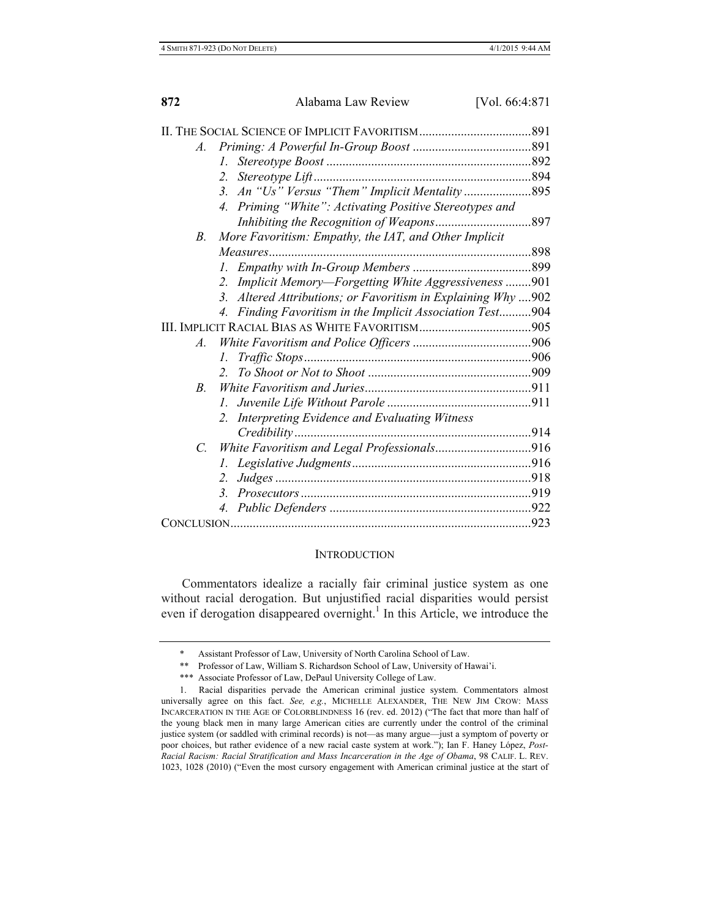II. THE SOCIAL SCIENCE OF IMPLICIT FAVORITISM ....891
- A. *Priming: A Powerful In-Group Boost* ....891
  - 1. *Stereotype Boost* ....892
  - 2. *Stereotype Lift* ....894
  - 3. *An "Us" Versus "Them" Implicit Mentality* ....895
  - 4. *Priming "White": Activating Positive Stereotypes and Inhibiting the Recognition of Weapons* ....897
- B. *More Favoritism: Empathy, the IAT, and Other Implicit Measures* ....898
  - 1. *Empathy with In-Group Members* ....899
  - 2. *Implicit Memory—Forgetting White Aggressiveness* ....901
  - 3. *Altered Attributions; or Favoritism in Explaining Why* ....902
  - 4. *Finding Favoritism in the Implicit Association Test* ....904

III. IMPLICIT RACIAL BIAS AS WHITE FAVORITISM ....905
- A. *White Favoritism and Police Officers* ....906
  - 1. *Traffic Stops* ....906
  - 2. *To Shoot or Not to Shoot* ....909
- B. *White Favoritism and Juries* ....911
  - 1. *Juvenile Life Without Parole* ....911
  - 2. *Interpreting Evidence and Evaluating Witness Credibility* ....914
- C. *White Favoritism and Legal Professionals* ....916
  - 1. *Legislative Judgments* ....916
  - 2. *Judges* ....918
  - 3. *Prosecutors* ....919
  - 4. *Public Defenders* ....922

CONCLUSION ....923

## INTRODUCTION

Commentators idealize a racially fair criminal justice system as one without racial derogation. But unjustified racial disparities would persist even if derogation disappeared overnight.[1] In this Article, we introduce the

---

\* Assistant Professor of Law, University of North Carolina School of Law.

\*\* Professor of Law, William S. Richardson School of Law, University of Hawai'i.

\*\*\* Associate Professor of Law, DePaul University College of Law.

1. Racial disparities pervade the American criminal justice system. Commentators almost universally agree on this fact. *See, e.g.*, MICHELLE ALEXANDER, THE NEW JIM CROW: MASS INCARCERATION IN THE AGE OF COLORBLINDNESS 16 (rev. ed. 2012) ("The fact that more than half of the young black men in many large American cities are currently under the control of the criminal justice system (or saddled with criminal records) is not—as many argue—just a symptom of poverty or poor choices, but rather evidence of a new racial caste system at work."); Ian F. Haney López, *Post-Racial Racism: Racial Stratification and Mass Incarceration in the Age of Obama*, 98 CALIF. L. REV. 1023, 1028 (2010) ("Even the most cursory engagement with American criminal justice at the start of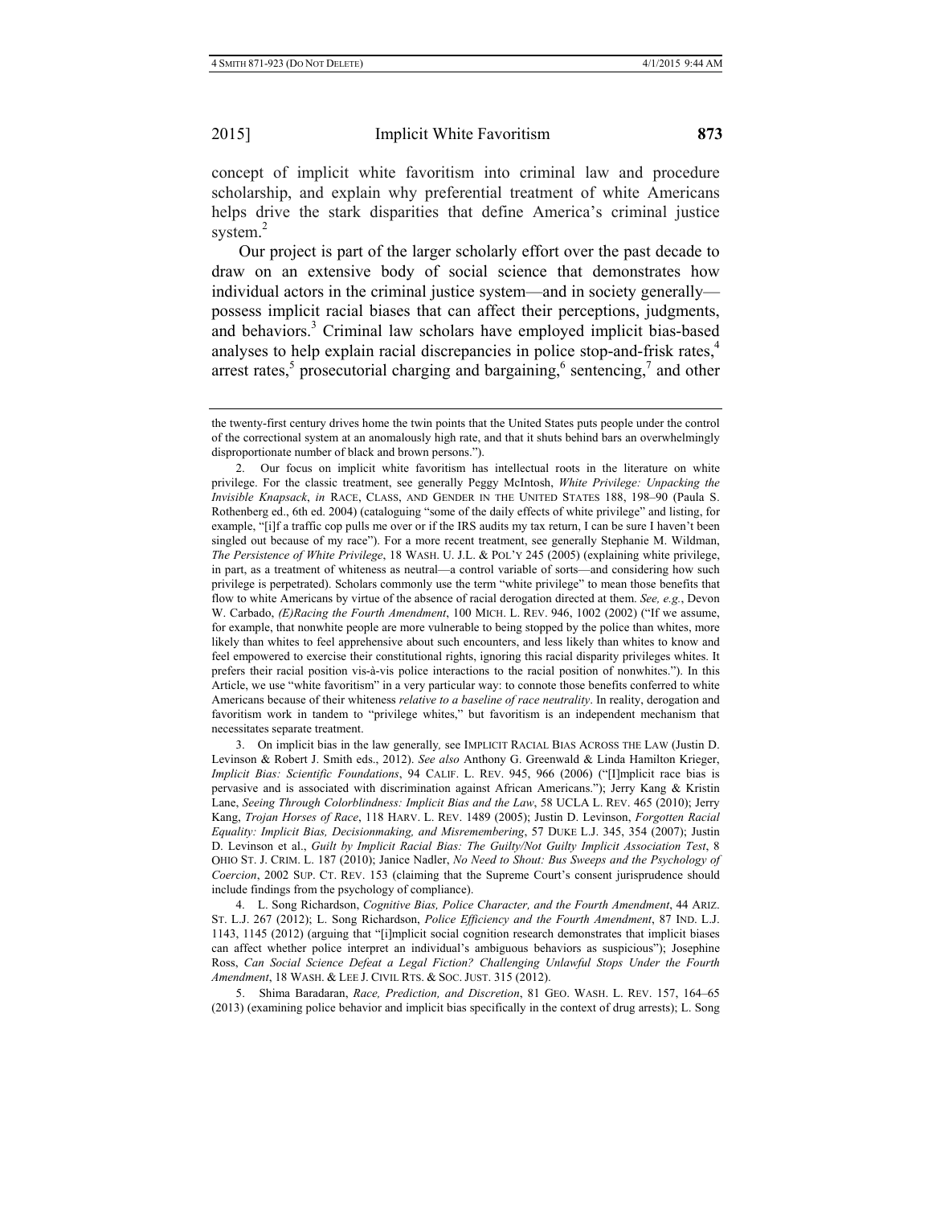concept of implicit white favoritism into criminal law and procedure scholarship, and explain why preferential treatment of white Americans helps drive the stark disparities that define America's criminal justice system.[2]

Our project is part of the larger scholarly effort over the past decade to draw on an extensive body of social science that demonstrates how individual actors in the criminal justice system—and in society generally—possess implicit racial biases that can affect their perceptions, judgments, and behaviors.[3] Criminal law scholars have employed implicit bias-based analyses to help explain racial discrepancies in police stop-and-frisk rates,[4] arrest rates,[5] prosecutorial charging and bargaining,[6] sentencing,[7] and other

---

the twenty-first century drives home the twin points that the United States puts people under the control of the correctional system at an anomalously high rate, and that it shuts behind bars an overwhelmingly disproportionate number of black and brown persons.").

2. Our focus on implicit white favoritism has intellectual roots in the literature on white privilege. For the classic treatment, see generally Peggy McIntosh, *White Privilege: Unpacking the Invisible Knapsack*, *in* RACE, CLASS, AND GENDER IN THE UNITED STATES 188, 198–90 (Paula S. Rothenberg ed., 6th ed. 2004) (cataloguing "some of the daily effects of white privilege" and listing, for example, "[i]f a traffic cop pulls me over or if the IRS audits my tax return, I can be sure I haven't been singled out because of my race"). For a more recent treatment, see generally Stephanie M. Wildman, *The Persistence of White Privilege*, 18 WASH. U. J.L. & POL'Y 245 (2005) (explaining white privilege, in part, as a treatment of whiteness as neutral—a control variable of sorts—and considering how such privilege is perpetrated). Scholars commonly use the term "white privilege" to mean those benefits that flow to white Americans by virtue of the absence of racial derogation directed at them. *See, e.g.*, Devon W. Carbado, *(E)Racing the Fourth Amendment*, 100 MICH. L. REV. 946, 1002 (2002) ("If we assume, for example, that nonwhite people are more vulnerable to being stopped by the police than whites, more likely than whites to feel apprehensive about such encounters, and less likely than whites to know and feel empowered to exercise their constitutional rights, ignoring this racial disparity privileges whites. It prefers their racial position vis-à-vis police interactions to the racial position of nonwhites."). In this Article, we use "white favoritism" in a very particular way: to connote those benefits conferred to white Americans because of their whiteness *relative to a baseline of race neutrality*. In reality, derogation and favoritism work in tandem to "privilege whites," but favoritism is an independent mechanism that necessitates separate treatment.

3. On implicit bias in the law generally, see IMPLICIT RACIAL BIAS ACROSS THE LAW (Justin D. Levinson & Robert J. Smith eds., 2012). *See also* Anthony G. Greenwald & Linda Hamilton Krieger, *Implicit Bias: Scientific Foundations*, 94 CALIF. L. REV. 945, 966 (2006) ("[I]mplicit race bias is pervasive and is associated with discrimination against African Americans."); Jerry Kang & Kristin Lane, *Seeing Through Colorblindness: Implicit Bias and the Law*, 58 UCLA L. REV. 465 (2010); Jerry Kang, *Trojan Horses of Race*, 118 HARV. L. REV. 1489 (2005); Justin D. Levinson, *Forgotten Racial Equality: Implicit Bias, Decisionmaking, and Misremembering*, 57 DUKE L.J. 345, 354 (2007); Justin D. Levinson et al., *Guilt by Implicit Racial Bias: The Guilty/Not Guilty Implicit Association Test*, 8 OHIO ST. J. CRIM. L. 187 (2010); Janice Nadler, *No Need to Shout: Bus Sweeps and the Psychology of Coercion*, 2002 SUP. CT. REV. 153 (claiming that the Supreme Court's consent jurisprudence should include findings from the psychology of compliance).

4. L. Song Richardson, *Cognitive Bias, Police Character, and the Fourth Amendment*, 44 ARIZ. ST. L.J. 267 (2012); L. Song Richardson, *Police Efficiency and the Fourth Amendment*, 87 IND. L.J. 1143, 1145 (2012) (arguing that "[i]mplicit social cognition research demonstrates that implicit biases can affect whether police interpret an individual's ambiguous behaviors as suspicious"); Josephine Ross, *Can Social Science Defeat a Legal Fiction? Challenging Unlawful Stops Under the Fourth Amendment*, 18 WASH. & LEE J. CIVIL RTS. & SOC. JUST. 315 (2012).

5. Shima Baradaran, *Race, Prediction, and Discretion*, 81 GEO. WASH. L. REV. 157, 164–65 (2013) (examining police behavior and implicit bias specifically in the context of drug arrests); L. Song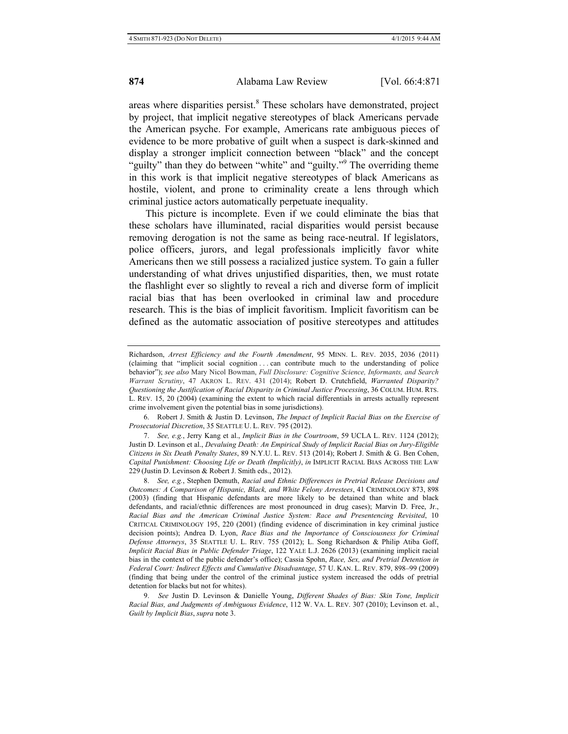areas where disparities persist.[8] These scholars have demonstrated, project by project, that implicit negative stereotypes of black Americans pervade the American psyche. For example, Americans rate ambiguous pieces of evidence to be more probative of guilt when a suspect is dark-skinned and display a stronger implicit connection between "black" and the concept "guilty" than they do between "white" and "guilty."[9] The overriding theme in this work is that implicit negative stereotypes of black Americans as hostile, violent, and prone to criminality create a lens through which criminal justice actors automatically perpetuate inequality.

This picture is incomplete. Even if we could eliminate the bias that these scholars have illuminated, racial disparities would persist because removing derogation is not the same as being race-neutral. If legislators, police officers, jurors, and legal professionals implicitly favor white Americans then we still possess a racialized justice system. To gain a fuller understanding of what drives unjustified disparities, then, we must rotate the flashlight ever so slightly to reveal a rich and diverse form of implicit racial bias that has been overlooked in criminal law and procedure research. This is the bias of implicit favoritism. Implicit favoritism can be defined as the automatic association of positive stereotypes and attitudes

---

Richardson, *Arrest Efficiency and the Fourth Amendment*, 95 MINN. L. REV. 2035, 2036 (2011) (claiming that "implicit social cognition . . . can contribute much to the understanding of police behavior"); *see also* Mary Nicol Bowman, *Full Disclosure: Cognitive Science, Informants, and Search Warrant Scrutiny*, 47 AKRON L. REV. 431 (2014); Robert D. Crutchfield, *Warranted Disparity? Questioning the Justification of Racial Disparity in Criminal Justice Processing*, 36 COLUM. HUM. RTS. L. REV. 15, 20 (2004) (examining the extent to which racial differentials in arrests actually represent crime involvement given the potential bias in some jurisdictions).

6. Robert J. Smith & Justin D. Levinson, *The Impact of Implicit Racial Bias on the Exercise of Prosecutorial Discretion*, 35 SEATTLE U. L. REV. 795 (2012).

7. *See, e.g.*, Jerry Kang et al., *Implicit Bias in the Courtroom*, 59 UCLA L. REV. 1124 (2012); Justin D. Levinson et al., *Devaluing Death: An Empirical Study of Implicit Racial Bias on Jury-Eligible Citizens in Six Death Penalty States*, 89 N.Y.U. L. REV. 513 (2014); Robert J. Smith & G. Ben Cohen, *Capital Punishment: Choosing Life or Death (Implicitly)*, *in* IMPLICIT RACIAL BIAS ACROSS THE LAW 229 (Justin D. Levinson & Robert J. Smith eds., 2012).

8. *See, e.g.*, Stephen Demuth, *Racial and Ethnic Differences in Pretrial Release Decisions and Outcomes: A Comparison of Hispanic, Black, and White Felony Arrestees*, 41 CRIMINOLOGY 873, 898 (2003) (finding that Hispanic defendants are more likely to be detained than white and black defendants, and racial/ethnic differences are most pronounced in drug cases); Marvin D. Free, Jr., *Racial Bias and the American Criminal Justice System: Race and Presentencing Revisited*, 10 CRITICAL CRIMINOLOGY 195, 220 (2001) (finding evidence of discrimination in key criminal justice decision points); Andrea D. Lyon, *Race Bias and the Importance of Consciousness for Criminal Defense Attorneys*, 35 SEATTLE U. L. REV. 755 (2012); L. Song Richardson & Philip Atiba Goff, *Implicit Racial Bias in Public Defender Triage*, 122 YALE L.J. 2626 (2013) (examining implicit racial bias in the context of the public defender's office); Cassia Spohn, *Race, Sex, and Pretrial Detention in Federal Court: Indirect Effects and Cumulative Disadvantage*, 57 U. KAN. L. REV. 879, 898–99 (2009) (finding that being under the control of the criminal justice system increased the odds of pretrial detention for blacks but not for whites).

9. *See* Justin D. Levinson & Danielle Young, *Different Shades of Bias: Skin Tone, Implicit Racial Bias, and Judgments of Ambiguous Evidence*, 112 W. VA. L. REV. 307 (2010); Levinson et. al., *Guilt by Implicit Bias*, *supra* note 3.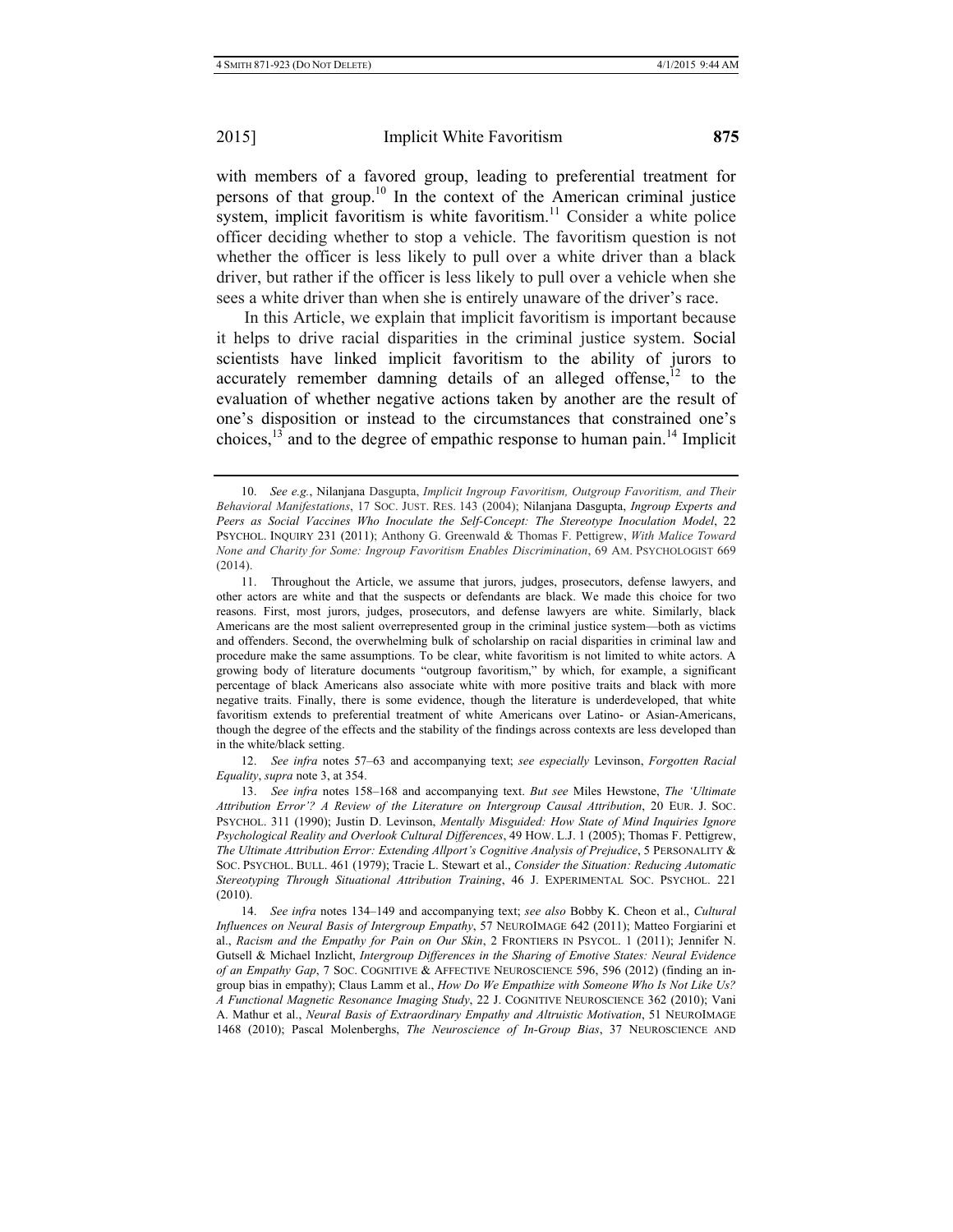with members of a favored group, leading to preferential treatment for persons of that group.[10] In the context of the American criminal justice system, implicit favoritism is white favoritism.[11] Consider a white police officer deciding whether to stop a vehicle. The favoritism question is not whether the officer is less likely to pull over a white driver than a black driver, but rather if the officer is less likely to pull over a vehicle when she sees a white driver than when she is entirely unaware of the driver's race.

In this Article, we explain that implicit favoritism is important because it helps to drive racial disparities in the criminal justice system. Social scientists have linked implicit favoritism to the ability of jurors to accurately remember damning details of an alleged offense,[12] to the evaluation of whether negative actions taken by another are the result of one's disposition or instead to the circumstances that constrained one's choices,[13] and to the degree of empathic response to human pain.[14] Implicit

---

10. *See e.g.*, Nilanjana Dasgupta, *Implicit Ingroup Favoritism, Outgroup Favoritism, and Their Behavioral Manifestations*, 17 SOC. JUST. RES. 143 (2004); Nilanjana Dasgupta, *Ingroup Experts and Peers as Social Vaccines Who Inoculate the Self-Concept: The Stereotype Inoculation Model*, 22 PSYCHOL. INQUIRY 231 (2011); Anthony G. Greenwald & Thomas F. Pettigrew, *With Malice Toward None and Charity for Some: Ingroup Favoritism Enables Discrimination*, 69 AM. PSYCHOLOGIST 669 (2014).

11. Throughout the Article, we assume that jurors, judges, prosecutors, defense lawyers, and other actors are white and that the suspects or defendants are black. We made this choice for two reasons. First, most jurors, judges, prosecutors, and defense lawyers are white. Similarly, black Americans are the most salient overrepresented group in the criminal justice system—both as victims and offenders. Second, the overwhelming bulk of scholarship on racial disparities in criminal law and procedure make the same assumptions. To be clear, white favoritism is not limited to white actors. A growing body of literature documents "outgroup favoritism," by which, for example, a significant percentage of black Americans also associate white with more positive traits and black with more negative traits. Finally, there is some evidence, though the literature is underdeveloped, that white favoritism extends to preferential treatment of white Americans over Latino- or Asian-Americans, though the degree of the effects and the stability of the findings across contexts are less developed than in the white/black setting.

12. *See infra* notes 57–63 and accompanying text; *see especially* Levinson, *Forgotten Racial Equality*, *supra* note 3, at 354.

13. *See infra* notes 158–168 and accompanying text. *But see* Miles Hewstone, *The 'Ultimate Attribution Error'? A Review of the Literature on Intergroup Causal Attribution*, 20 EUR. J. SOC. PSYCHOL. 311 (1990); Justin D. Levinson, *Mentally Misguided: How State of Mind Inquiries Ignore Psychological Reality and Overlook Cultural Differences*, 49 HOW. L.J. 1 (2005); Thomas F. Pettigrew, *The Ultimate Attribution Error: Extending Allport's Cognitive Analysis of Prejudice*, 5 PERSONALITY & SOC. PSYCHOL. BULL. 461 (1979); Tracie L. Stewart et al., *Consider the Situation: Reducing Automatic Stereotyping Through Situational Attribution Training*, 46 J. EXPERIMENTAL SOC. PSYCHOL. 221 (2010).

14. *See infra* notes 134–149 and accompanying text; *see also* Bobby K. Cheon et al., *Cultural Influences on Neural Basis of Intergroup Empathy*, 57 NEUROIMAGE 642 (2011); Matteo Forgiarini et al., *Racism and the Empathy for Pain on Our Skin*, 2 FRONTIERS IN PSYCOL. 1 (2011); Jennifer N. Gutsell & Michael Inzlicht, *Intergroup Differences in the Sharing of Emotive States: Neural Evidence of an Empathy Gap*, 7 SOC. COGNITIVE & AFFECTIVE NEUROSCIENCE 596, 596 (2012) (finding an in-group bias in empathy); Claus Lamm et al., *How Do We Empathize with Someone Who Is Not Like Us? A Functional Magnetic Resonance Imaging Study*, 22 J. COGNITIVE NEUROSCIENCE 362 (2010); Vani A. Mathur et al., *Neural Basis of Extraordinary Empathy and Altruistic Motivation*, 51 NEUROIMAGE 1468 (2010); Pascal Molenberghs, *The Neuroscience of In-Group Bias*, 37 NEUROSCIENCE AND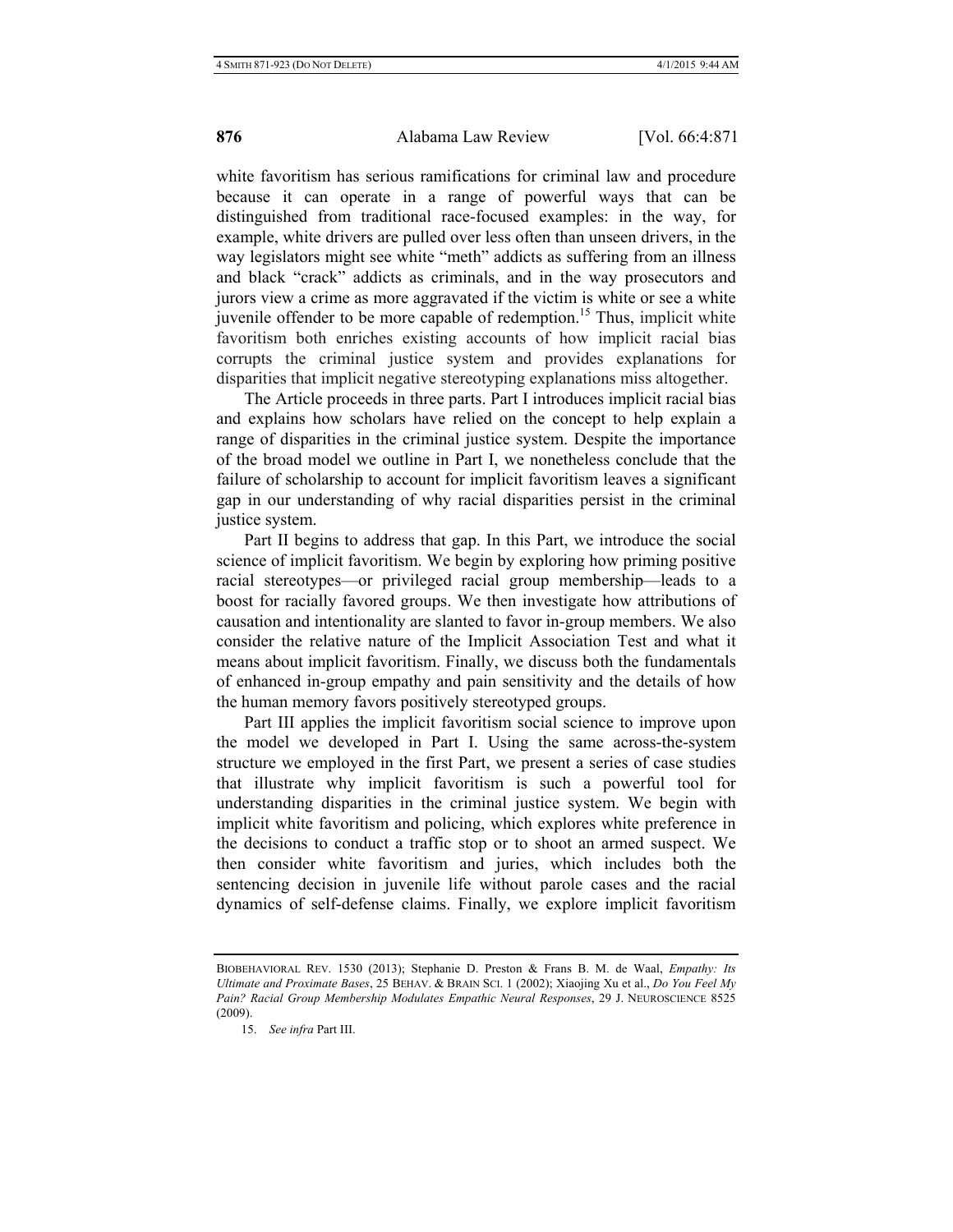white favoritism has serious ramifications for criminal law and procedure because it can operate in a range of powerful ways that can be distinguished from traditional race-focused examples: in the way, for example, white drivers are pulled over less often than unseen drivers, in the way legislators might see white "meth" addicts as suffering from an illness and black "crack" addicts as criminals, and in the way prosecutors and jurors view a crime as more aggravated if the victim is white or see a white juvenile offender to be more capable of redemption.[15] Thus, implicit white favoritism both enriches existing accounts of how implicit racial bias corrupts the criminal justice system and provides explanations for disparities that implicit negative stereotyping explanations miss altogether.

The Article proceeds in three parts. Part I introduces implicit racial bias and explains how scholars have relied on the concept to help explain a range of disparities in the criminal justice system. Despite the importance of the broad model we outline in Part I, we nonetheless conclude that the failure of scholarship to account for implicit favoritism leaves a significant gap in our understanding of why racial disparities persist in the criminal justice system.

Part II begins to address that gap. In this Part, we introduce the social science of implicit favoritism. We begin by exploring how priming positive racial stereotypes—or privileged racial group membership—leads to a boost for racially favored groups. We then investigate how attributions of causation and intentionality are slanted to favor in-group members. We also consider the relative nature of the Implicit Association Test and what it means about implicit favoritism. Finally, we discuss both the fundamentals of enhanced in-group empathy and pain sensitivity and the details of how the human memory favors positively stereotyped groups.

Part III applies the implicit favoritism social science to improve upon the model we developed in Part I. Using the same across-the-system structure we employed in the first Part, we present a series of case studies that illustrate why implicit favoritism is such a powerful tool for understanding disparities in the criminal justice system. We begin with implicit white favoritism and policing, which explores white preference in the decisions to conduct a traffic stop or to shoot an armed suspect. We then consider white favoritism and juries, which includes both the sentencing decision in juvenile life without parole cases and the racial dynamics of self-defense claims. Finally, we explore implicit favoritism

---

BIOBEHAVIORAL REV. 1530 (2013); Stephanie D. Preston & Frans B. M. de Waal, *Empathy: Its Ultimate and Proximate Bases*, 25 BEHAV. & BRAIN SCI. 1 (2002); Xiaojing Xu et al., *Do You Feel My Pain? Racial Group Membership Modulates Empathic Neural Responses*, 29 J. NEUROSCIENCE 8525 (2009).

15. *See infra* Part III.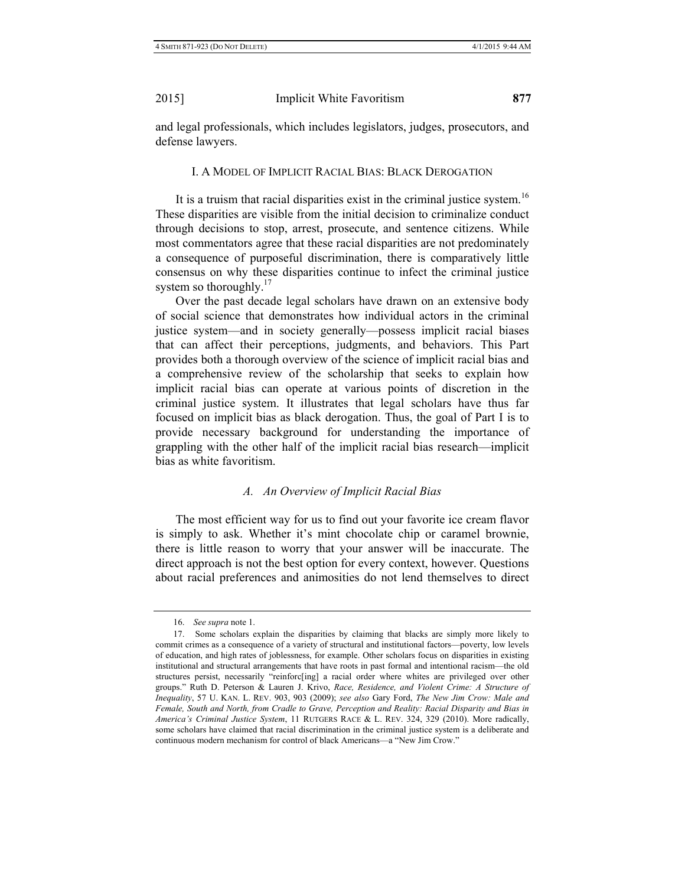and legal professionals, which includes legislators, judges, prosecutors, and defense lawyers.

## I. A Model of Implicit Racial Bias: Black Derogation

It is a truism that racial disparities exist in the criminal justice system.[16] These disparities are visible from the initial decision to criminalize conduct through decisions to stop, arrest, prosecute, and sentence citizens. While most commentators agree that these racial disparities are not predominately a consequence of purposeful discrimination, there is comparatively little consensus on why these disparities continue to infect the criminal justice system so thoroughly.[17]

Over the past decade legal scholars have drawn on an extensive body of social science that demonstrates how individual actors in the criminal justice system—and in society generally—possess implicit racial biases that can affect their perceptions, judgments, and behaviors. This Part provides both a thorough overview of the science of implicit racial bias and a comprehensive review of the scholarship that seeks to explain how implicit racial bias can operate at various points of discretion in the criminal justice system. It illustrates that legal scholars have thus far focused on implicit bias as black derogation. Thus, the goal of Part I is to provide necessary background for understanding the importance of grappling with the other half of the implicit racial bias research—implicit bias as white favoritism.

### *A. An Overview of Implicit Racial Bias*

The most efficient way for us to find out your favorite ice cream flavor is simply to ask. Whether it's mint chocolate chip or caramel brownie, there is little reason to worry that your answer will be inaccurate. The direct approach is not the best option for every context, however. Questions about racial preferences and animosities do not lend themselves to direct

---

16. *See supra* note 1.

17. Some scholars explain the disparities by claiming that blacks are simply more likely to commit crimes as a consequence of a variety of structural and institutional factors—poverty, low levels of education, and high rates of joblessness, for example. Other scholars focus on disparities in existing institutional and structural arrangements that have roots in past formal and intentional racism—the old structures persist, necessarily "reinforc[ing] a racial order where whites are privileged over other groups." Ruth D. Peterson & Lauren J. Krivo, *Race, Residence, and Violent Crime: A Structure of Inequality*, 57 U. Kan. L. Rev. 903, 903 (2009); *see also* Gary Ford, *The New Jim Crow: Male and Female, South and North, from Cradle to Grave, Perception and Reality: Racial Disparity and Bias in America's Criminal Justice System*, 11 Rutgers Race & L. Rev. 324, 329 (2010). More radically, some scholars have claimed that racial discrimination in the criminal justice system is a deliberate and continuous modern mechanism for control of black Americans—a "New Jim Crow."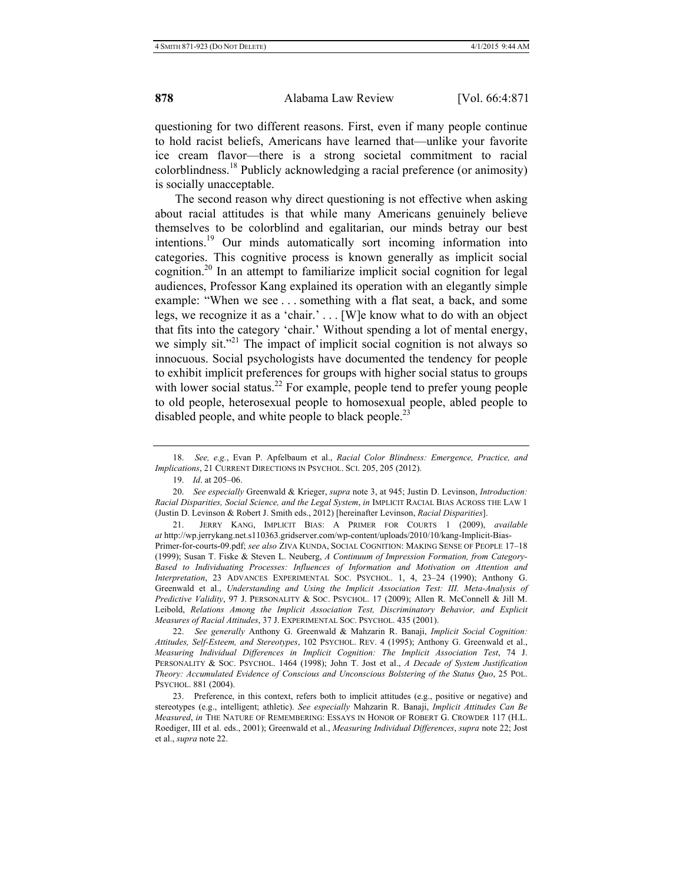questioning for two different reasons. First, even if many people continue to hold racist beliefs, Americans have learned that—unlike your favorite ice cream flavor—there is a strong societal commitment to racial colorblindness.[18] Publicly acknowledging a racial preference (or animosity) is socially unacceptable.

The second reason why direct questioning is not effective when asking about racial attitudes is that while many Americans genuinely believe themselves to be colorblind and egalitarian, our minds betray our best intentions.[19] Our minds automatically sort incoming information into categories. This cognitive process is known generally as implicit social cognition.[20] In an attempt to familiarize implicit social cognition for legal audiences, Professor Kang explained its operation with an elegantly simple example: "When we see . . . something with a flat seat, a back, and some legs, we recognize it as a 'chair.' . . . [W]e know what to do with an object that fits into the category 'chair.' Without spending a lot of mental energy, we simply sit."[21] The impact of implicit social cognition is not always so innocuous. Social psychologists have documented the tendency for people to exhibit implicit preferences for groups with higher social status to groups with lower social status.[22] For example, people tend to prefer young people to old people, heterosexual people to homosexual people, abled people to disabled people, and white people to black people.[23]

---

18. *See, e.g.*, Evan P. Apfelbaum et al., *Racial Color Blindness: Emergence, Practice, and Implications*, 21 CURRENT DIRECTIONS IN PSYCHOL. SCI. 205, 205 (2012).

19. *Id*. at 205–06.

20. *See especially* Greenwald & Krieger, *supra* note 3, at 945; Justin D. Levinson, *Introduction: Racial Disparities, Social Science, and the Legal System*, *in* IMPLICIT RACIAL BIAS ACROSS THE LAW 1 (Justin D. Levinson & Robert J. Smith eds., 2012) [hereinafter Levinson, *Racial Disparities*].

21. JERRY KANG, IMPLICIT BIAS: A PRIMER FOR COURTS 1 (2009), *available at* http://wp.jerrykang.net.s110363.gridserver.com/wp-content/uploads/2010/10/kang-Implicit-Bias-Primer-for-courts-09.pdf; *see also* ZIVA KUNDA, SOCIAL COGNITION: MAKING SENSE OF PEOPLE 17–18 (1999); Susan T. Fiske & Steven L. Neuberg, *A Continuum of Impression Formation, from Category-Based to Individuating Processes: Influences of Information and Motivation on Attention and Interpretation*, 23 ADVANCES EXPERIMENTAL SOC. PSYCHOL. 1, 4, 23–24 (1990); Anthony G. Greenwald et al., *Understanding and Using the Implicit Association Test: III. Meta-Analysis of Predictive Validity*, 97 J. PERSONALITY & SOC. PSYCHOL. 17 (2009); Allen R. McConnell & Jill M. Leibold, *Relations Among the Implicit Association Test, Discriminatory Behavior, and Explicit Measures of Racial Attitudes*, 37 J. EXPERIMENTAL SOC. PSYCHOL. 435 (2001).

22. *See generally* Anthony G. Greenwald & Mahzarin R. Banaji, *Implicit Social Cognition: Attitudes, Self-Esteem, and Stereotypes*, 102 PSYCHOL. REV. 4 (1995); Anthony G. Greenwald et al., *Measuring Individual Differences in Implicit Cognition: The Implicit Association Test*, 74 J. PERSONALITY & SOC. PSYCHOL. 1464 (1998); John T. Jost et al., *A Decade of System Justification Theory: Accumulated Evidence of Conscious and Unconscious Bolstering of the Status Quo*, 25 POL. PSYCHOL. 881 (2004).

23. Preference, in this context, refers both to implicit attitudes (e.g., positive or negative) and stereotypes (e.g., intelligent; athletic). *See especially* Mahzarin R. Banaji, *Implicit Attitudes Can Be Measured*, *in* THE NATURE OF REMEMBERING: ESSAYS IN HONOR OF ROBERT G. CROWDER 117 (H.L. Roediger, III et al. eds., 2001); Greenwald et al., *Measuring Individual Differences*, *supra* note 22; Jost et al., *supra* note 22.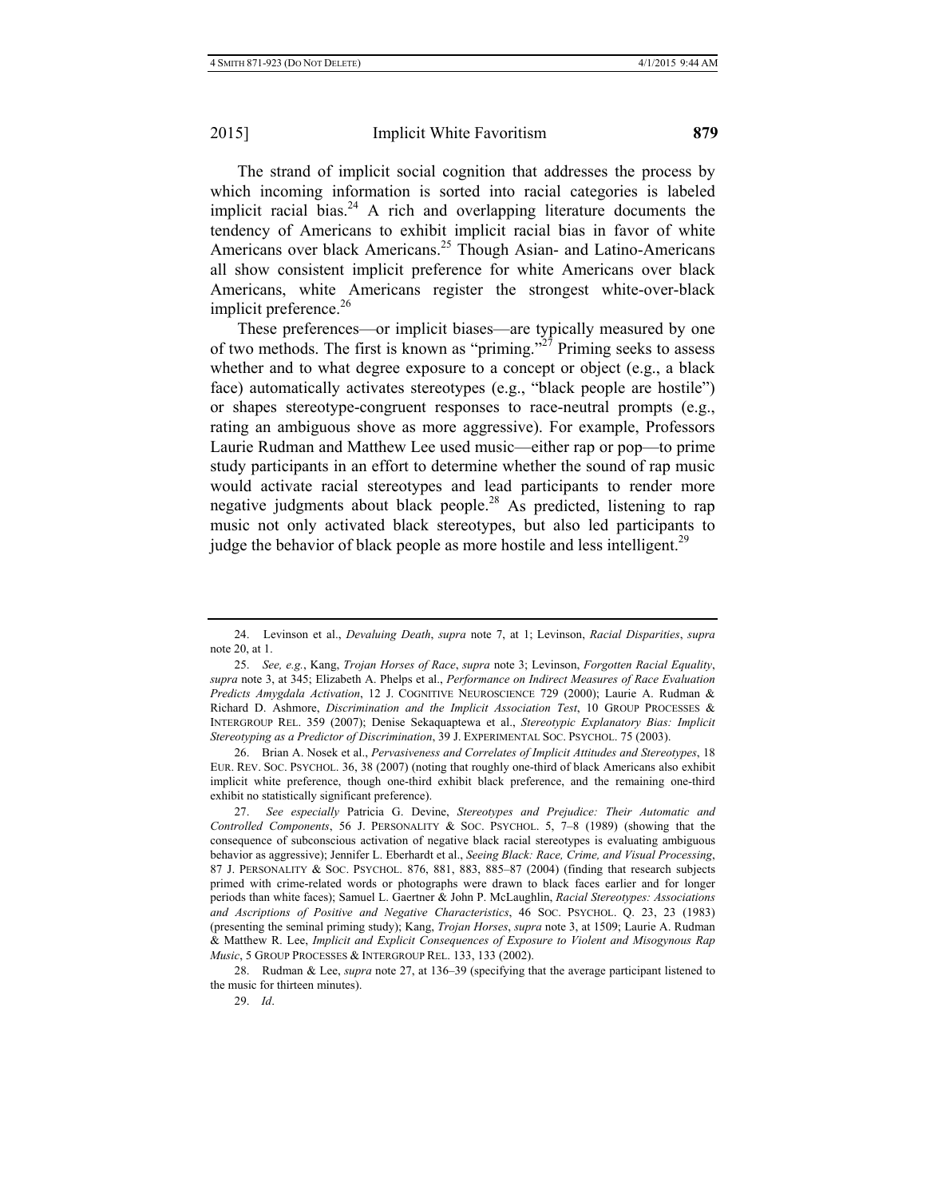The strand of implicit social cognition that addresses the process by which incoming information is sorted into racial categories is labeled implicit racial bias.[24] A rich and overlapping literature documents the tendency of Americans to exhibit implicit racial bias in favor of white Americans over black Americans.[25] Though Asian- and Latino-Americans all show consistent implicit preference for white Americans over black Americans, white Americans register the strongest white-over-black implicit preference.[26]

These preferences—or implicit biases—are typically measured by one of two methods. The first is known as "priming."[27] Priming seeks to assess whether and to what degree exposure to a concept or object (e.g., a black face) automatically activates stereotypes (e.g., "black people are hostile") or shapes stereotype-congruent responses to race-neutral prompts (e.g., rating an ambiguous shove as more aggressive). For example, Professors Laurie Rudman and Matthew Lee used music—either rap or pop—to prime study participants in an effort to determine whether the sound of rap music would activate racial stereotypes and lead participants to render more negative judgments about black people.[28] As predicted, listening to rap music not only activated black stereotypes, but also led participants to judge the behavior of black people as more hostile and less intelligent.[29]

---

24. Levinson et al., *Devaluing Death*, *supra* note 7, at 1; Levinson, *Racial Disparities*, *supra* note 20, at 1.

25. *See, e.g.*, Kang, *Trojan Horses of Race*, *supra* note 3; Levinson, *Forgotten Racial Equality*, *supra* note 3, at 345; Elizabeth A. Phelps et al., *Performance on Indirect Measures of Race Evaluation Predicts Amygdala Activation*, 12 J. COGNITIVE NEUROSCIENCE 729 (2000); Laurie A. Rudman & Richard D. Ashmore, *Discrimination and the Implicit Association Test*, 10 GROUP PROCESSES & INTERGROUP REL. 359 (2007); Denise Sekaquaptewa et al., *Stereotypic Explanatory Bias: Implicit Stereotyping as a Predictor of Discrimination*, 39 J. EXPERIMENTAL SOC. PSYCHOL. 75 (2003).

26. Brian A. Nosek et al., *Pervasiveness and Correlates of Implicit Attitudes and Stereotypes*, 18 EUR. REV. SOC. PSYCHOL. 36, 38 (2007) (noting that roughly one-third of black Americans also exhibit implicit white preference, though one-third exhibit black preference, and the remaining one-third exhibit no statistically significant preference).

27. *See especially* Patricia G. Devine, *Stereotypes and Prejudice: Their Automatic and Controlled Components*, 56 J. PERSONALITY & SOC. PSYCHOL. 5, 7–8 (1989) (showing that the consequence of subconscious activation of negative black racial stereotypes is evaluating ambiguous behavior as aggressive); Jennifer L. Eberhardt et al., *Seeing Black: Race, Crime, and Visual Processing*, 87 J. PERSONALITY & SOC. PSYCHOL. 876, 881, 883, 885–87 (2004) (finding that research subjects primed with crime-related words or photographs were drawn to black faces earlier and for longer periods than white faces); Samuel L. Gaertner & John P. McLaughlin, *Racial Stereotypes: Associations and Ascriptions of Positive and Negative Characteristics*, 46 SOC. PSYCHOL. Q. 23, 23 (1983) (presenting the seminal priming study); Kang, *Trojan Horses*, *supra* note 3, at 1509; Laurie A. Rudman & Matthew R. Lee, *Implicit and Explicit Consequences of Exposure to Violent and Misogynous Rap Music*, 5 GROUP PROCESSES & INTERGROUP REL. 133, 133 (2002).

28. Rudman & Lee, *supra* note 27, at 136–39 (specifying that the average participant listened to the music for thirteen minutes).

29. *Id*.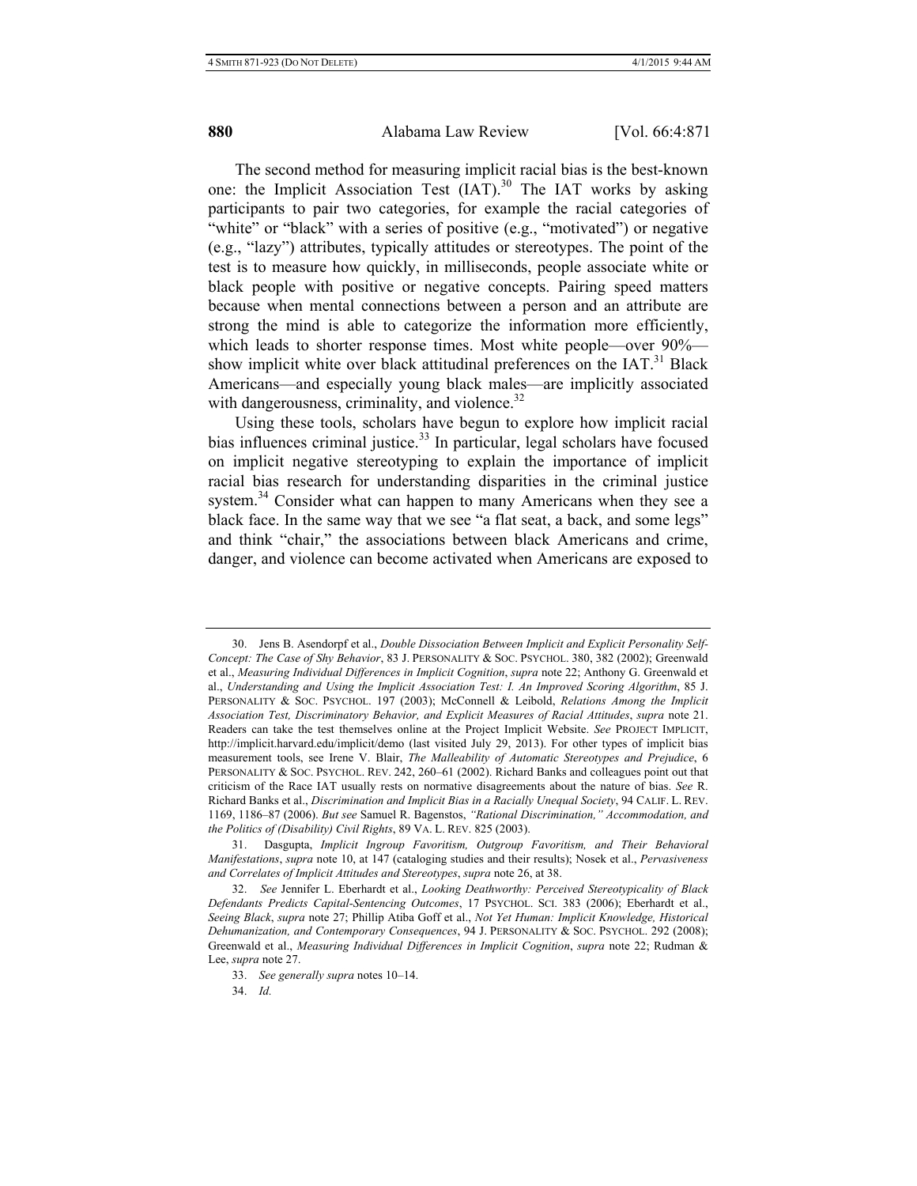The second method for measuring implicit racial bias is the best-known one: the Implicit Association Test (IAT).[30] The IAT works by asking participants to pair two categories, for example the racial categories of "white" or "black" with a series of positive (e.g., "motivated") or negative (e.g., "lazy") attributes, typically attitudes or stereotypes. The point of the test is to measure how quickly, in milliseconds, people associate white or black people with positive or negative concepts. Pairing speed matters because when mental connections between a person and an attribute are strong the mind is able to categorize the information more efficiently, which leads to shorter response times. Most white people—over 90%—show implicit white over black attitudinal preferences on the IAT.[31] Black Americans—and especially young black males—are implicitly associated with dangerousness, criminality, and violence.[32]

Using these tools, scholars have begun to explore how implicit racial bias influences criminal justice.[33] In particular, legal scholars have focused on implicit negative stereotyping to explain the importance of implicit racial bias research for understanding disparities in the criminal justice system.[34] Consider what can happen to many Americans when they see a black face. In the same way that we see "a flat seat, a back, and some legs" and think "chair," the associations between black Americans and crime, danger, and violence can become activated when Americans are exposed to

---

30. Jens B. Asendorpf et al., *Double Dissociation Between Implicit and Explicit Personality Self-Concept: The Case of Shy Behavior*, 83 J. PERSONALITY & SOC. PSYCHOL. 380, 382 (2002); Greenwald et al., *Measuring Individual Differences in Implicit Cognition*, *supra* note 22; Anthony G. Greenwald et al., *Understanding and Using the Implicit Association Test: I. An Improved Scoring Algorithm*, 85 J. PERSONALITY & SOC. PSYCHOL. 197 (2003); McConnell & Leibold, *Relations Among the Implicit Association Test, Discriminatory Behavior, and Explicit Measures of Racial Attitudes*, *supra* note 21. Readers can take the test themselves online at the Project Implicit Website. *See* PROJECT IMPLICIT, http://implicit.harvard.edu/implicit/demo (last visited July 29, 2013). For other types of implicit bias measurement tools, see Irene V. Blair, *The Malleability of Automatic Stereotypes and Prejudice*, 6 PERSONALITY & SOC. PSYCHOL. REV. 242, 260–61 (2002). Richard Banks and colleagues point out that criticism of the Race IAT usually rests on normative disagreements about the nature of bias. *See* R. Richard Banks et al., *Discrimination and Implicit Bias in a Racially Unequal Society*, 94 CALIF. L. REV. 1169, 1186–87 (2006). *But see* Samuel R. Bagenstos, *"Rational Discrimination," Accommodation, and the Politics of (Disability) Civil Rights*, 89 VA. L. REV. 825 (2003).

31. Dasgupta, *Implicit Ingroup Favoritism, Outgroup Favoritism, and Their Behavioral Manifestations*, *supra* note 10, at 147 (cataloging studies and their results); Nosek et al., *Pervasiveness and Correlates of Implicit Attitudes and Stereotypes*, *supra* note 26, at 38.

32. *See* Jennifer L. Eberhardt et al., *Looking Deathworthy: Perceived Stereotypicality of Black Defendants Predicts Capital-Sentencing Outcomes*, 17 PSYCHOL. SCI. 383 (2006); Eberhardt et al., *Seeing Black*, *supra* note 27; Phillip Atiba Goff et al., *Not Yet Human: Implicit Knowledge, Historical Dehumanization, and Contemporary Consequences*, 94 J. PERSONALITY & SOC. PSYCHOL. 292 (2008); Greenwald et al., *Measuring Individual Differences in Implicit Cognition*, *supra* note 22; Rudman & Lee, *supra* note 27.

33. *See generally supra* notes 10–14.

34. *Id.*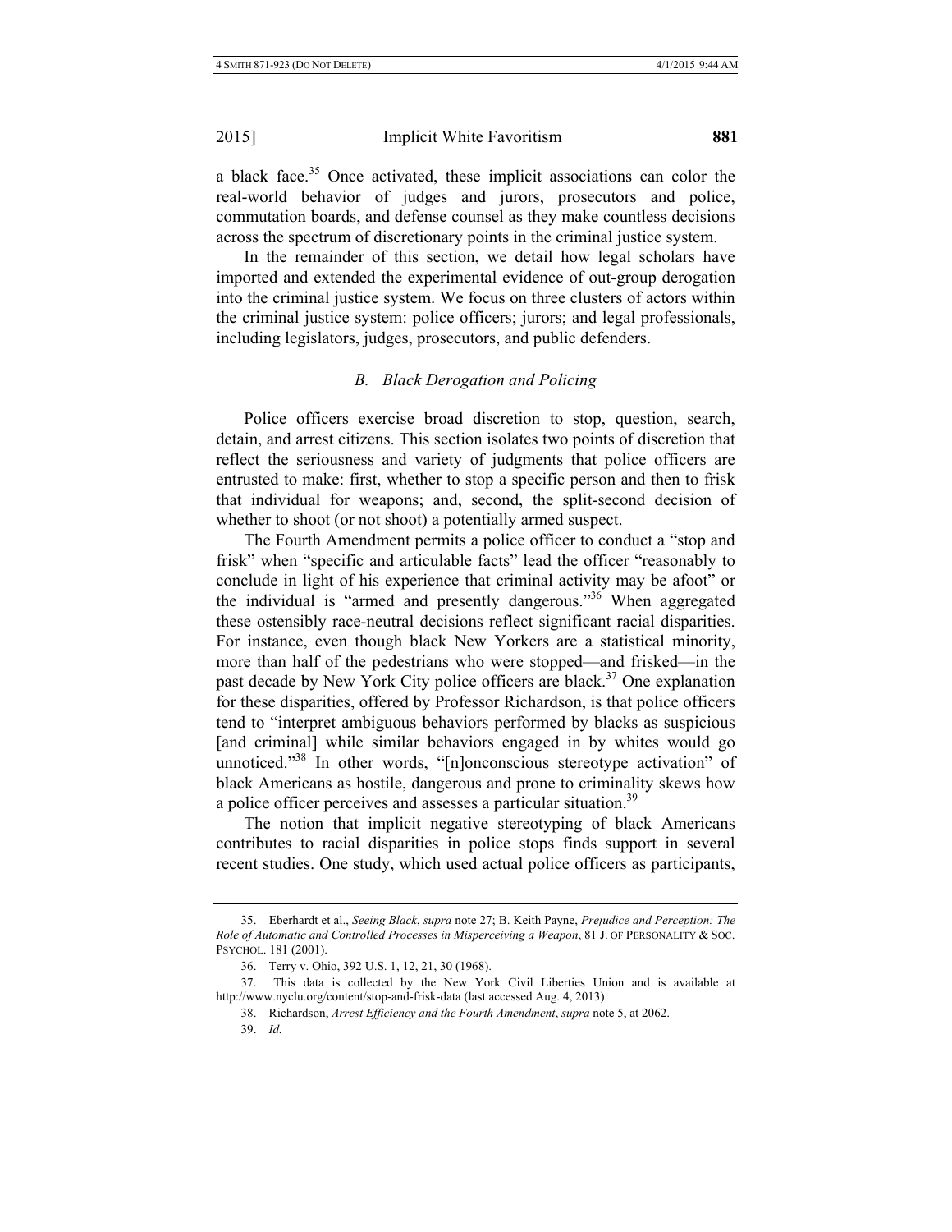a black face.[35] Once activated, these implicit associations can color the real-world behavior of judges and jurors, prosecutors and police, commutation boards, and defense counsel as they make countless decisions across the spectrum of discretionary points in the criminal justice system.

In the remainder of this section, we detail how legal scholars have imported and extended the experimental evidence of out-group derogation into the criminal justice system. We focus on three clusters of actors within the criminal justice system: police officers; jurors; and legal professionals, including legislators, judges, prosecutors, and public defenders.

### *B. Black Derogation and Policing*

Police officers exercise broad discretion to stop, question, search, detain, and arrest citizens. This section isolates two points of discretion that reflect the seriousness and variety of judgments that police officers are entrusted to make: first, whether to stop a specific person and then to frisk that individual for weapons; and, second, the split-second decision of whether to shoot (or not shoot) a potentially armed suspect.

The Fourth Amendment permits a police officer to conduct a "stop and frisk" when "specific and articulable facts" lead the officer "reasonably to conclude in light of his experience that criminal activity may be afoot" or the individual is "armed and presently dangerous."[36] When aggregated these ostensibly race-neutral decisions reflect significant racial disparities. For instance, even though black New Yorkers are a statistical minority, more than half of the pedestrians who were stopped—and frisked—in the past decade by New York City police officers are black.[37] One explanation for these disparities, offered by Professor Richardson, is that police officers tend to "interpret ambiguous behaviors performed by blacks as suspicious [and criminal] while similar behaviors engaged in by whites would go unnoticed."[38] In other words, "[n]onconscious stereotype activation" of black Americans as hostile, dangerous and prone to criminality skews how a police officer perceives and assesses a particular situation.[39]

The notion that implicit negative stereotyping of black Americans contributes to racial disparities in police stops finds support in several recent studies. One study, which used actual police officers as participants,

---

35. Eberhardt et al., *Seeing Black*, *supra* note 27; B. Keith Payne, *Prejudice and Perception: The Role of Automatic and Controlled Processes in Misperceiving a Weapon*, 81 J. OF PERSONALITY & SOC. PSYCHOL. 181 (2001).

36. Terry v. Ohio, 392 U.S. 1, 12, 21, 30 (1968).

37. This data is collected by the New York Civil Liberties Union and is available at http://www.nyclu.org/content/stop-and-frisk-data (last accessed Aug. 4, 2013).

38. Richardson, *Arrest Efficiency and the Fourth Amendment*, *supra* note 5, at 2062.

39. *Id.*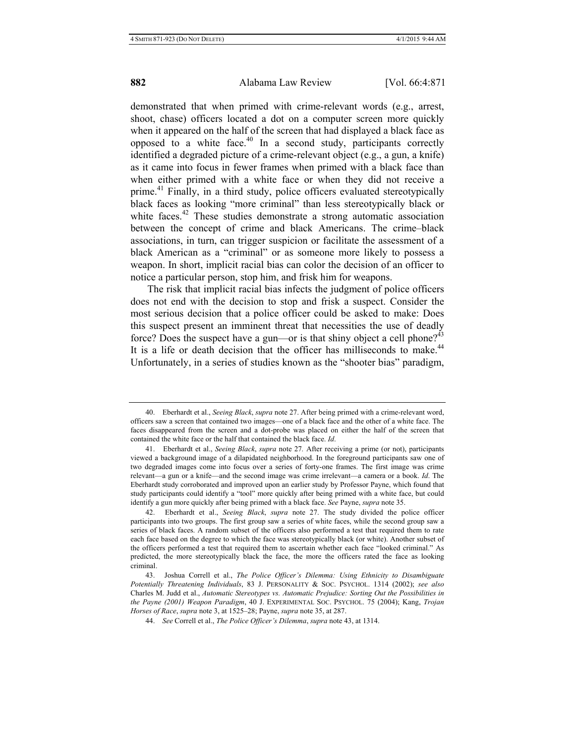demonstrated that when primed with crime-relevant words (e.g., arrest, shoot, chase) officers located a dot on a computer screen more quickly when it appeared on the half of the screen that had displayed a black face as opposed to a white face.[40] In a second study, participants correctly identified a degraded picture of a crime-relevant object (e.g., a gun, a knife) as it came into focus in fewer frames when primed with a black face than when either primed with a white face or when they did not receive a prime.[41] Finally, in a third study, police officers evaluated stereotypically black faces as looking "more criminal" than less stereotypically black or white faces.[42] These studies demonstrate a strong automatic association between the concept of crime and black Americans. The crime–black associations, in turn, can trigger suspicion or facilitate the assessment of a black American as a "criminal" or as someone more likely to possess a weapon. In short, implicit racial bias can color the decision of an officer to notice a particular person, stop him, and frisk him for weapons.

The risk that implicit racial bias infects the judgment of police officers does not end with the decision to stop and frisk a suspect. Consider the most serious decision that a police officer could be asked to make: Does this suspect present an imminent threat that necessities the use of deadly force? Does the suspect have a gun—or is that shiny object a cell phone?[43] It is a life or death decision that the officer has milliseconds to make.[44] Unfortunately, in a series of studies known as the "shooter bias" paradigm,

---

40. Eberhardt et al., *Seeing Black*, *supra* note 27. After being primed with a crime-relevant word, officers saw a screen that contained two images—one of a black face and the other of a white face. The faces disappeared from the screen and a dot-probe was placed on either the half of the screen that contained the white face or the half that contained the black face. *Id*.

41. Eberhardt et al., *Seeing Black*, *supra* note 27. After receiving a prime (or not), participants viewed a background image of a dilapidated neighborhood. In the foreground participants saw one of two degraded images come into focus over a series of forty-one frames. The first image was crime relevant—a gun or a knife—and the second image was crime irrelevant—a camera or a book. *Id*. The Eberhardt study corroborated and improved upon an earlier study by Professor Payne, which found that study participants could identify a "tool" more quickly after being primed with a white face, but could identify a gun more quickly after being primed with a black face. *See* Payne, *supra* note 35.

42. Eberhardt et al., *Seeing Black*, *supra* note 27. The study divided the police officer participants into two groups. The first group saw a series of white faces, while the second group saw a series of black faces. A random subset of the officers also performed a test that required them to rate each face based on the degree to which the face was stereotypically black (or white). Another subset of the officers performed a test that required them to ascertain whether each face "looked criminal." As predicted, the more stereotypically black the face, the more the officers rated the face as looking criminal.

43. Joshua Correll et al., *The Police Officer's Dilemma: Using Ethnicity to Disambiguate Potentially Threatening Individuals*, 83 J. PERSONALITY & SOC. PSYCHOL. 1314 (2002); *see also* Charles M. Judd et al., *Automatic Stereotypes vs. Automatic Prejudice: Sorting Out the Possibilities in the Payne (2001) Weapon Paradigm*, 40 J. EXPERIMENTAL SOC. PSYCHOL. 75 (2004); Kang, *Trojan Horses of Race*, *supra* note 3, at 1525–28; Payne, *supra* note 35, at 287.

44. *See* Correll et al., *The Police Officer's Dilemma*, *supra* note 43, at 1314.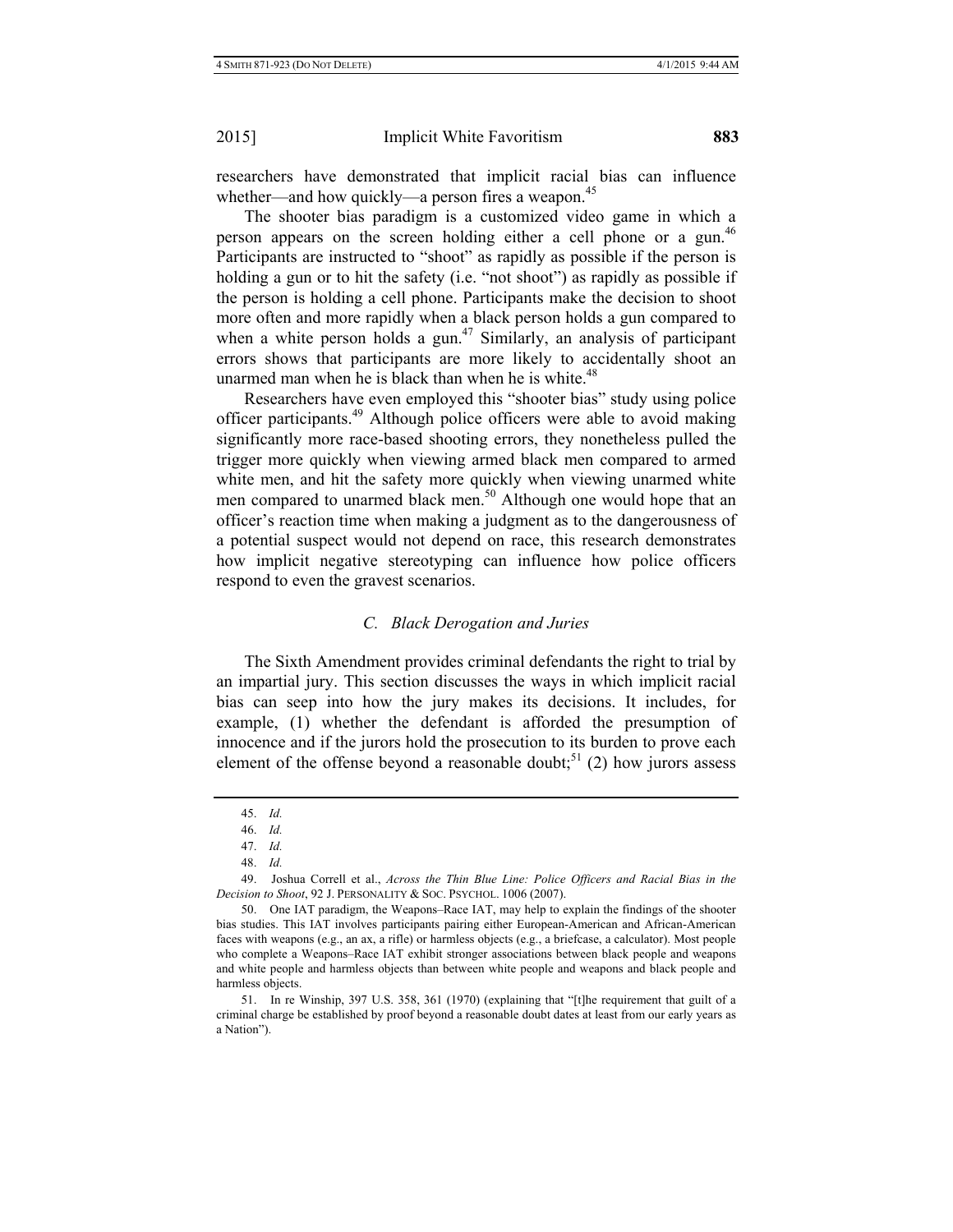researchers have demonstrated that implicit racial bias can influence whether—and how quickly—a person fires a weapon.[45]

The shooter bias paradigm is a customized video game in which a person appears on the screen holding either a cell phone or a gun.[46] Participants are instructed to "shoot" as rapidly as possible if the person is holding a gun or to hit the safety (i.e. "not shoot") as rapidly as possible if the person is holding a cell phone. Participants make the decision to shoot more often and more rapidly when a black person holds a gun compared to when a white person holds a gun.[47] Similarly, an analysis of participant errors shows that participants are more likely to accidentally shoot an unarmed man when he is black than when he is white.[48]

Researchers have even employed this "shooter bias" study using police officer participants.[49] Although police officers were able to avoid making significantly more race-based shooting errors, they nonetheless pulled the trigger more quickly when viewing armed black men compared to armed white men, and hit the safety more quickly when viewing unarmed white men compared to unarmed black men.[50] Although one would hope that an officer's reaction time when making a judgment as to the dangerousness of a potential suspect would not depend on race, this research demonstrates how implicit negative stereotyping can influence how police officers respond to even the gravest scenarios.

### *C. Black Derogation and Juries*

The Sixth Amendment provides criminal defendants the right to trial by an impartial jury. This section discusses the ways in which implicit racial bias can seep into how the jury makes its decisions. It includes, for example, (1) whether the defendant is afforded the presumption of innocence and if the jurors hold the prosecution to its burden to prove each element of the offense beyond a reasonable doubt;[51] (2) how jurors assess

---

45. *Id.*

46. *Id.*

47. *Id.*

48. *Id.*

49. Joshua Correll et al., *Across the Thin Blue Line: Police Officers and Racial Bias in the Decision to Shoot*, 92 J. PERSONALITY & SOC. PSYCHOL. 1006 (2007).

50. One IAT paradigm, the Weapons–Race IAT, may help to explain the findings of the shooter bias studies. This IAT involves participants pairing either European-American and African-American faces with weapons (e.g., an ax, a rifle) or harmless objects (e.g., a briefcase, a calculator). Most people who complete a Weapons–Race IAT exhibit stronger associations between black people and weapons and white people and harmless objects than between white people and weapons and black people and harmless objects.

51. In re Winship, 397 U.S. 358, 361 (1970) (explaining that "[t]he requirement that guilt of a criminal charge be established by proof beyond a reasonable doubt dates at least from our early years as a Nation").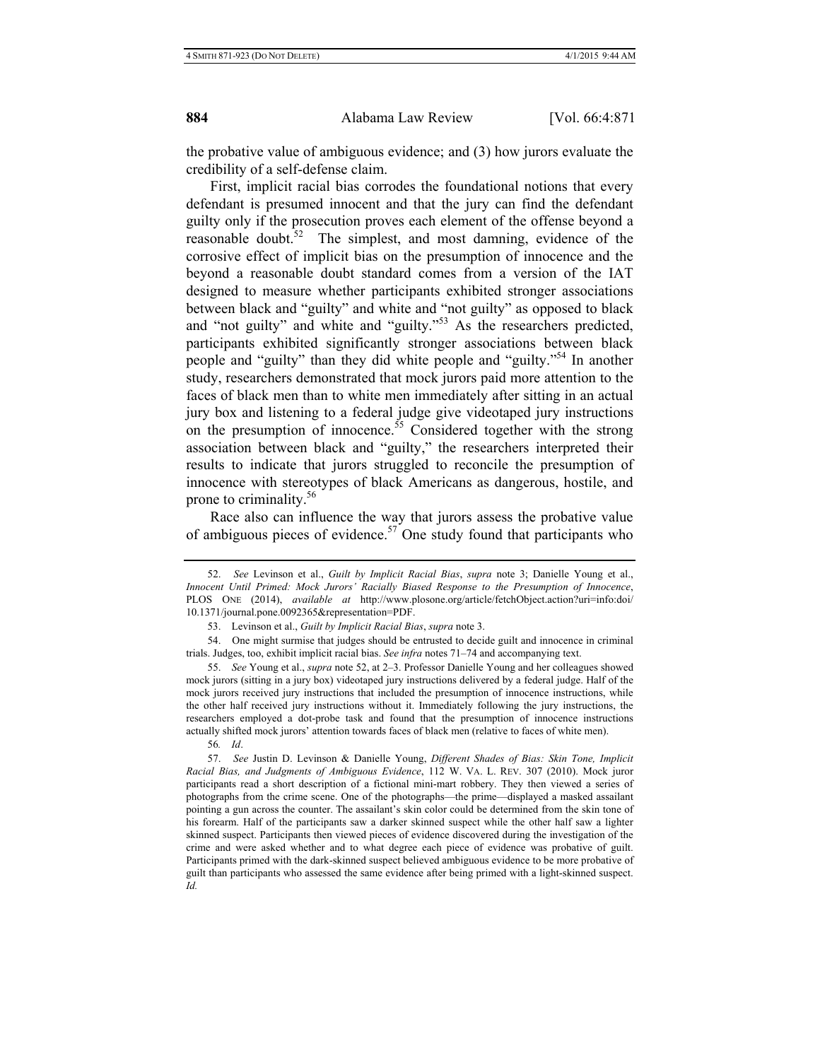the probative value of ambiguous evidence; and (3) how jurors evaluate the credibility of a self-defense claim.

First, implicit racial bias corrodes the foundational notions that every defendant is presumed innocent and that the jury can find the defendant guilty only if the prosecution proves each element of the offense beyond a reasonable doubt.[52] The simplest, and most damning, evidence of the corrosive effect of implicit bias on the presumption of innocence and the beyond a reasonable doubt standard comes from a version of the IAT designed to measure whether participants exhibited stronger associations between black and "guilty" and white and "not guilty" as opposed to black and "not guilty" and white and "guilty."[53] As the researchers predicted, participants exhibited significantly stronger associations between black people and "guilty" than they did white people and "guilty."[54] In another study, researchers demonstrated that mock jurors paid more attention to the faces of black men than to white men immediately after sitting in an actual jury box and listening to a federal judge give videotaped jury instructions on the presumption of innocence.[55] Considered together with the strong association between black and "guilty," the researchers interpreted their results to indicate that jurors struggled to reconcile the presumption of innocence with stereotypes of black Americans as dangerous, hostile, and prone to criminality.[56]

Race also can influence the way that jurors assess the probative value of ambiguous pieces of evidence.[57] One study found that participants who

---

52. *See* Levinson et al., *Guilt by Implicit Racial Bias*, *supra* note 3; Danielle Young et al., *Innocent Until Primed: Mock Jurors' Racially Biased Response to the Presumption of Innocence*, PLOS ONE (2014), *available at* http://www.plosone.org/article/fetchObject.action?uri=info:doi/10.1371/journal.pone.0092365&representation=PDF.

53. Levinson et al., *Guilt by Implicit Racial Bias*, *supra* note 3.

54. One might surmise that judges should be entrusted to decide guilt and innocence in criminal trials. Judges, too, exhibit implicit racial bias. *See infra* notes 71–74 and accompanying text.

55. *See* Young et al., *supra* note 52, at 2–3. Professor Danielle Young and her colleagues showed mock jurors (sitting in a jury box) videotaped jury instructions delivered by a federal judge. Half of the mock jurors received jury instructions that included the presumption of innocence instructions, while the other half received jury instructions without it. Immediately following the jury instructions, the researchers employed a dot-probe task and found that the presumption of innocence instructions actually shifted mock jurors' attention towards faces of black men (relative to faces of white men).

56. *Id*.

57. *See* Justin D. Levinson & Danielle Young, *Different Shades of Bias: Skin Tone, Implicit Racial Bias, and Judgments of Ambiguous Evidence*, 112 W. VA. L. REV. 307 (2010). Mock juror participants read a short description of a fictional mini-mart robbery. They then viewed a series of photographs from the crime scene. One of the photographs—the prime—displayed a masked assailant pointing a gun across the counter. The assailant's skin color could be determined from the skin tone of his forearm. Half of the participants saw a darker skinned suspect while the other half saw a lighter skinned suspect. Participants then viewed pieces of evidence discovered during the investigation of the crime and were asked whether and to what degree each piece of evidence was probative of guilt. Participants primed with the dark-skinned suspect believed ambiguous evidence to be more probative of guilt than participants who assessed the same evidence after being primed with a light-skinned suspect. *Id.*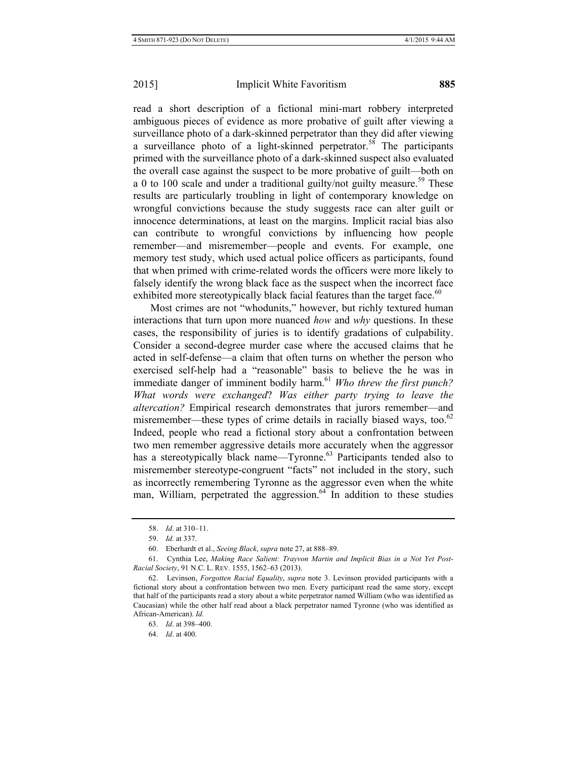read a short description of a fictional mini-mart robbery interpreted ambiguous pieces of evidence as more probative of guilt after viewing a surveillance photo of a dark-skinned perpetrator than they did after viewing a surveillance photo of a light-skinned perpetrator.[58] The participants primed with the surveillance photo of a dark-skinned suspect also evaluated the overall case against the suspect to be more probative of guilt—both on a 0 to 100 scale and under a traditional guilty/not guilty measure.[59] These results are particularly troubling in light of contemporary knowledge on wrongful convictions because the study suggests race can alter guilt or innocence determinations, at least on the margins. Implicit racial bias also can contribute to wrongful convictions by influencing how people remember—and misremember—people and events. For example, one memory test study, which used actual police officers as participants, found that when primed with crime-related words the officers were more likely to falsely identify the wrong black face as the suspect when the incorrect face exhibited more stereotypically black facial features than the target face.[60]

Most crimes are not "whodunits," however, but richly textured human interactions that turn upon more nuanced *how* and *why* questions. In these cases, the responsibility of juries is to identify gradations of culpability. Consider a second-degree murder case where the accused claims that he acted in self-defense—a claim that often turns on whether the person who exercised self-help had a "reasonable" basis to believe the he was in immediate danger of imminent bodily harm.[61] *Who threw the first punch? What words were exchanged*? *Was either party trying to leave the altercation?* Empirical research demonstrates that jurors remember—and misremember—these types of crime details in racially biased ways, too.[62] Indeed, people who read a fictional story about a confrontation between two men remember aggressive details more accurately when the aggressor has a stereotypically black name—Tyronne.[63] Participants tended also to misremember stereotype-congruent "facts" not included in the story, such as incorrectly remembering Tyronne as the aggressor even when the white man, William, perpetrated the aggression.[64] In addition to these studies

---

58. *Id*. at 310–11.

59. *Id.* at 337.

60. Eberhardt et al., *Seeing Black*, *supra* note 27, at 888–89.

61. Cynthia Lee, *Making Race Salient: Trayvon Martin and Implicit Bias in a Not Yet Post-Racial Society*, 91 N.C. L. REV. 1555, 1562–63 (2013).

62. Levinson, *Forgotten Racial Equality*, *supra* note 3. Levinson provided participants with a fictional story about a confrontation between two men. Every participant read the same story, except that half of the participants read a story about a white perpetrator named William (who was identified as Caucasian) while the other half read about a black perpetrator named Tyronne (who was identified as African-American). *Id.*

63. *Id*. at 398–400.

64. *Id*. at 400.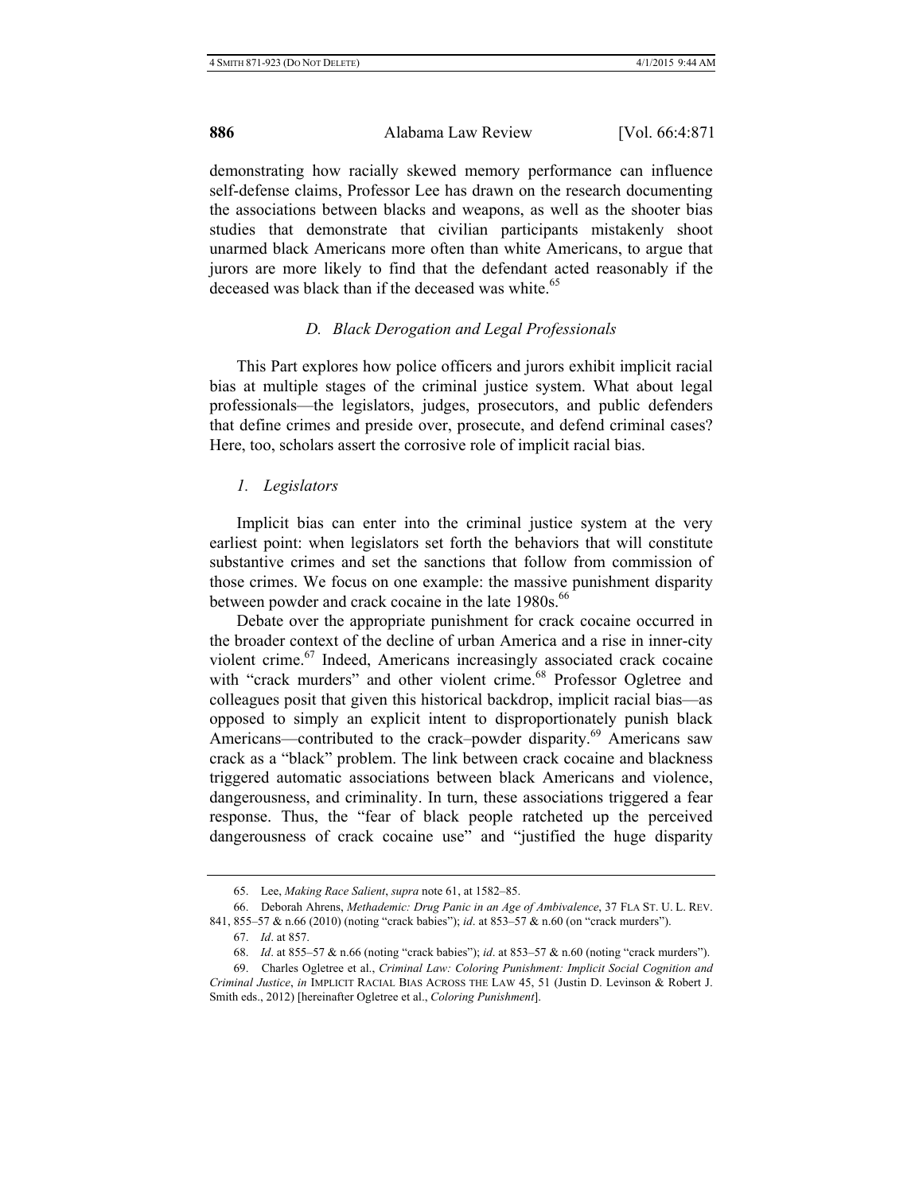demonstrating how racially skewed memory performance can influence self-defense claims, Professor Lee has drawn on the research documenting the associations between blacks and weapons, as well as the shooter bias studies that demonstrate that civilian participants mistakenly shoot unarmed black Americans more often than white Americans, to argue that jurors are more likely to find that the defendant acted reasonably if the deceased was black than if the deceased was white.[65]

### *D. Black Derogation and Legal Professionals*

This Part explores how police officers and jurors exhibit implicit racial bias at multiple stages of the criminal justice system. What about legal professionals—the legislators, judges, prosecutors, and public defenders that define crimes and preside over, prosecute, and defend criminal cases? Here, too, scholars assert the corrosive role of implicit racial bias.

#### *1. Legislators*

Implicit bias can enter into the criminal justice system at the very earliest point: when legislators set forth the behaviors that will constitute substantive crimes and set the sanctions that follow from commission of those crimes. We focus on one example: the massive punishment disparity between powder and crack cocaine in the late 1980s.[66]

Debate over the appropriate punishment for crack cocaine occurred in the broader context of the decline of urban America and a rise in inner-city violent crime.[67] Indeed, Americans increasingly associated crack cocaine with "crack murders" and other violent crime.[68] Professor Ogletree and colleagues posit that given this historical backdrop, implicit racial bias—as opposed to simply an explicit intent to disproportionately punish black Americans—contributed to the crack–powder disparity.[69] Americans saw crack as a "black" problem. The link between crack cocaine and blackness triggered automatic associations between black Americans and violence, dangerousness, and criminality. In turn, these associations triggered a fear response. Thus, the "fear of black people ratcheted up the perceived dangerousness of crack cocaine use" and "justified the huge disparity

---

65. Lee, *Making Race Salient*, *supra* note 61, at 1582–85.

66. Deborah Ahrens, *Methademic: Drug Panic in an Age of Ambivalence*, 37 FLA ST. U. L. REV. 841, 855–57 & n.66 (2010) (noting "crack babies"); *id*. at 853–57 & n.60 (on "crack murders").

67. *Id*. at 857.

68. *Id*. at 855–57 & n.66 (noting "crack babies"); *id*. at 853–57 & n.60 (noting "crack murders").

69. Charles Ogletree et al., *Criminal Law: Coloring Punishment: Implicit Social Cognition and Criminal Justice*, *in* IMPLICIT RACIAL BIAS ACROSS THE LAW 45, 51 (Justin D. Levinson & Robert J. Smith eds., 2012) [hereinafter Ogletree et al., *Coloring Punishment*].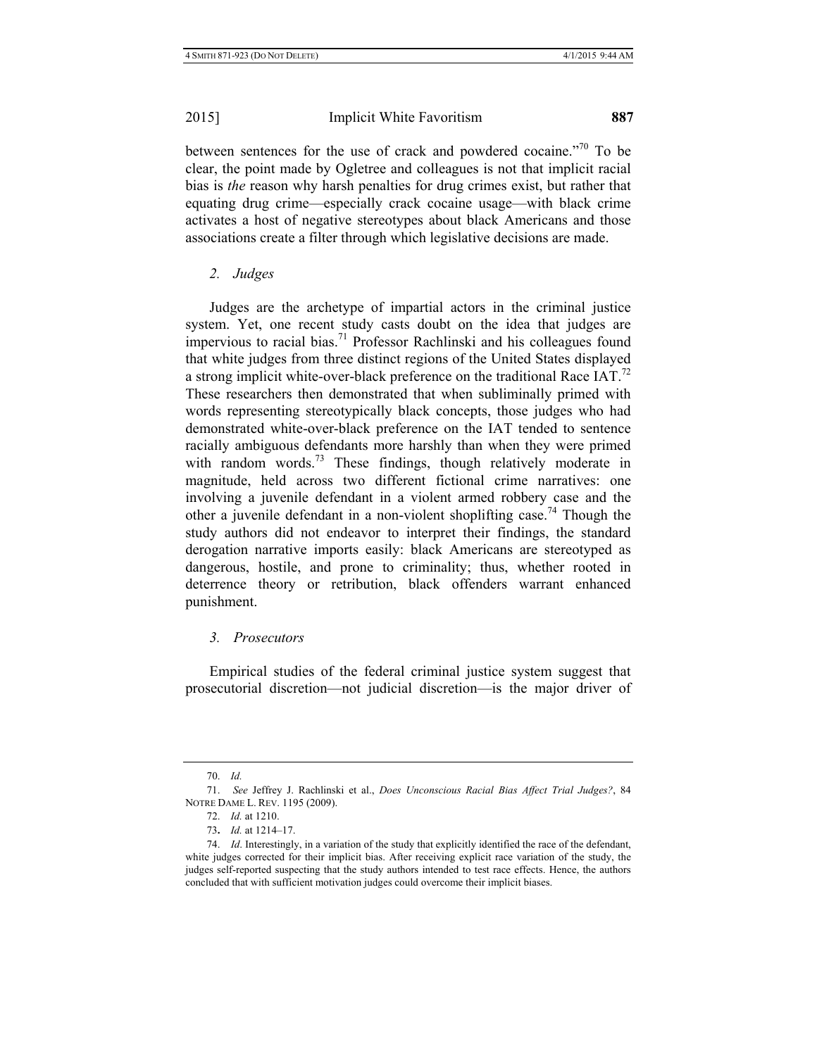between sentences for the use of crack and powdered cocaine."[70] To be clear, the point made by Ogletree and colleagues is not that implicit racial bias is *the* reason why harsh penalties for drug crimes exist, but rather that equating drug crime—especially crack cocaine usage—with black crime activates a host of negative stereotypes about black Americans and those associations create a filter through which legislative decisions are made.

### *2. Judges*

Judges are the archetype of impartial actors in the criminal justice system. Yet, one recent study casts doubt on the idea that judges are impervious to racial bias.[71] Professor Rachlinski and his colleagues found that white judges from three distinct regions of the United States displayed a strong implicit white-over-black preference on the traditional Race IAT.[72] These researchers then demonstrated that when subliminally primed with words representing stereotypically black concepts, those judges who had demonstrated white-over-black preference on the IAT tended to sentence racially ambiguous defendants more harshly than when they were primed with random words.[73] These findings, though relatively moderate in magnitude, held across two different fictional crime narratives: one involving a juvenile defendant in a violent armed robbery case and the other a juvenile defendant in a non-violent shoplifting case.[74] Though the study authors did not endeavor to interpret their findings, the standard derogation narrative imports easily: black Americans are stereotyped as dangerous, hostile, and prone to criminality; thus, whether rooted in deterrence theory or retribution, black offenders warrant enhanced punishment.

### *3. Prosecutors*

Empirical studies of the federal criminal justice system suggest that prosecutorial discretion—not judicial discretion—is the major driver of

---

70. *Id.*

71. *See* Jeffrey J. Rachlinski et al., *Does Unconscious Racial Bias Affect Trial Judges?*, 84 NOTRE DAME L. REV. 1195 (2009).

72. *Id.* at 1210.

73. *Id.* at 1214–17.

74. *Id*. Interestingly, in a variation of the study that explicitly identified the race of the defendant, white judges corrected for their implicit bias. After receiving explicit race variation of the study, the judges self-reported suspecting that the study authors intended to test race effects. Hence, the authors concluded that with sufficient motivation judges could overcome their implicit biases.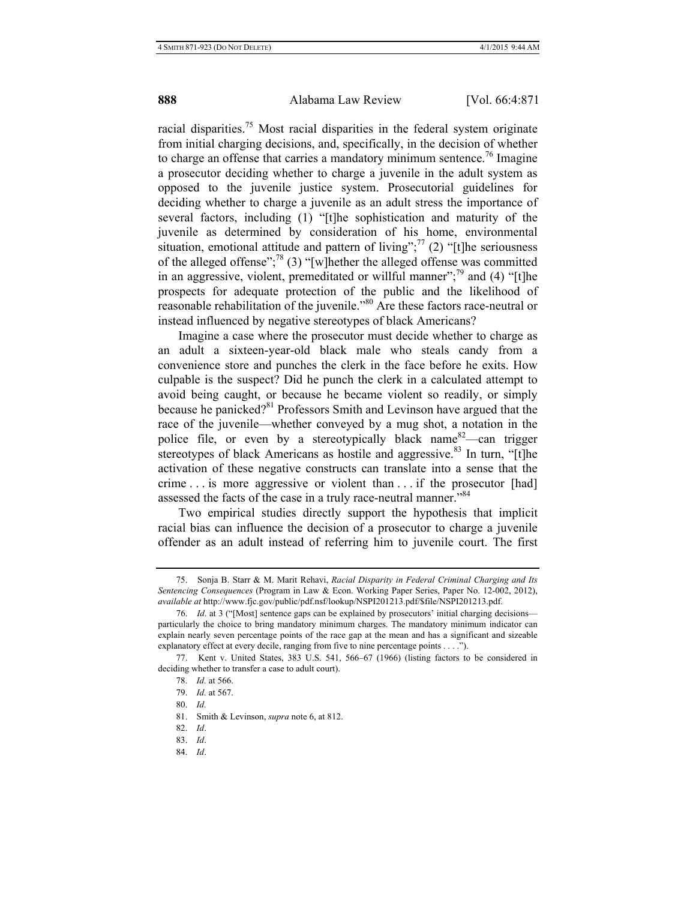racial disparities.[75] Most racial disparities in the federal system originate from initial charging decisions, and, specifically, in the decision of whether to charge an offense that carries a mandatory minimum sentence.[76] Imagine a prosecutor deciding whether to charge a juvenile in the adult system as opposed to the juvenile justice system. Prosecutorial guidelines for deciding whether to charge a juvenile as an adult stress the importance of several factors, including (1) "[t]he sophistication and maturity of the juvenile as determined by consideration of his home, environmental situation, emotional attitude and pattern of living";[77] (2) "[t]he seriousness of the alleged offense";[78] (3) "[w]hether the alleged offense was committed in an aggressive, violent, premeditated or willful manner";[79] and (4) "[t]he prospects for adequate protection of the public and the likelihood of reasonable rehabilitation of the juvenile."[80] Are these factors race-neutral or instead influenced by negative stereotypes of black Americans?

Imagine a case where the prosecutor must decide whether to charge as an adult a sixteen-year-old black male who steals candy from a convenience store and punches the clerk in the face before he exits. How culpable is the suspect? Did he punch the clerk in a calculated attempt to avoid being caught, or because he became violent so readily, or simply because he panicked?[81] Professors Smith and Levinson have argued that the race of the juvenile—whether conveyed by a mug shot, a notation in the police file, or even by a stereotypically black name[82]—can trigger stereotypes of black Americans as hostile and aggressive.[83] In turn, "[t]he activation of these negative constructs can translate into a sense that the crime . . . is more aggressive or violent than . . . if the prosecutor [had] assessed the facts of the case in a truly race-neutral manner."[84]

Two empirical studies directly support the hypothesis that implicit racial bias can influence the decision of a prosecutor to charge a juvenile offender as an adult instead of referring him to juvenile court. The first

---

75. Sonja B. Starr & M. Marit Rehavi, *Racial Disparity in Federal Criminal Charging and Its Sentencing Consequences* (Program in Law & Econ. Working Paper Series, Paper No. 12-002, 2012), *available at* http://www.fjc.gov/public/pdf.nsf/lookup/NSPI201213.pdf/$file/NSPI201213.pdf.

76. *Id*. at 3 ("[Most] sentence gaps can be explained by prosecutors' initial charging decisions—particularly the choice to bring mandatory minimum charges. The mandatory minimum indicator can explain nearly seven percentage points of the race gap at the mean and has a significant and sizeable explanatory effect at every decile, ranging from five to nine percentage points . . . .").

77. Kent v. United States, 383 U.S. 541, 566–67 (1966) (listing factors to be considered in deciding whether to transfer a case to adult court).

78. *Id.* at 566.

79. *Id.* at 567.

80. *Id.*

81. Smith & Levinson, *supra* note 6, at 812.

82. *Id*.

83. *Id*.

84. *Id*.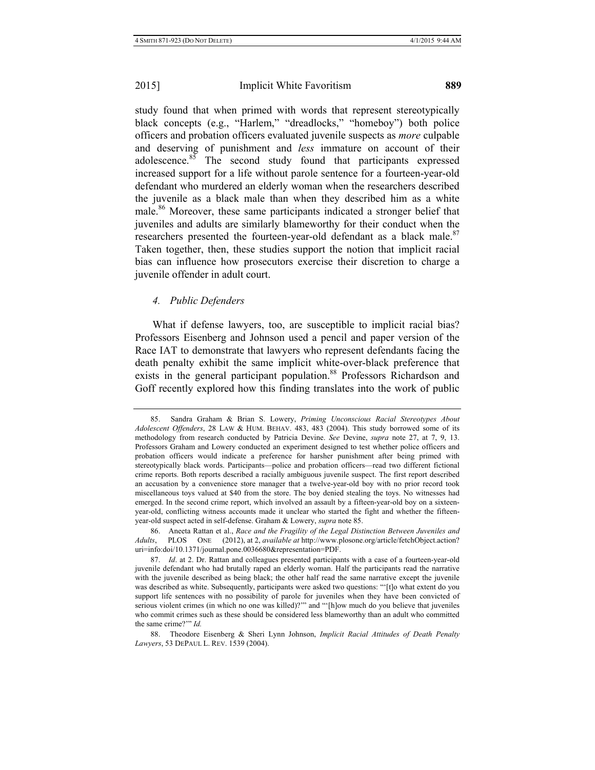study found that when primed with words that represent stereotypically black concepts (e.g., "Harlem," "dreadlocks," "homeboy") both police officers and probation officers evaluated juvenile suspects as *more* culpable and deserving of punishment and *less* immature on account of their adolescence.[85] The second study found that participants expressed increased support for a life without parole sentence for a fourteen-year-old defendant who murdered an elderly woman when the researchers described the juvenile as a black male than when they described him as a white male.[86] Moreover, these same participants indicated a stronger belief that juveniles and adults are similarly blameworthy for their conduct when the researchers presented the fourteen-year-old defendant as a black male.[87] Taken together, then, these studies support the notion that implicit racial bias can influence how prosecutors exercise their discretion to charge a juvenile offender in adult court.

#### *4. Public Defenders*

What if defense lawyers, too, are susceptible to implicit racial bias? Professors Eisenberg and Johnson used a pencil and paper version of the Race IAT to demonstrate that lawyers who represent defendants facing the death penalty exhibit the same implicit white-over-black preference that exists in the general participant population.[88] Professors Richardson and Goff recently explored how this finding translates into the work of public

---

85. Sandra Graham & Brian S. Lowery, *Priming Unconscious Racial Stereotypes About Adolescent Offenders*, 28 LAW & HUM. BEHAV. 483, 483 (2004). This study borrowed some of its methodology from research conducted by Patricia Devine. *See* Devine, *supra* note 27, at 7, 9, 13. Professors Graham and Lowery conducted an experiment designed to test whether police officers and probation officers would indicate a preference for harsher punishment after being primed with stereotypically black words. Participants—police and probation officers—read two different fictional crime reports. Both reports described a racially ambiguous juvenile suspect. The first report described an accusation by a convenience store manager that a twelve-year-old boy with no prior record took miscellaneous toys valued at $40 from the store. The boy denied stealing the toys. No witnesses had emerged. In the second crime report, which involved an assault by a fifteen-year-old boy on a sixteen-year-old, conflicting witness accounts made it unclear who started the fight and whether the fifteen-year-old suspect acted in self-defense. Graham & Lowery, *supra* note 85.

86. Aneeta Rattan et al., *Race and the Fragility of the Legal Distinction Between Juveniles and Adults*, PLOS ONE (2012), at 2, *available at* http://www.plosone.org/article/fetchObject.action?uri=info:doi/10.1371/journal.pone.0036680&representation=PDF.

87. *Id*. at 2. Dr. Rattan and colleagues presented participants with a case of a fourteen-year-old juvenile defendant who had brutally raped an elderly woman. Half the participants read the narrative with the juvenile described as being black; the other half read the same narrative except the juvenile was described as white. Subsequently, participants were asked two questions: "'[t]o what extent do you support life sentences with no possibility of parole for juveniles when they have been convicted of serious violent crimes (in which no one was killed)?'" and "'[h]ow much do you believe that juveniles who commit crimes such as these should be considered less blameworthy than an adult who committed the same crime?'" *Id.*

88. Theodore Eisenberg & Sheri Lynn Johnson, *Implicit Racial Attitudes of Death Penalty Lawyers*, 53 DEPAUL L. REV. 1539 (2004).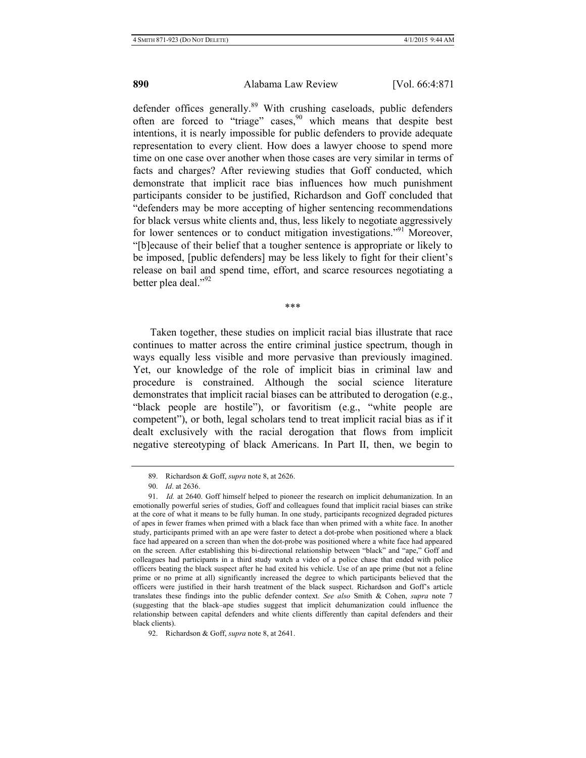defender offices generally.[89] With crushing caseloads, public defenders often are forced to "triage" cases,[90] which means that despite best intentions, it is nearly impossible for public defenders to provide adequate representation to every client. How does a lawyer choose to spend more time on one case over another when those cases are very similar in terms of facts and charges? After reviewing studies that Goff conducted, which demonstrate that implicit race bias influences how much punishment participants consider to be justified, Richardson and Goff concluded that "defenders may be more accepting of higher sentencing recommendations for black versus white clients and, thus, less likely to negotiate aggressively for lower sentences or to conduct mitigation investigations."[91] Moreover, "[b]ecause of their belief that a tougher sentence is appropriate or likely to be imposed, [public defenders] may be less likely to fight for their client's release on bail and spend time, effort, and scarce resources negotiating a better plea deal."[92]

\*\*\*

Taken together, these studies on implicit racial bias illustrate that race continues to matter across the entire criminal justice spectrum, though in ways equally less visible and more pervasive than previously imagined. Yet, our knowledge of the role of implicit bias in criminal law and procedure is constrained. Although the social science literature demonstrates that implicit racial biases can be attributed to derogation (e.g., "black people are hostile"), or favoritism (e.g., "white people are competent"), or both, legal scholars tend to treat implicit racial bias as if it dealt exclusively with the racial derogation that flows from implicit negative stereotyping of black Americans. In Part II, then, we begin to

---

89. Richardson & Goff, *supra* note 8, at 2626.

90. *Id*. at 2636.

91. *Id.* at 2640. Goff himself helped to pioneer the research on implicit dehumanization. In an emotionally powerful series of studies, Goff and colleagues found that implicit racial biases can strike at the core of what it means to be fully human. In one study, participants recognized degraded pictures of apes in fewer frames when primed with a black face than when primed with a white face. In another study, participants primed with an ape were faster to detect a dot-probe when positioned where a black face had appeared on a screen than when the dot-probe was positioned where a white face had appeared on the screen. After establishing this bi-directional relationship between "black" and "ape," Goff and colleagues had participants in a third study watch a video of a police chase that ended with police officers beating the black suspect after he had exited his vehicle. Use of an ape prime (but not a feline prime or no prime at all) significantly increased the degree to which participants believed that the officers were justified in their harsh treatment of the black suspect. Richardson and Goff's article translates these findings into the public defender context. *See also* Smith & Cohen, *supra* note 7 (suggesting that the black–ape studies suggest that implicit dehumanization could influence the relationship between capital defenders and white clients differently than capital defenders and their black clients).

92. Richardson & Goff, *supra* note 8, at 2641.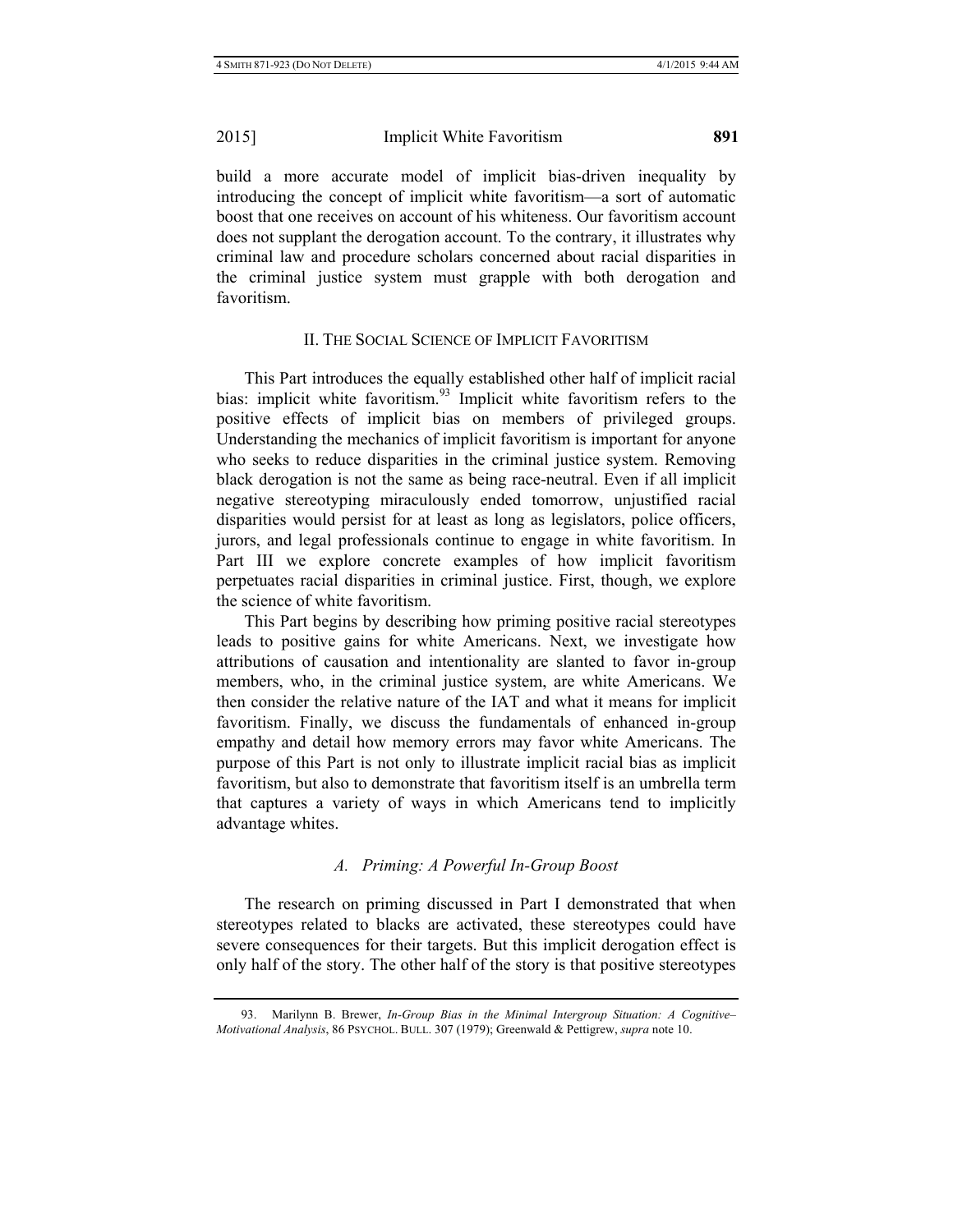build a more accurate model of implicit bias-driven inequality by introducing the concept of implicit white favoritism—a sort of automatic boost that one receives on account of his whiteness. Our favoritism account does not supplant the derogation account. To the contrary, it illustrates why criminal law and procedure scholars concerned about racial disparities in the criminal justice system must grapple with both derogation and favoritism.

## II. THE SOCIAL SCIENCE OF IMPLICIT FAVORITISM

This Part introduces the equally established other half of implicit racial bias: implicit white favoritism.[93] Implicit white favoritism refers to the positive effects of implicit bias on members of privileged groups. Understanding the mechanics of implicit favoritism is important for anyone who seeks to reduce disparities in the criminal justice system. Removing black derogation is not the same as being race-neutral. Even if all implicit negative stereotyping miraculously ended tomorrow, unjustified racial disparities would persist for at least as long as legislators, police officers, jurors, and legal professionals continue to engage in white favoritism. In Part III we explore concrete examples of how implicit favoritism perpetuates racial disparities in criminal justice. First, though, we explore the science of white favoritism.

This Part begins by describing how priming positive racial stereotypes leads to positive gains for white Americans. Next, we investigate how attributions of causation and intentionality are slanted to favor in-group members, who, in the criminal justice system, are white Americans. We then consider the relative nature of the IAT and what it means for implicit favoritism. Finally, we discuss the fundamentals of enhanced in-group empathy and detail how memory errors may favor white Americans. The purpose of this Part is not only to illustrate implicit racial bias as implicit favoritism, but also to demonstrate that favoritism itself is an umbrella term that captures a variety of ways in which Americans tend to implicitly advantage whites.

### *A. Priming: A Powerful In-Group Boost*

The research on priming discussed in Part I demonstrated that when stereotypes related to blacks are activated, these stereotypes could have severe consequences for their targets. But this implicit derogation effect is only half of the story. The other half of the story is that positive stereotypes

---

93. Marilynn B. Brewer, *In-Group Bias in the Minimal Intergroup Situation: A Cognitive–Motivational Analysis*, 86 PSYCHOL. BULL. 307 (1979); Greenwald & Pettigrew, *supra* note 10.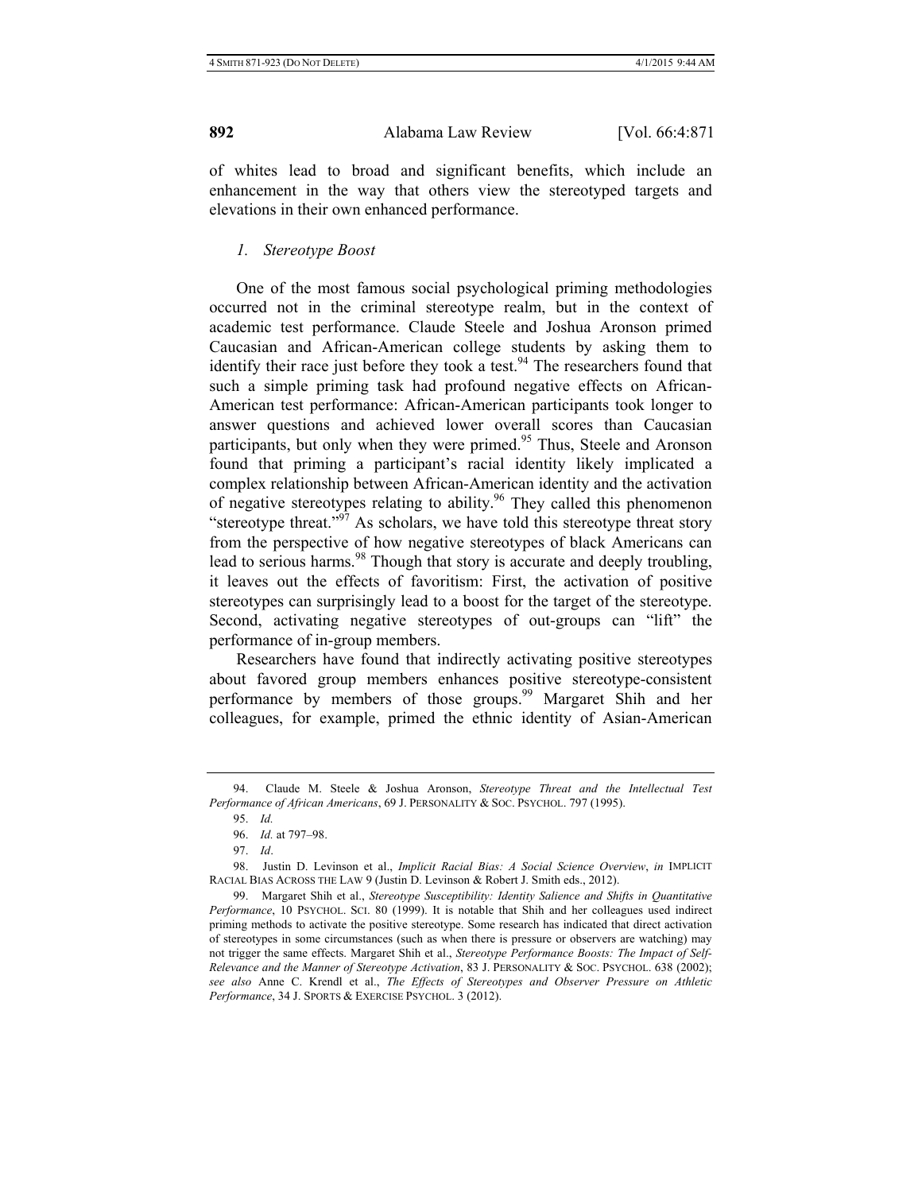of whites lead to broad and significant benefits, which include an enhancement in the way that others view the stereotyped targets and elevations in their own enhanced performance.

### *1. Stereotype Boost*

One of the most famous social psychological priming methodologies occurred not in the criminal stereotype realm, but in the context of academic test performance. Claude Steele and Joshua Aronson primed Caucasian and African-American college students by asking them to identify their race just before they took a test.[94] The researchers found that such a simple priming task had profound negative effects on African-American test performance: African-American participants took longer to answer questions and achieved lower overall scores than Caucasian participants, but only when they were primed.[95] Thus, Steele and Aronson found that priming a participant's racial identity likely implicated a complex relationship between African-American identity and the activation of negative stereotypes relating to ability.[96] They called this phenomenon "stereotype threat."[97] As scholars, we have told this stereotype threat story from the perspective of how negative stereotypes of black Americans can lead to serious harms.[98] Though that story is accurate and deeply troubling, it leaves out the effects of favoritism: First, the activation of positive stereotypes can surprisingly lead to a boost for the target of the stereotype. Second, activating negative stereotypes of out-groups can "lift" the performance of in-group members.

Researchers have found that indirectly activating positive stereotypes about favored group members enhances positive stereotype-consistent performance by members of those groups.[99] Margaret Shih and her colleagues, for example, primed the ethnic identity of Asian-American

---

94. Claude M. Steele & Joshua Aronson, *Stereotype Threat and the Intellectual Test Performance of African Americans*, 69 J. PERSONALITY & SOC. PSYCHOL. 797 (1995).

95. *Id.*

96. *Id.* at 797–98.

97. *Id*.

98. Justin D. Levinson et al., *Implicit Racial Bias: A Social Science Overview*, *in* IMPLICIT RACIAL BIAS ACROSS THE LAW 9 (Justin D. Levinson & Robert J. Smith eds., 2012).

99. Margaret Shih et al., *Stereotype Susceptibility: Identity Salience and Shifts in Quantitative Performance*, 10 PSYCHOL. SCI. 80 (1999). It is notable that Shih and her colleagues used indirect priming methods to activate the positive stereotype. Some research has indicated that direct activation of stereotypes in some circumstances (such as when there is pressure or observers are watching) may not trigger the same effects. Margaret Shih et al., *Stereotype Performance Boosts: The Impact of Self-Relevance and the Manner of Stereotype Activation*, 83 J. PERSONALITY & SOC. PSYCHOL. 638 (2002); *see also* Anne C. Krendl et al., *The Effects of Stereotypes and Observer Pressure on Athletic Performance*, 34 J. SPORTS & EXERCISE PSYCHOL. 3 (2012).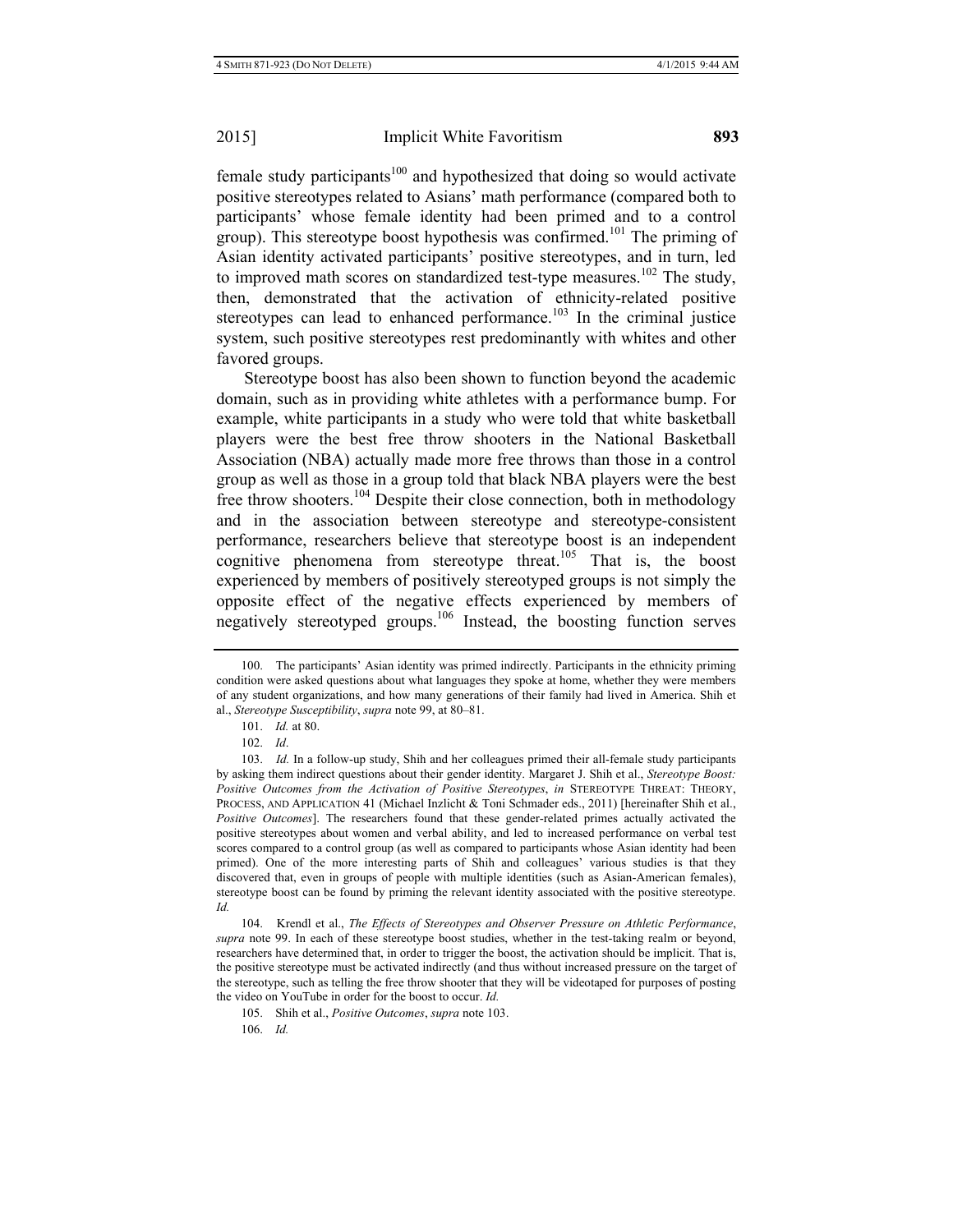female study participants[100] and hypothesized that doing so would activate positive stereotypes related to Asians' math performance (compared both to participants' whose female identity had been primed and to a control group). This stereotype boost hypothesis was confirmed.[101] The priming of Asian identity activated participants' positive stereotypes, and in turn, led to improved math scores on standardized test-type measures.[102] The study, then, demonstrated that the activation of ethnicity-related positive stereotypes can lead to enhanced performance.[103] In the criminal justice system, such positive stereotypes rest predominantly with whites and other favored groups.

Stereotype boost has also been shown to function beyond the academic domain, such as in providing white athletes with a performance bump. For example, white participants in a study who were told that white basketball players were the best free throw shooters in the National Basketball Association (NBA) actually made more free throws than those in a control group as well as those in a group told that black NBA players were the best free throw shooters.[104] Despite their close connection, both in methodology and in the association between stereotype and stereotype-consistent performance, researchers believe that stereotype boost is an independent cognitive phenomena from stereotype threat.[105] That is, the boost experienced by members of positively stereotyped groups is not simply the opposite effect of the negative effects experienced by members of negatively stereotyped groups.[106] Instead, the boosting function serves

---

100. The participants' Asian identity was primed indirectly. Participants in the ethnicity priming condition were asked questions about what languages they spoke at home, whether they were members of any student organizations, and how many generations of their family had lived in America. Shih et al., *Stereotype Susceptibility*, *supra* note 99, at 80–81.

101. *Id.* at 80.

102. *Id*.

103. *Id.* In a follow-up study, Shih and her colleagues primed their all-female study participants by asking them indirect questions about their gender identity. Margaret J. Shih et al., *Stereotype Boost: Positive Outcomes from the Activation of Positive Stereotypes*, *in* STEREOTYPE THREAT: THEORY, PROCESS, AND APPLICATION 41 (Michael Inzlicht & Toni Schmader eds., 2011) [hereinafter Shih et al., *Positive Outcomes*]. The researchers found that these gender-related primes actually activated the positive stereotypes about women and verbal ability, and led to increased performance on verbal test scores compared to a control group (as well as compared to participants whose Asian identity had been primed). One of the more interesting parts of Shih and colleagues' various studies is that they discovered that, even in groups of people with multiple identities (such as Asian-American females), stereotype boost can be found by priming the relevant identity associated with the positive stereotype. *Id.*

104. Krendl et al., *The Effects of Stereotypes and Observer Pressure on Athletic Performance*, *supra* note 99. In each of these stereotype boost studies, whether in the test-taking realm or beyond, researchers have determined that, in order to trigger the boost, the activation should be implicit. That is, the positive stereotype must be activated indirectly (and thus without increased pressure on the target of the stereotype, such as telling the free throw shooter that they will be videotaped for purposes of posting the video on YouTube in order for the boost to occur. *Id.*

105. Shih et al., *Positive Outcomes*, *supra* note 103.

106. *Id.*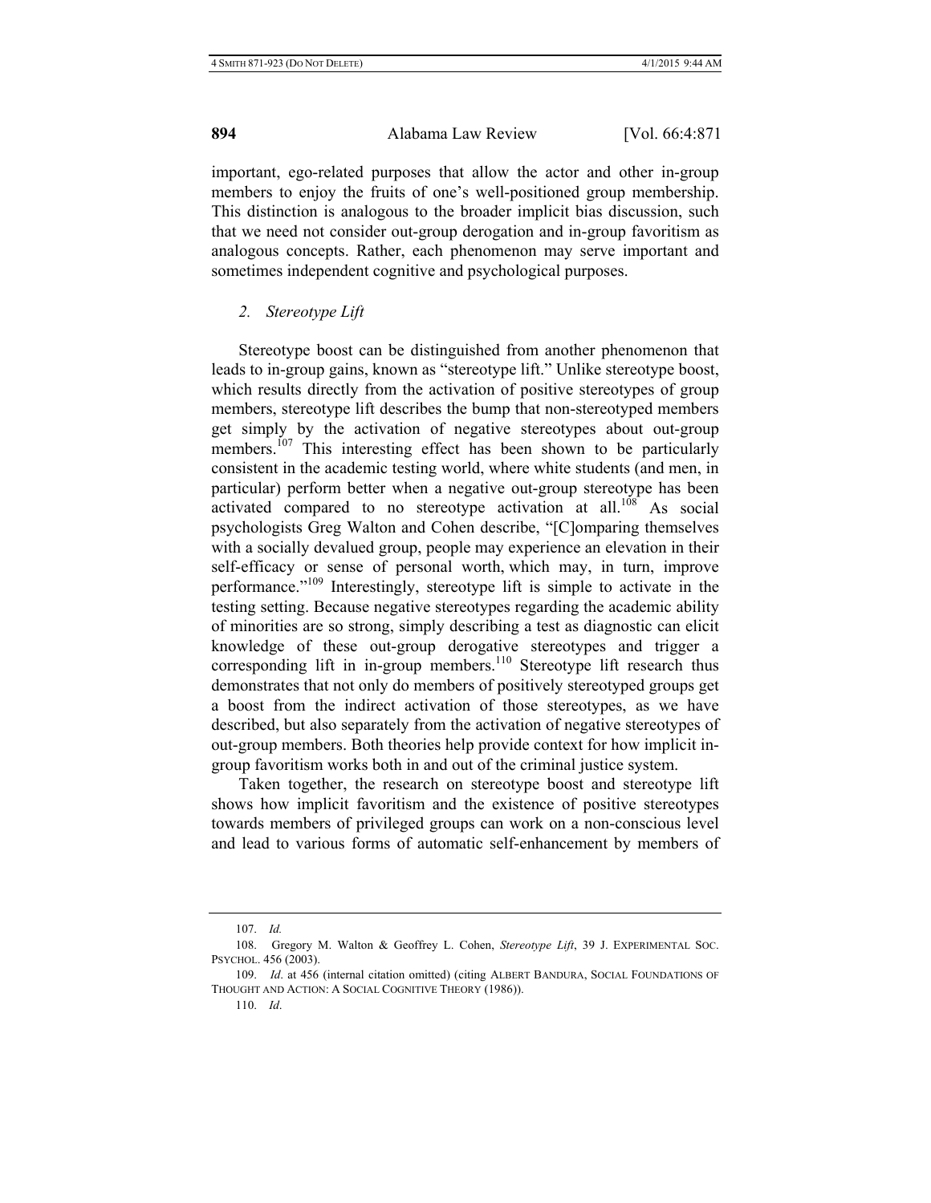important, ego-related purposes that allow the actor and other in-group members to enjoy the fruits of one's well-positioned group membership. This distinction is analogous to the broader implicit bias discussion, such that we need not consider out-group derogation and in-group favoritism as analogous concepts. Rather, each phenomenon may serve important and sometimes independent cognitive and psychological purposes.

### *2. Stereotype Lift*

Stereotype boost can be distinguished from another phenomenon that leads to in-group gains, known as "stereotype lift." Unlike stereotype boost, which results directly from the activation of positive stereotypes of group members, stereotype lift describes the bump that non-stereotyped members get simply by the activation of negative stereotypes about out-group members.[107] This interesting effect has been shown to be particularly consistent in the academic testing world, where white students (and men, in particular) perform better when a negative out-group stereotype has been activated compared to no stereotype activation at all.[108] As social psychologists Greg Walton and Cohen describe, "[C]omparing themselves with a socially devalued group, people may experience an elevation in their self-efficacy or sense of personal worth, which may, in turn, improve performance."[109] Interestingly, stereotype lift is simple to activate in the testing setting. Because negative stereotypes regarding the academic ability of minorities are so strong, simply describing a test as diagnostic can elicit knowledge of these out-group derogative stereotypes and trigger a corresponding lift in in-group members.[110] Stereotype lift research thus demonstrates that not only do members of positively stereotyped groups get a boost from the indirect activation of those stereotypes, as we have described, but also separately from the activation of negative stereotypes of out-group members. Both theories help provide context for how implicit in-group favoritism works both in and out of the criminal justice system.

Taken together, the research on stereotype boost and stereotype lift shows how implicit favoritism and the existence of positive stereotypes towards members of privileged groups can work on a non-conscious level and lead to various forms of automatic self-enhancement by members of

---

107. *Id.*

108. Gregory M. Walton & Geoffrey L. Cohen, *Stereotype Lift*, 39 J. EXPERIMENTAL SOC. PSYCHOL. 456 (2003).

109. *Id.* at 456 (internal citation omitted) (citing ALBERT BANDURA, SOCIAL FOUNDATIONS OF THOUGHT AND ACTION: A SOCIAL COGNITIVE THEORY (1986)).

110. *Id*.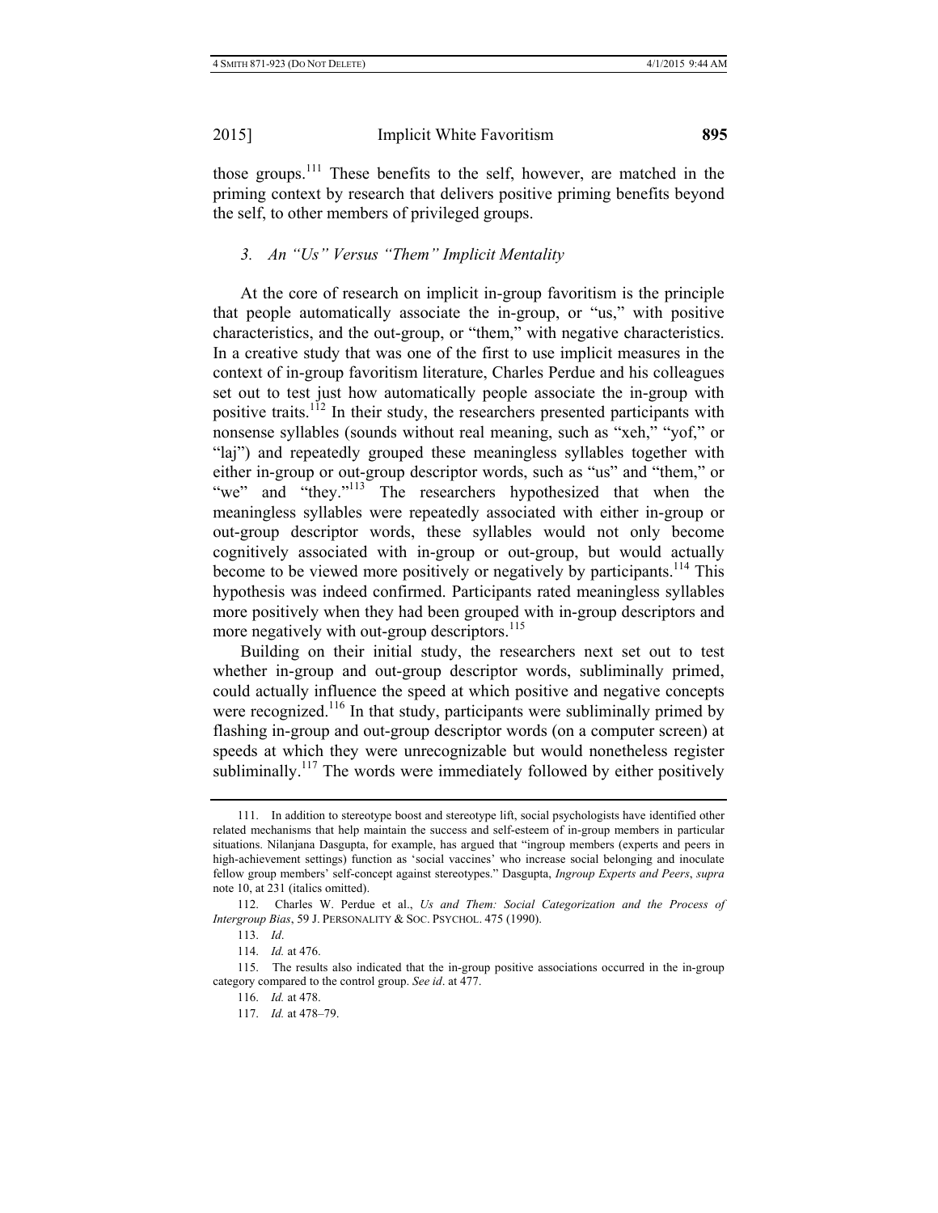those groups.[111] These benefits to the self, however, are matched in the priming context by research that delivers positive priming benefits beyond the self, to other members of privileged groups.

### *3. An "Us" Versus "Them" Implicit Mentality*

At the core of research on implicit in-group favoritism is the principle that people automatically associate the in-group, or "us," with positive characteristics, and the out-group, or "them," with negative characteristics. In a creative study that was one of the first to use implicit measures in the context of in-group favoritism literature, Charles Perdue and his colleagues set out to test just how automatically people associate the in-group with positive traits.[112] In their study, the researchers presented participants with nonsense syllables (sounds without real meaning, such as "xeh," "yof," or "laj") and repeatedly grouped these meaningless syllables together with either in-group or out-group descriptor words, such as "us" and "them," or "we" and "they."[113] The researchers hypothesized that when the meaningless syllables were repeatedly associated with either in-group or out-group descriptor words, these syllables would not only become cognitively associated with in-group or out-group, but would actually become to be viewed more positively or negatively by participants.[114] This hypothesis was indeed confirmed. Participants rated meaningless syllables more positively when they had been grouped with in-group descriptors and more negatively with out-group descriptors.[115]

Building on their initial study, the researchers next set out to test whether in-group and out-group descriptor words, subliminally primed, could actually influence the speed at which positive and negative concepts were recognized.[116] In that study, participants were subliminally primed by flashing in-group and out-group descriptor words (on a computer screen) at speeds at which they were unrecognizable but would nonetheless register subliminally.[117] The words were immediately followed by either positively

---

111. In addition to stereotype boost and stereotype lift, social psychologists have identified other related mechanisms that help maintain the success and self-esteem of in-group members in particular situations. Nilanjana Dasgupta, for example, has argued that "ingroup members (experts and peers in high-achievement settings) function as 'social vaccines' who increase social belonging and inoculate fellow group members' self-concept against stereotypes." Dasgupta, *Ingroup Experts and Peers*, *supra* note 10, at 231 (italics omitted).

112. Charles W. Perdue et al., *Us and Them: Social Categorization and the Process of Intergroup Bias*, 59 J. PERSONALITY & SOC. PSYCHOL. 475 (1990).

113. *Id*.

114. *Id.* at 476.

115. The results also indicated that the in-group positive associations occurred in the in-group category compared to the control group. *See id*. at 477.

116. *Id.* at 478.

117. *Id.* at 478–79.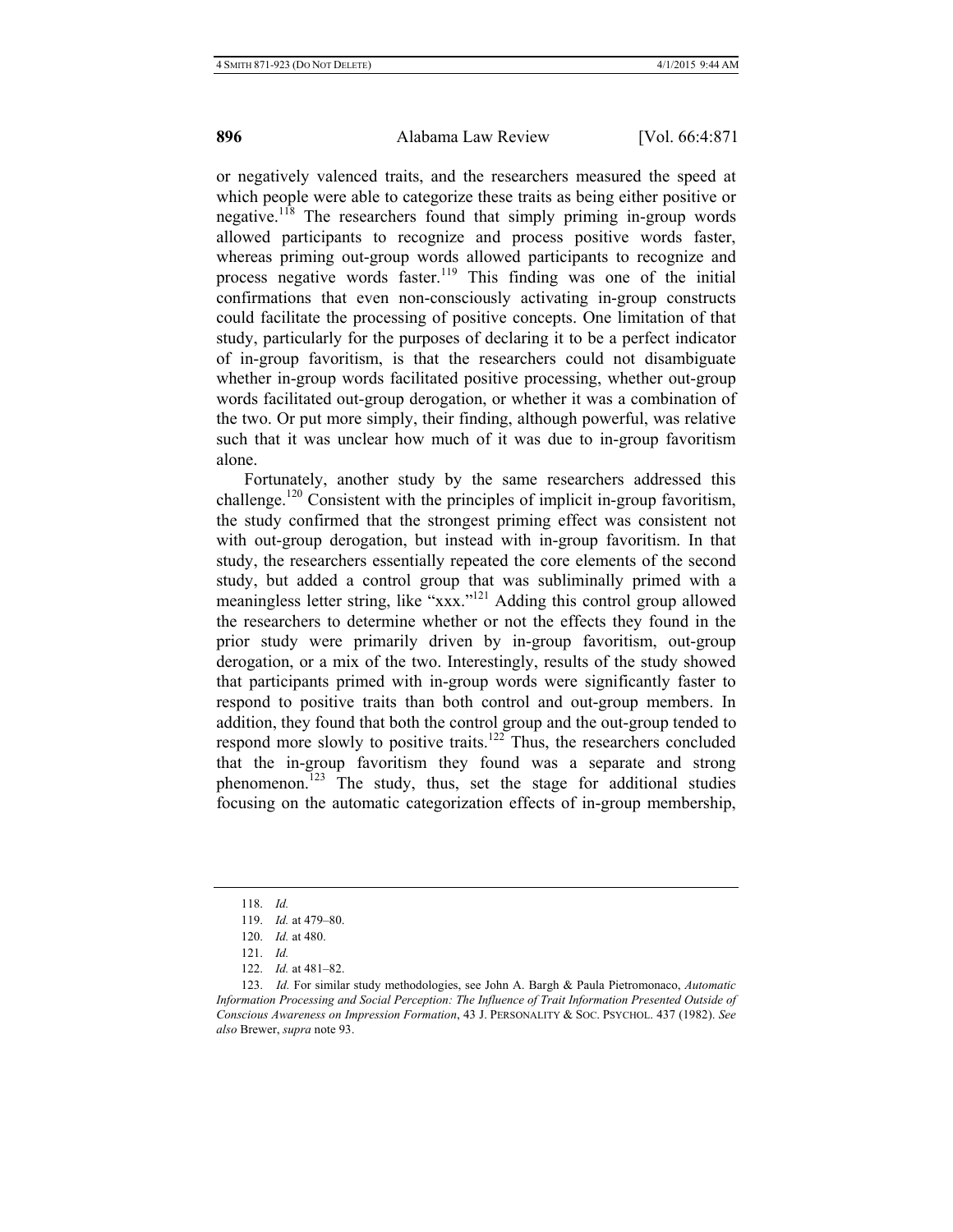or negatively valenced traits, and the researchers measured the speed at which people were able to categorize these traits as being either positive or negative.[118] The researchers found that simply priming in-group words allowed participants to recognize and process positive words faster, whereas priming out-group words allowed participants to recognize and process negative words faster.[119] This finding was one of the initial confirmations that even non-consciously activating in-group constructs could facilitate the processing of positive concepts. One limitation of that study, particularly for the purposes of declaring it to be a perfect indicator of in-group favoritism, is that the researchers could not disambiguate whether in-group words facilitated positive processing, whether out-group words facilitated out-group derogation, or whether it was a combination of the two. Or put more simply, their finding, although powerful, was relative such that it was unclear how much of it was due to in-group favoritism alone.

Fortunately, another study by the same researchers addressed this challenge.[120] Consistent with the principles of implicit in-group favoritism, the study confirmed that the strongest priming effect was consistent not with out-group derogation, but instead with in-group favoritism. In that study, the researchers essentially repeated the core elements of the second study, but added a control group that was subliminally primed with a meaningless letter string, like "xxx."[121] Adding this control group allowed the researchers to determine whether or not the effects they found in the prior study were primarily driven by in-group favoritism, out-group derogation, or a mix of the two. Interestingly, results of the study showed that participants primed with in-group words were significantly faster to respond to positive traits than both control and out-group members. In addition, they found that both the control group and the out-group tended to respond more slowly to positive traits.[122] Thus, the researchers concluded that the in-group favoritism they found was a separate and strong phenomenon.[123] The study, thus, set the stage for additional studies focusing on the automatic categorization effects of in-group membership,

---

118. *Id.*

119. *Id.* at 479–80.

120. *Id.* at 480.

121. *Id.*

122. *Id.* at 481–82.

123. *Id.* For similar study methodologies, see John A. Bargh & Paula Pietromonaco, *Automatic Information Processing and Social Perception: The Influence of Trait Information Presented Outside of Conscious Awareness on Impression Formation*, 43 J. PERSONALITY & SOC. PSYCHOL. 437 (1982). *See also* Brewer, *supra* note 93.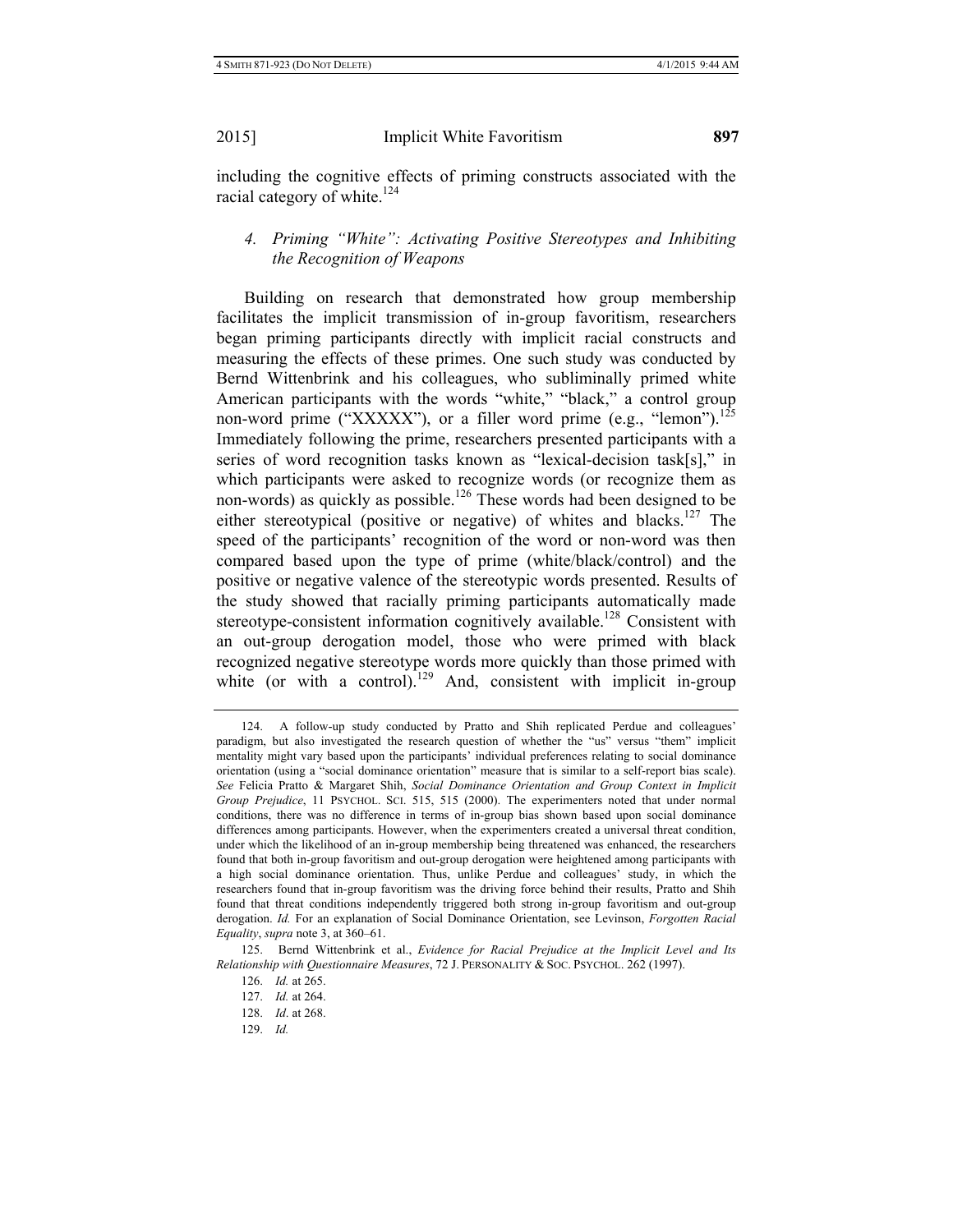including the cognitive effects of priming constructs associated with the racial category of white.[124]

#### *4. Priming "White": Activating Positive Stereotypes and Inhibiting the Recognition of Weapons*

Building on research that demonstrated how group membership facilitates the implicit transmission of in-group favoritism, researchers began priming participants directly with implicit racial constructs and measuring the effects of these primes. One such study was conducted by Bernd Wittenbrink and his colleagues, who subliminally primed white American participants with the words "white," "black," a control group non-word prime ("XXXXX"), or a filler word prime (e.g., "lemon").[125] Immediately following the prime, researchers presented participants with a series of word recognition tasks known as "lexical-decision task[s]," in which participants were asked to recognize words (or recognize them as non-words) as quickly as possible.[126] These words had been designed to be either stereotypical (positive or negative) of whites and blacks.[127] The speed of the participants' recognition of the word or non-word was then compared based upon the type of prime (white/black/control) and the positive or negative valence of the stereotypic words presented. Results of the study showed that racially priming participants automatically made stereotype-consistent information cognitively available.[128] Consistent with an out-group derogation model, those who were primed with black recognized negative stereotype words more quickly than those primed with white (or with a control).[129] And, consistent with implicit in-group

---

124. A follow-up study conducted by Pratto and Shih replicated Perdue and colleagues' paradigm, but also investigated the research question of whether the "us" versus "them" implicit mentality might vary based upon the participants' individual preferences relating to social dominance orientation (using a "social dominance orientation" measure that is similar to a self-report bias scale). *See* Felicia Pratto & Margaret Shih, *Social Dominance Orientation and Group Context in Implicit Group Prejudice*, 11 PSYCHOL. SCI. 515, 515 (2000). The experimenters noted that under normal conditions, there was no difference in terms of in-group bias shown based upon social dominance differences among participants. However, when the experimenters created a universal threat condition, under which the likelihood of an in-group membership being threatened was enhanced, the researchers found that both in-group favoritism and out-group derogation were heightened among participants with a high social dominance orientation. Thus, unlike Perdue and colleagues' study, in which the researchers found that in-group favoritism was the driving force behind their results, Pratto and Shih found that threat conditions independently triggered both strong in-group favoritism and out-group derogation. *Id.* For an explanation of Social Dominance Orientation, see Levinson, *Forgotten Racial Equality*, *supra* note 3, at 360–61.

125. Bernd Wittenbrink et al., *Evidence for Racial Prejudice at the Implicit Level and Its Relationship with Questionnaire Measures*, 72 J. PERSONALITY & SOC. PSYCHOL. 262 (1997).

126. *Id.* at 265.

127. *Id.* at 264.

128. *Id*. at 268.

129. *Id.*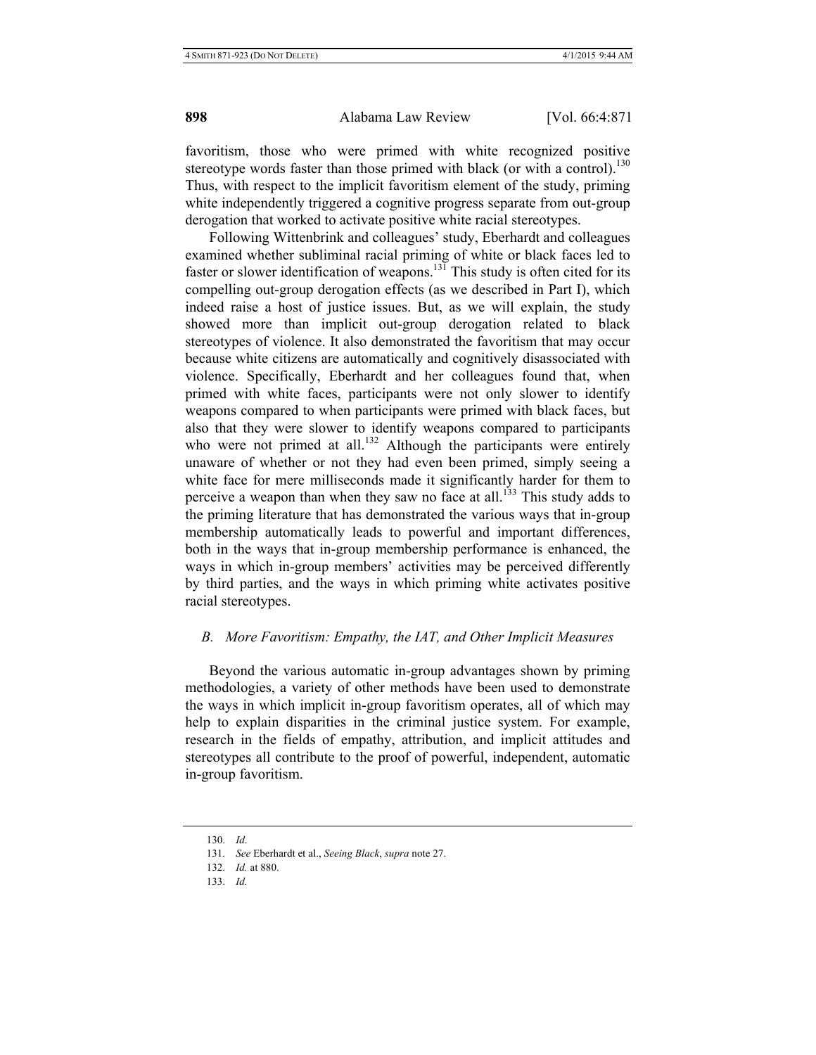favoritism, those who were primed with white recognized positive stereotype words faster than those primed with black (or with a control).[130] Thus, with respect to the implicit favoritism element of the study, priming white independently triggered a cognitive progress separate from out-group derogation that worked to activate positive white racial stereotypes.

Following Wittenbrink and colleagues' study, Eberhardt and colleagues examined whether subliminal racial priming of white or black faces led to faster or slower identification of weapons.[131] This study is often cited for its compelling out-group derogation effects (as we described in Part I), which indeed raise a host of justice issues. But, as we will explain, the study showed more than implicit out-group derogation related to black stereotypes of violence. It also demonstrated the favoritism that may occur because white citizens are automatically and cognitively disassociated with violence. Specifically, Eberhardt and her colleagues found that, when primed with white faces, participants were not only slower to identify weapons compared to when participants were primed with black faces, but also that they were slower to identify weapons compared to participants who were not primed at all.[132] Although the participants were entirely unaware of whether or not they had even been primed, simply seeing a white face for mere milliseconds made it significantly harder for them to perceive a weapon than when they saw no face at all.[133] This study adds to the priming literature that has demonstrated the various ways that in-group membership automatically leads to powerful and important differences, both in the ways that in-group membership performance is enhanced, the ways in which in-group members' activities may be perceived differently by third parties, and the ways in which priming white activates positive racial stereotypes.

### *B. More Favoritism: Empathy, the IAT, and Other Implicit Measures*

Beyond the various automatic in-group advantages shown by priming methodologies, a variety of other methods have been used to demonstrate the ways in which implicit in-group favoritism operates, all of which may help to explain disparities in the criminal justice system. For example, research in the fields of empathy, attribution, and implicit attitudes and stereotypes all contribute to the proof of powerful, independent, automatic in-group favoritism.

---

130. *Id*.

131. *See* Eberhardt et al., *Seeing Black*, *supra* note 27.

132. *Id.* at 880.

133. *Id.*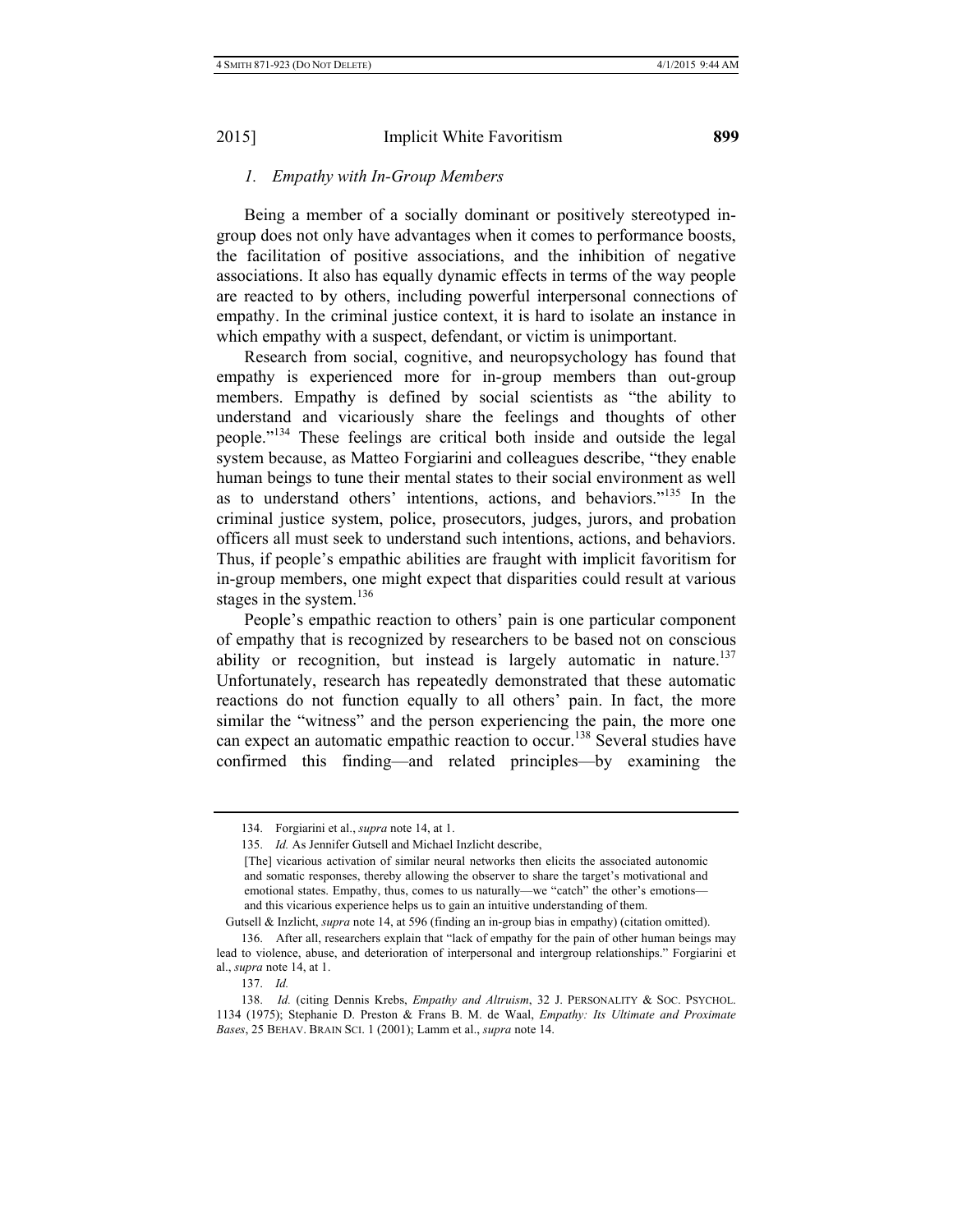### *1. Empathy with In-Group Members*

Being a member of a socially dominant or positively stereotyped in-group does not only have advantages when it comes to performance boosts, the facilitation of positive associations, and the inhibition of negative associations. It also has equally dynamic effects in terms of the way people are reacted to by others, including powerful interpersonal connections of empathy. In the criminal justice context, it is hard to isolate an instance in which empathy with a suspect, defendant, or victim is unimportant.

Research from social, cognitive, and neuropsychology has found that empathy is experienced more for in-group members than out-group members. Empathy is defined by social scientists as "the ability to understand and vicariously share the feelings and thoughts of other people."[134] These feelings are critical both inside and outside the legal system because, as Matteo Forgiarini and colleagues describe, "they enable human beings to tune their mental states to their social environment as well as to understand others' intentions, actions, and behaviors."[135] In the criminal justice system, police, prosecutors, judges, jurors, and probation officers all must seek to understand such intentions, actions, and behaviors. Thus, if people's empathic abilities are fraught with implicit favoritism for in-group members, one might expect that disparities could result at various stages in the system.[136]

People's empathic reaction to others' pain is one particular component of empathy that is recognized by researchers to be based not on conscious ability or recognition, but instead is largely automatic in nature.[137] Unfortunately, research has repeatedly demonstrated that these automatic reactions do not function equally to all others' pain. In fact, the more similar the "witness" and the person experiencing the pain, the more one can expect an automatic empathic reaction to occur.[138] Several studies have confirmed this finding—and related principles—by examining the

---

134. Forgiarini et al., *supra* note 14, at 1.

135. *Id.* As Jennifer Gutsell and Michael Inzlicht describe,

> [The] vicarious activation of similar neural networks then elicits the associated autonomic and somatic responses, thereby allowing the observer to share the target's motivational and emotional states. Empathy, thus, comes to us naturally—we "catch" the other's emotions—and this vicarious experience helps us to gain an intuitive understanding of them.

Gutsell & Inzlicht, *supra* note 14, at 596 (finding an in-group bias in empathy) (citation omitted).

136. After all, researchers explain that "lack of empathy for the pain of other human beings may lead to violence, abuse, and deterioration of interpersonal and intergroup relationships." Forgiarini et al., *supra* note 14, at 1.

137. *Id.*

138. *Id.* (citing Dennis Krebs, *Empathy and Altruism*, 32 J. PERSONALITY & SOC. PSYCHOL. 1134 (1975); Stephanie D. Preston & Frans B. M. de Waal, *Empathy: Its Ultimate and Proximate Bases*, 25 BEHAV. BRAIN SCI. 1 (2001); Lamm et al., *supra* note 14.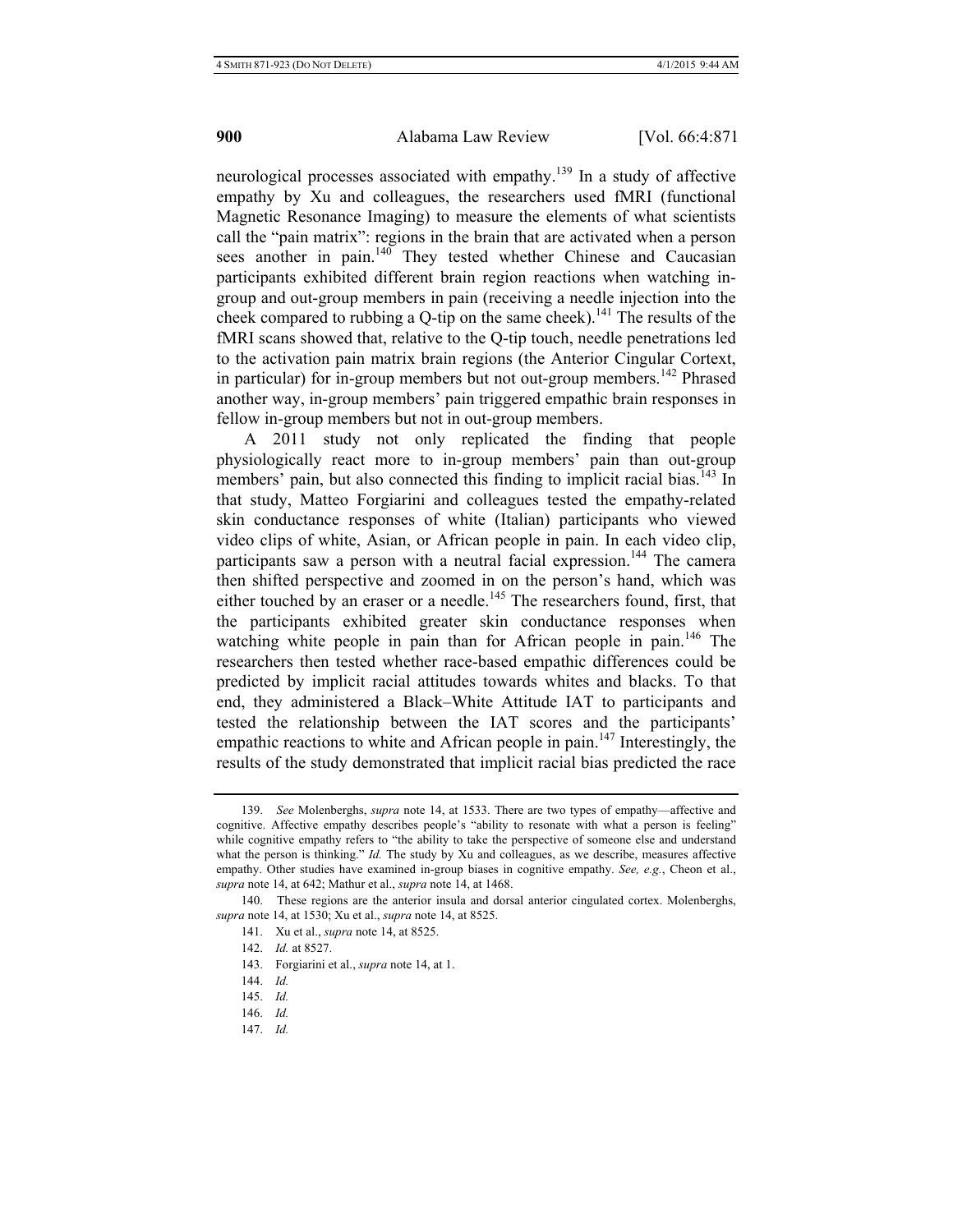neurological processes associated with empathy.[139] In a study of affective empathy by Xu and colleagues, the researchers used fMRI (functional Magnetic Resonance Imaging) to measure the elements of what scientists call the "pain matrix": regions in the brain that are activated when a person sees another in pain.[140] They tested whether Chinese and Caucasian participants exhibited different brain region reactions when watching in-group and out-group members in pain (receiving a needle injection into the cheek compared to rubbing a Q-tip on the same cheek).[141] The results of the fMRI scans showed that, relative to the Q-tip touch, needle penetrations led to the activation pain matrix brain regions (the Anterior Cingular Cortext, in particular) for in-group members but not out-group members.[142] Phrased another way, in-group members' pain triggered empathic brain responses in fellow in-group members but not in out-group members.

A 2011 study not only replicated the finding that people physiologically react more to in-group members' pain than out-group members' pain, but also connected this finding to implicit racial bias.[143] In that study, Matteo Forgiarini and colleagues tested the empathy-related skin conductance responses of white (Italian) participants who viewed video clips of white, Asian, or African people in pain. In each video clip, participants saw a person with a neutral facial expression.[144] The camera then shifted perspective and zoomed in on the person's hand, which was either touched by an eraser or a needle.[145] The researchers found, first, that the participants exhibited greater skin conductance responses when watching white people in pain than for African people in pain.[146] The researchers then tested whether race-based empathic differences could be predicted by implicit racial attitudes towards whites and blacks. To that end, they administered a Black–White Attitude IAT to participants and tested the relationship between the IAT scores and the participants' empathic reactions to white and African people in pain.[147] Interestingly, the results of the study demonstrated that implicit racial bias predicted the race

---

139. *See* Molenberghs, *supra* note 14, at 1533. There are two types of empathy—affective and cognitive. Affective empathy describes people's "ability to resonate with what a person is feeling" while cognitive empathy refers to "the ability to take the perspective of someone else and understand what the person is thinking." *Id.* The study by Xu and colleagues, as we describe, measures affective empathy. Other studies have examined in-group biases in cognitive empathy. *See, e.g.*, Cheon et al., *supra* note 14, at 642; Mathur et al., *supra* note 14, at 1468.

140. These regions are the anterior insula and dorsal anterior cingulated cortex. Molenberghs, *supra* note 14, at 1530; Xu et al., *supra* note 14, at 8525.

141. Xu et al., *supra* note 14, at 8525.

142. *Id.* at 8527.

143. Forgiarini et al., *supra* note 14, at 1.

144. *Id.*

145. *Id.*

146. *Id.*

147. *Id.*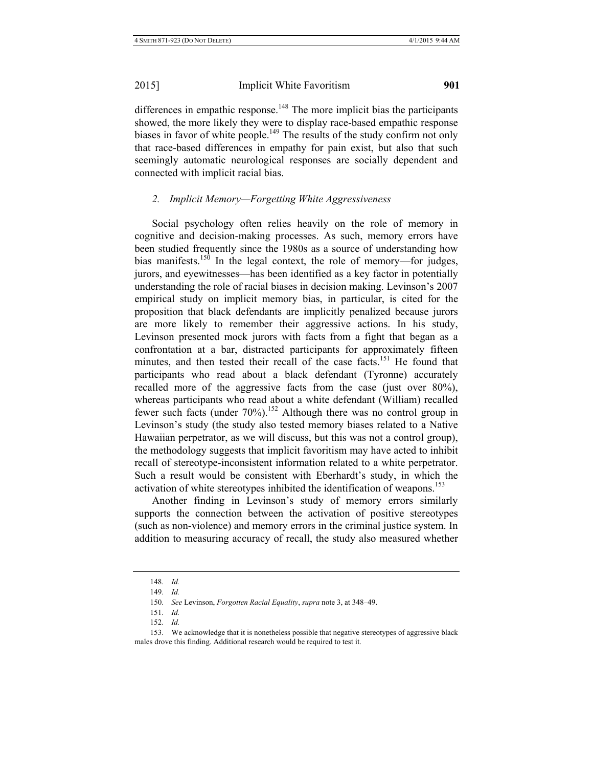differences in empathic response.[148] The more implicit bias the participants showed, the more likely they were to display race-based empathic response biases in favor of white people.[149] The results of the study confirm not only that race-based differences in empathy for pain exist, but also that such seemingly automatic neurological responses are socially dependent and connected with implicit racial bias.

### *2. Implicit Memory—Forgetting White Aggressiveness*

Social psychology often relies heavily on the role of memory in cognitive and decision-making processes. As such, memory errors have been studied frequently since the 1980s as a source of understanding how bias manifests.[150] In the legal context, the role of memory—for judges, jurors, and eyewitnesses—has been identified as a key factor in potentially understanding the role of racial biases in decision making. Levinson's 2007 empirical study on implicit memory bias, in particular, is cited for the proposition that black defendants are implicitly penalized because jurors are more likely to remember their aggressive actions. In his study, Levinson presented mock jurors with facts from a fight that began as a confrontation at a bar, distracted participants for approximately fifteen minutes, and then tested their recall of the case facts.[151] He found that participants who read about a black defendant (Tyronne) accurately recalled more of the aggressive facts from the case (just over 80%), whereas participants who read about a white defendant (William) recalled fewer such facts (under 70%).[152] Although there was no control group in Levinson's study (the study also tested memory biases related to a Native Hawaiian perpetrator, as we will discuss, but this was not a control group), the methodology suggests that implicit favoritism may have acted to inhibit recall of stereotype-inconsistent information related to a white perpetrator. Such a result would be consistent with Eberhardt's study, in which the activation of white stereotypes inhibited the identification of weapons.[153]

Another finding in Levinson's study of memory errors similarly supports the connection between the activation of positive stereotypes (such as non-violence) and memory errors in the criminal justice system. In addition to measuring accuracy of recall, the study also measured whether

---

148. *Id.*

149. *Id.*

150. *See* Levinson, *Forgotten Racial Equality*, *supra* note 3, at 348–49.

151. *Id.*

152. *Id.*

153. We acknowledge that it is nonetheless possible that negative stereotypes of aggressive black males drove this finding. Additional research would be required to test it.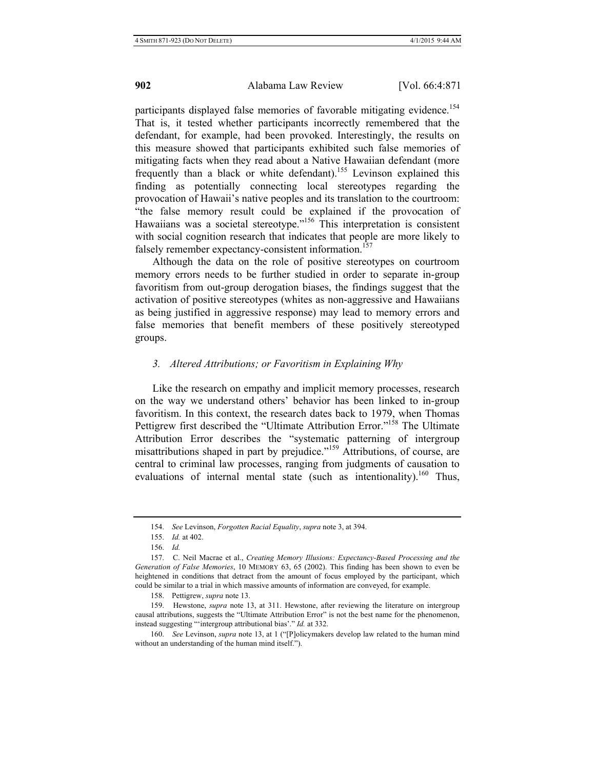participants displayed false memories of favorable mitigating evidence.[154] That is, it tested whether participants incorrectly remembered that the defendant, for example, had been provoked. Interestingly, the results on this measure showed that participants exhibited such false memories of mitigating facts when they read about a Native Hawaiian defendant (more frequently than a black or white defendant).[155] Levinson explained this finding as potentially connecting local stereotypes regarding the provocation of Hawaii's native peoples and its translation to the courtroom: "the false memory result could be explained if the provocation of Hawaiians was a societal stereotype."[156] This interpretation is consistent with social cognition research that indicates that people are more likely to falsely remember expectancy-consistent information.[157]

Although the data on the role of positive stereotypes on courtroom memory errors needs to be further studied in order to separate in-group favoritism from out-group derogation biases, the findings suggest that the activation of positive stereotypes (whites as non-aggressive and Hawaiians as being justified in aggressive response) may lead to memory errors and false memories that benefit members of these positively stereotyped groups.

### *3. Altered Attributions; or Favoritism in Explaining Why*

Like the research on empathy and implicit memory processes, research on the way we understand others' behavior has been linked to in-group favoritism. In this context, the research dates back to 1979, when Thomas Pettigrew first described the "Ultimate Attribution Error."[158] The Ultimate Attribution Error describes the "systematic patterning of intergroup misattributions shaped in part by prejudice."[159] Attributions, of course, are central to criminal law processes, ranging from judgments of causation to evaluations of internal mental state (such as intentionality).[160] Thus,

---

154. *See* Levinson, *Forgotten Racial Equality*, *supra* note 3, at 394.

155. *Id.* at 402.

156. *Id.*

157. C. Neil Macrae et al., *Creating Memory Illusions: Expectancy-Based Processing and the Generation of False Memories*, 10 MEMORY 63, 65 (2002). This finding has been shown to even be heightened in conditions that detract from the amount of focus employed by the participant, which could be similar to a trial in which massive amounts of information are conveyed, for example.

158. Pettigrew, *supra* note 13.

159. Hewstone, *supra* note 13, at 311. Hewstone, after reviewing the literature on intergroup causal attributions, suggests the "Ultimate Attribution Error" is not the best name for the phenomenon, instead suggesting "'intergroup attributional bias'." *Id.* at 332.

160. *See* Levinson, *supra* note 13, at 1 ("[P]olicymakers develop law related to the human mind without an understanding of the human mind itself.").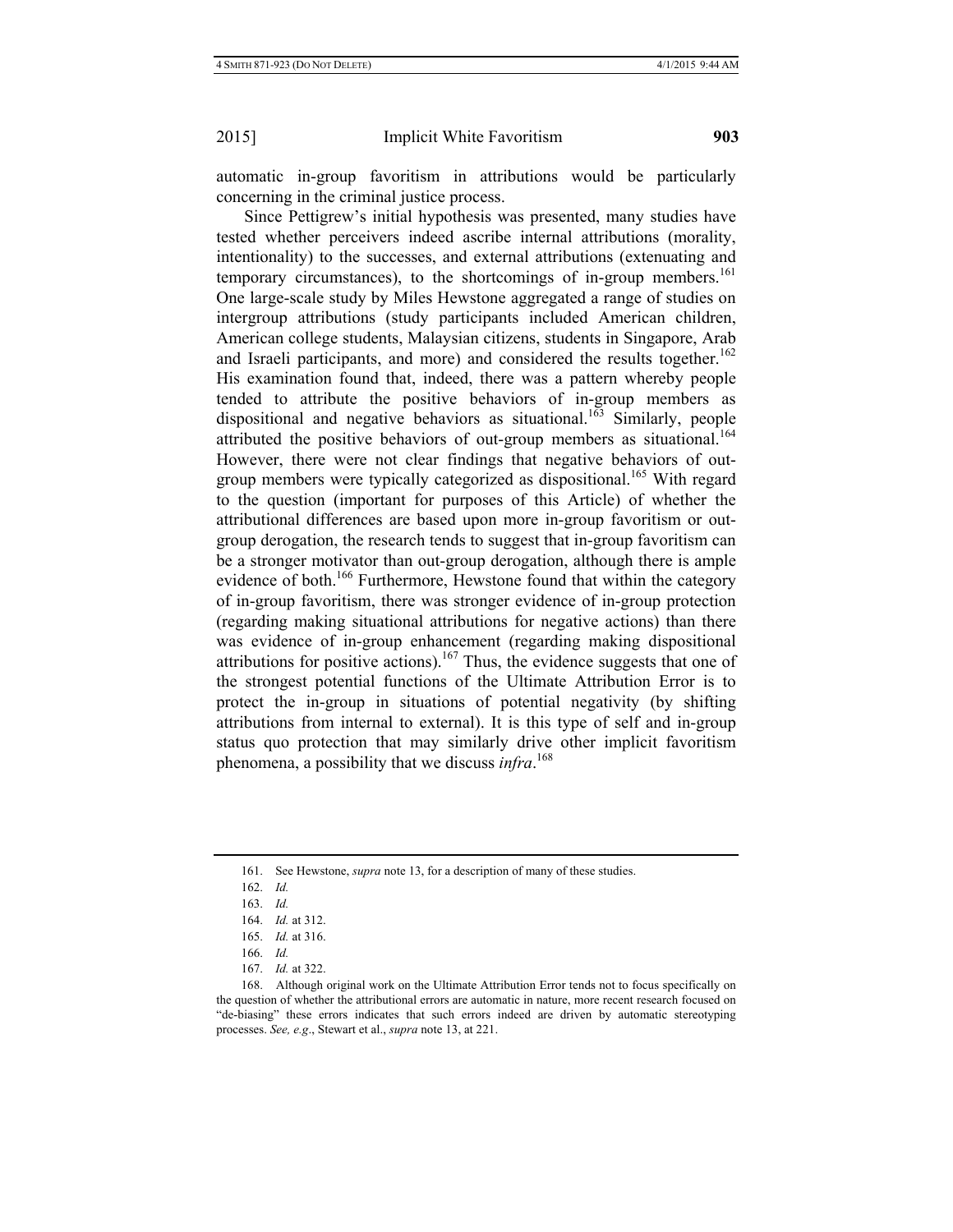automatic in-group favoritism in attributions would be particularly concerning in the criminal justice process.

Since Pettigrew's initial hypothesis was presented, many studies have tested whether perceivers indeed ascribe internal attributions (morality, intentionality) to the successes, and external attributions (extenuating and temporary circumstances), to the shortcomings of in-group members.[161] One large-scale study by Miles Hewstone aggregated a range of studies on intergroup attributions (study participants included American children, American college students, Malaysian citizens, students in Singapore, Arab and Israeli participants, and more) and considered the results together.[162] His examination found that, indeed, there was a pattern whereby people tended to attribute the positive behaviors of in-group members as dispositional and negative behaviors as situational.[163] Similarly, people attributed the positive behaviors of out-group members as situational.[164] However, there were not clear findings that negative behaviors of out-group members were typically categorized as dispositional.[165] With regard to the question (important for purposes of this Article) of whether the attributional differences are based upon more in-group favoritism or out-group derogation, the research tends to suggest that in-group favoritism can be a stronger motivator than out-group derogation, although there is ample evidence of both.[166] Furthermore, Hewstone found that within the category of in-group favoritism, there was stronger evidence of in-group protection (regarding making situational attributions for negative actions) than there was evidence of in-group enhancement (regarding making dispositional attributions for positive actions).[167] Thus, the evidence suggests that one of the strongest potential functions of the Ultimate Attribution Error is to protect the in-group in situations of potential negativity (by shifting attributions from internal to external). It is this type of self and in-group status quo protection that may similarly drive other implicit favoritism phenomena, a possibility that we discuss *infra*.[168]

---

161. See Hewstone, *supra* note 13, for a description of many of these studies.

162. *Id.*

163. *Id.*

164. *Id.* at 312.

165. *Id.* at 316.

166. *Id.*

167. *Id.* at 322.

168. Although original work on the Ultimate Attribution Error tends not to focus specifically on the question of whether the attributional errors are automatic in nature, more recent research focused on "de-biasing" these errors indicates that such errors indeed are driven by automatic stereotyping processes. *See, e.g*., Stewart et al., *supra* note 13, at 221.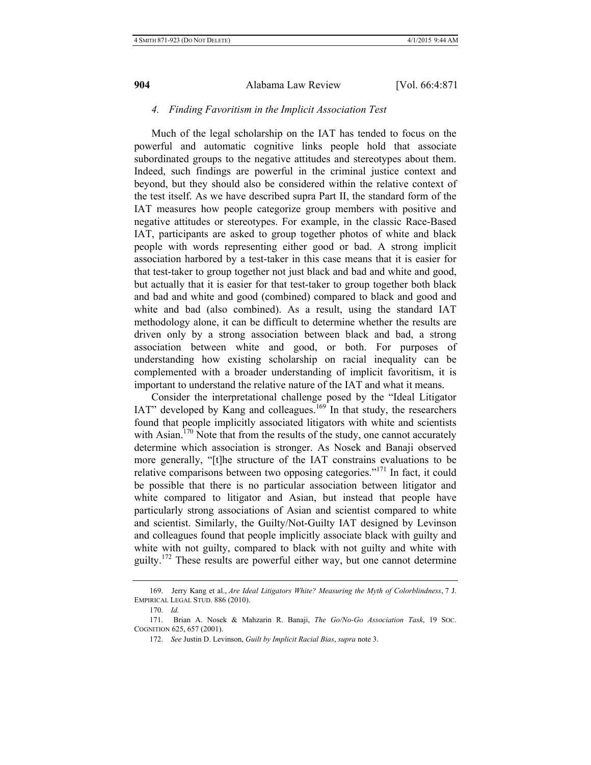### 4. *Finding Favoritism in the Implicit Association Test*

Much of the legal scholarship on the IAT has tended to focus on the powerful and automatic cognitive links people hold that associate subordinated groups to the negative attitudes and stereotypes about them. Indeed, such findings are powerful in the criminal justice context and beyond, but they should also be considered within the relative context of the test itself. As we have described supra Part II, the standard form of the IAT measures how people categorize group members with positive and negative attitudes or stereotypes. For example, in the classic Race-Based IAT, participants are asked to group together photos of white and black people with words representing either good or bad. A strong implicit association harbored by a test-taker in this case means that it is easier for that test-taker to group together not just black and bad and white and good, but actually that it is easier for that test-taker to group together both black and bad and white and good (combined) compared to black and good and white and bad (also combined). As a result, using the standard IAT methodology alone, it can be difficult to determine whether the results are driven only by a strong association between black and bad, a strong association between white and good, or both. For purposes of understanding how existing scholarship on racial inequality can be complemented with a broader understanding of implicit favoritism, it is important to understand the relative nature of the IAT and what it means.

Consider the interpretational challenge posed by the "Ideal Litigator IAT" developed by Kang and colleagues.[169] In that study, the researchers found that people implicitly associated litigators with white and scientists with Asian.[170] Note that from the results of the study, one cannot accurately determine which association is stronger. As Nosek and Banaji observed more generally, "[t]he structure of the IAT constrains evaluations to be relative comparisons between two opposing categories."[171] In fact, it could be possible that there is no particular association between litigator and white compared to litigator and Asian, but instead that people have particularly strong associations of Asian and scientist compared to white and scientist. Similarly, the Guilty/Not-Guilty IAT designed by Levinson and colleagues found that people implicitly associate black with guilty and white with not guilty, compared to black with not guilty and white with guilty.[172] These results are powerful either way, but one cannot determine

169. Jerry Kang et al., *Are Ideal Litigators White? Measuring the Myth of Colorblindness*, 7 J. EMPIRICAL LEGAL STUD. 886 (2010).

170. *Id.*

171. Brian A. Nosek & Mahzarin R. Banaji, *The Go/No-Go Association Task*, 19 SOC. COGNITION 625, 657 (2001).

172. *See* Justin D. Levinson, *Guilt by Implicit Racial Bias*, *supra* note 3.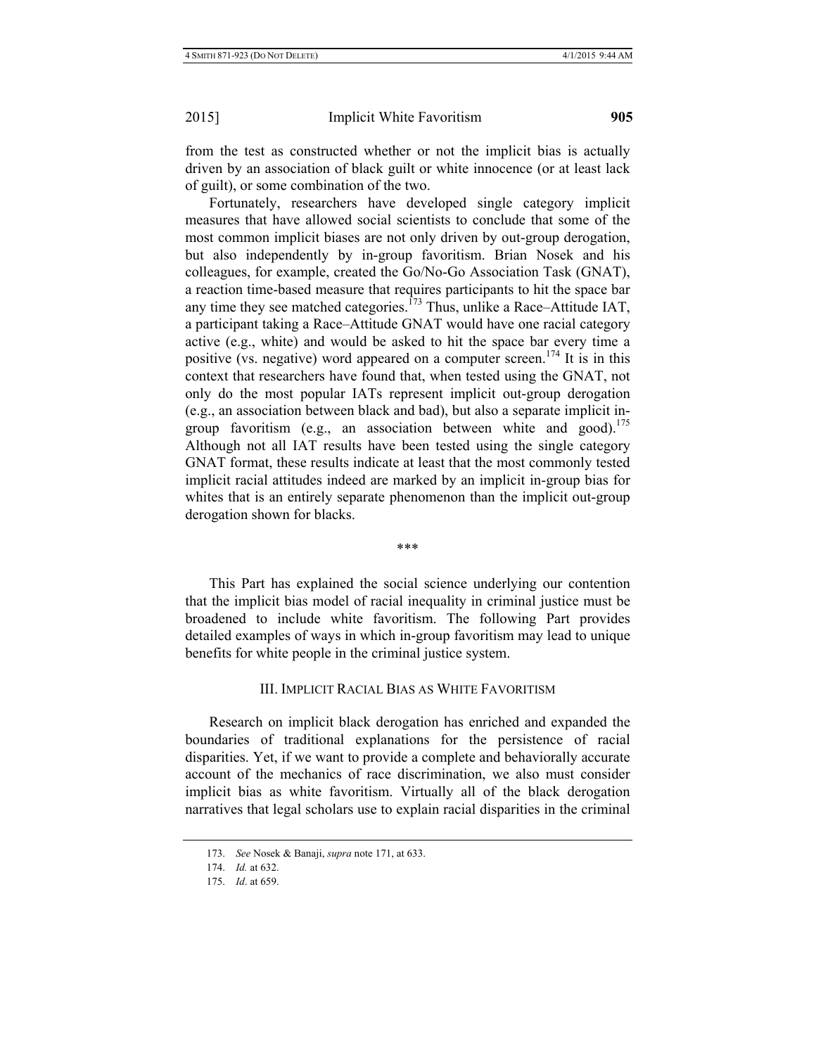from the test as constructed whether or not the implicit bias is actually driven by an association of black guilt or white innocence (or at least lack of guilt), or some combination of the two.

Fortunately, researchers have developed single category implicit measures that have allowed social scientists to conclude that some of the most common implicit biases are not only driven by out-group derogation, but also independently by in-group favoritism. Brian Nosek and his colleagues, for example, created the Go/No-Go Association Task (GNAT), a reaction time-based measure that requires participants to hit the space bar any time they see matched categories.[173] Thus, unlike a Race–Attitude IAT, a participant taking a Race–Attitude GNAT would have one racial category active (e.g., white) and would be asked to hit the space bar every time a positive (vs. negative) word appeared on a computer screen.[174] It is in this context that researchers have found that, when tested using the GNAT, not only do the most popular IATs represent implicit out-group derogation (e.g., an association between black and bad), but also a separate implicit in-group favoritism (e.g., an association between white and good).[175] Although not all IAT results have been tested using the single category GNAT format, these results indicate at least that the most commonly tested implicit racial attitudes indeed are marked by an implicit in-group bias for whites that is an entirely separate phenomenon than the implicit out-group derogation shown for blacks.

\*\*\*

This Part has explained the social science underlying our contention that the implicit bias model of racial inequality in criminal justice must be broadened to include white favoritism. The following Part provides detailed examples of ways in which in-group favoritism may lead to unique benefits for white people in the criminal justice system.

## III. Implicit Racial Bias as White Favoritism

Research on implicit black derogation has enriched and expanded the boundaries of traditional explanations for the persistence of racial disparities. Yet, if we want to provide a complete and behaviorally accurate account of the mechanics of race discrimination, we also must consider implicit bias as white favoritism. Virtually all of the black derogation narratives that legal scholars use to explain racial disparities in the criminal

---

173. *See* Nosek & Banaji, *supra* note 171, at 633.

174. *Id.* at 632.

175. *Id*. at 659.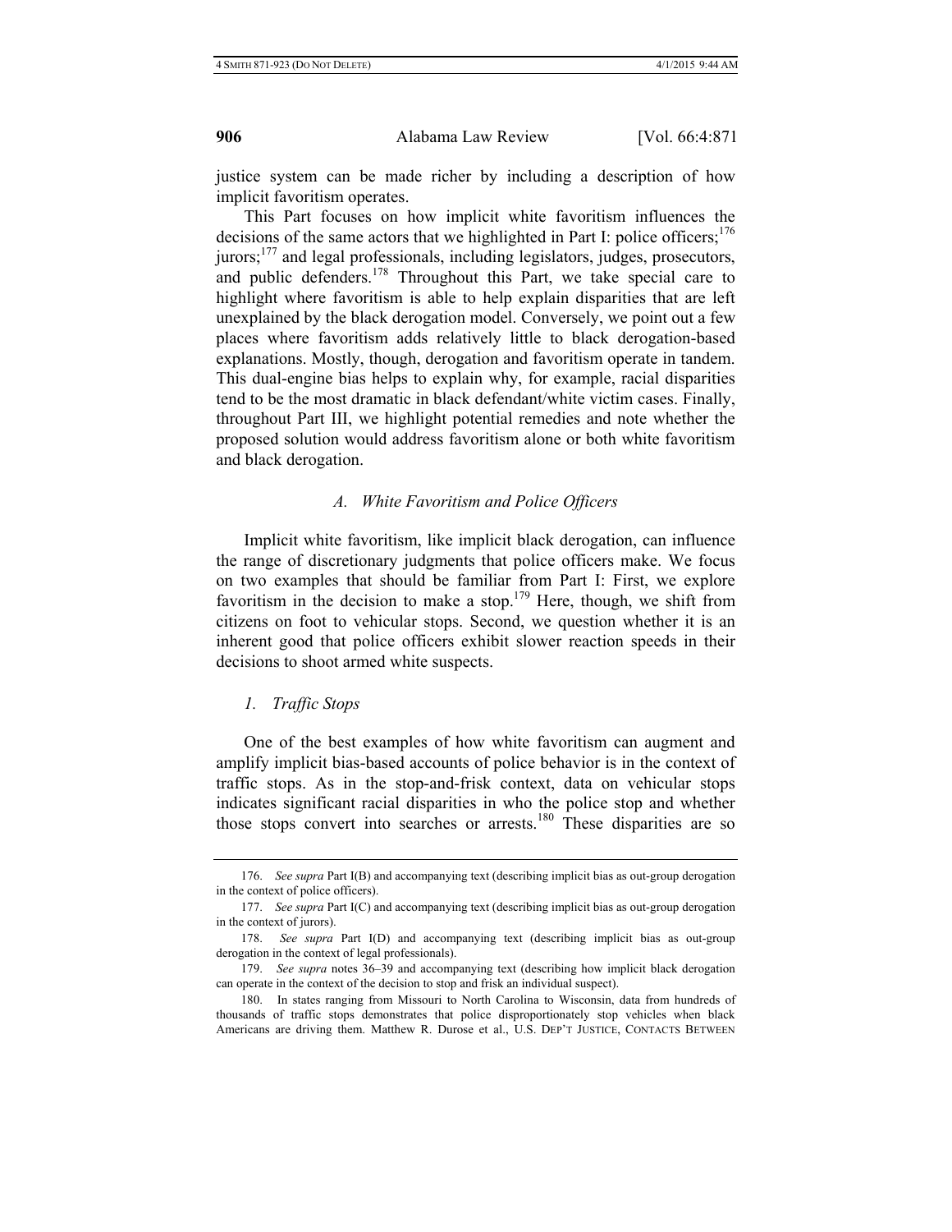justice system can be made richer by including a description of how implicit favoritism operates.

This Part focuses on how implicit white favoritism influences the decisions of the same actors that we highlighted in Part I: police officers;[176] jurors;[177] and legal professionals, including legislators, judges, prosecutors, and public defenders.[178] Throughout this Part, we take special care to highlight where favoritism is able to help explain disparities that are left unexplained by the black derogation model. Conversely, we point out a few places where favoritism adds relatively little to black derogation-based explanations. Mostly, though, derogation and favoritism operate in tandem. This dual-engine bias helps to explain why, for example, racial disparities tend to be the most dramatic in black defendant/white victim cases. Finally, throughout Part III, we highlight potential remedies and note whether the proposed solution would address favoritism alone or both white favoritism and black derogation.

### *A. White Favoritism and Police Officers*

Implicit white favoritism, like implicit black derogation, can influence the range of discretionary judgments that police officers make. We focus on two examples that should be familiar from Part I: First, we explore favoritism in the decision to make a stop.[179] Here, though, we shift from citizens on foot to vehicular stops. Second, we question whether it is an inherent good that police officers exhibit slower reaction speeds in their decisions to shoot armed white suspects.

#### *1. Traffic Stops*

One of the best examples of how white favoritism can augment and amplify implicit bias-based accounts of police behavior is in the context of traffic stops. As in the stop-and-frisk context, data on vehicular stops indicates significant racial disparities in who the police stop and whether those stops convert into searches or arrests.[180] These disparities are so

---

176. *See supra* Part I(B) and accompanying text (describing implicit bias as out-group derogation in the context of police officers).

177. *See supra* Part I(C) and accompanying text (describing implicit bias as out-group derogation in the context of jurors).

178. *See supra* Part I(D) and accompanying text (describing implicit bias as out-group derogation in the context of legal professionals).

179. *See supra* notes 36–39 and accompanying text (describing how implicit black derogation can operate in the context of the decision to stop and frisk an individual suspect).

180. In states ranging from Missouri to North Carolina to Wisconsin, data from hundreds of thousands of traffic stops demonstrates that police disproportionately stop vehicles when black Americans are driving them. Matthew R. Durose et al., U.S. DEP'T JUSTICE, CONTACTS BETWEEN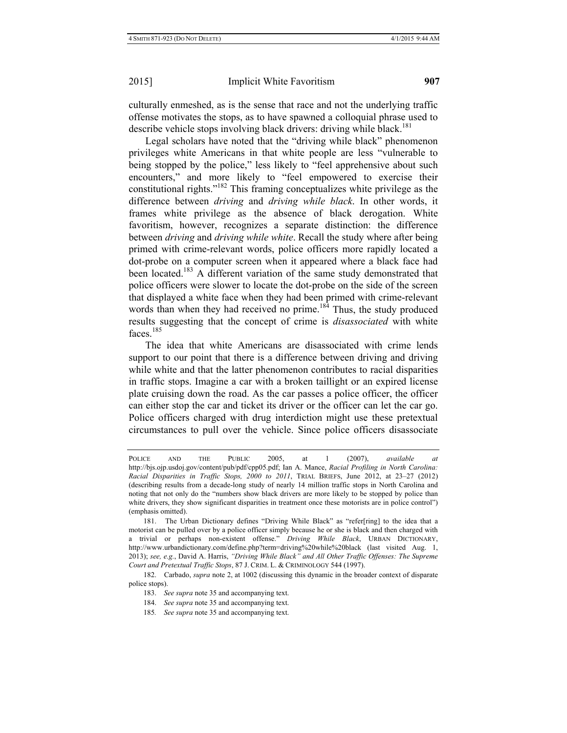culturally enmeshed, as is the sense that race and not the underlying traffic offense motivates the stops, as to have spawned a colloquial phrase used to describe vehicle stops involving black drivers: driving while black.[181]

Legal scholars have noted that the "driving while black" phenomenon privileges white Americans in that white people are less "vulnerable to being stopped by the police," less likely to "feel apprehensive about such encounters," and more likely to "feel empowered to exercise their constitutional rights."[182] This framing conceptualizes white privilege as the difference between *driving* and *driving while black*. In other words, it frames white privilege as the absence of black derogation. White favoritism, however, recognizes a separate distinction: the difference between *driving* and *driving while white*. Recall the study where after being primed with crime-relevant words, police officers more rapidly located a dot-probe on a computer screen when it appeared where a black face had been located.[183] A different variation of the same study demonstrated that police officers were slower to locate the dot-probe on the side of the screen that displayed a white face when they had been primed with crime-relevant words than when they had received no prime.[184] Thus, the study produced results suggesting that the concept of crime is *disassociated* with white faces.[185]

The idea that white Americans are disassociated with crime lends support to our point that there is a difference between driving and driving while white and that the latter phenomenon contributes to racial disparities in traffic stops. Imagine a car with a broken taillight or an expired license plate cruising down the road. As the car passes a police officer, the officer can either stop the car and ticket its driver or the officer can let the car go. Police officers charged with drug interdiction might use these pretextual circumstances to pull over the vehicle. Since police officers disassociate

---

POLICE AND THE PUBLIC 2005, at 1 (2007), *available at* http://bjs.ojp.usdoj.gov/content/pub/pdf/cpp05.pdf; Ian A. Mance, *Racial Profiling in North Carolina: Racial Disparities in Traffic Stops, 2000 to 2011*, TRIAL BRIEFS, June 2012, at 23–27 (2012) (describing results from a decade-long study of nearly 14 million traffic stops in North Carolina and noting that not only do the "numbers show black drivers are more likely to be stopped by police than white drivers, they show significant disparities in treatment once these motorists are in police control") (emphasis omitted).

181. The Urban Dictionary defines "Driving While Black" as "refer[ring] to the idea that a motorist can be pulled over by a police officer simply because he or she is black and then charged with a trivial or perhaps non-existent offense." *Driving While Black*, URBAN DICTIONARY, http://www.urbandictionary.com/define.php?term=driving%20while%20black (last visited Aug. 1, 2013); *see, e.g.*, David A. Harris, *"Driving While Black" and All Other Traffic Offenses: The Supreme Court and Pretextual Traffic Stops*, 87 J. CRIM. L. & CRIMINOLOGY 544 (1997).

182. Carbado, *supra* note 2, at 1002 (discussing this dynamic in the broader context of disparate police stops).

183. *See supra* note 35 and accompanying text.

184. *See supra* note 35 and accompanying text.

185. *See supra* note 35 and accompanying text.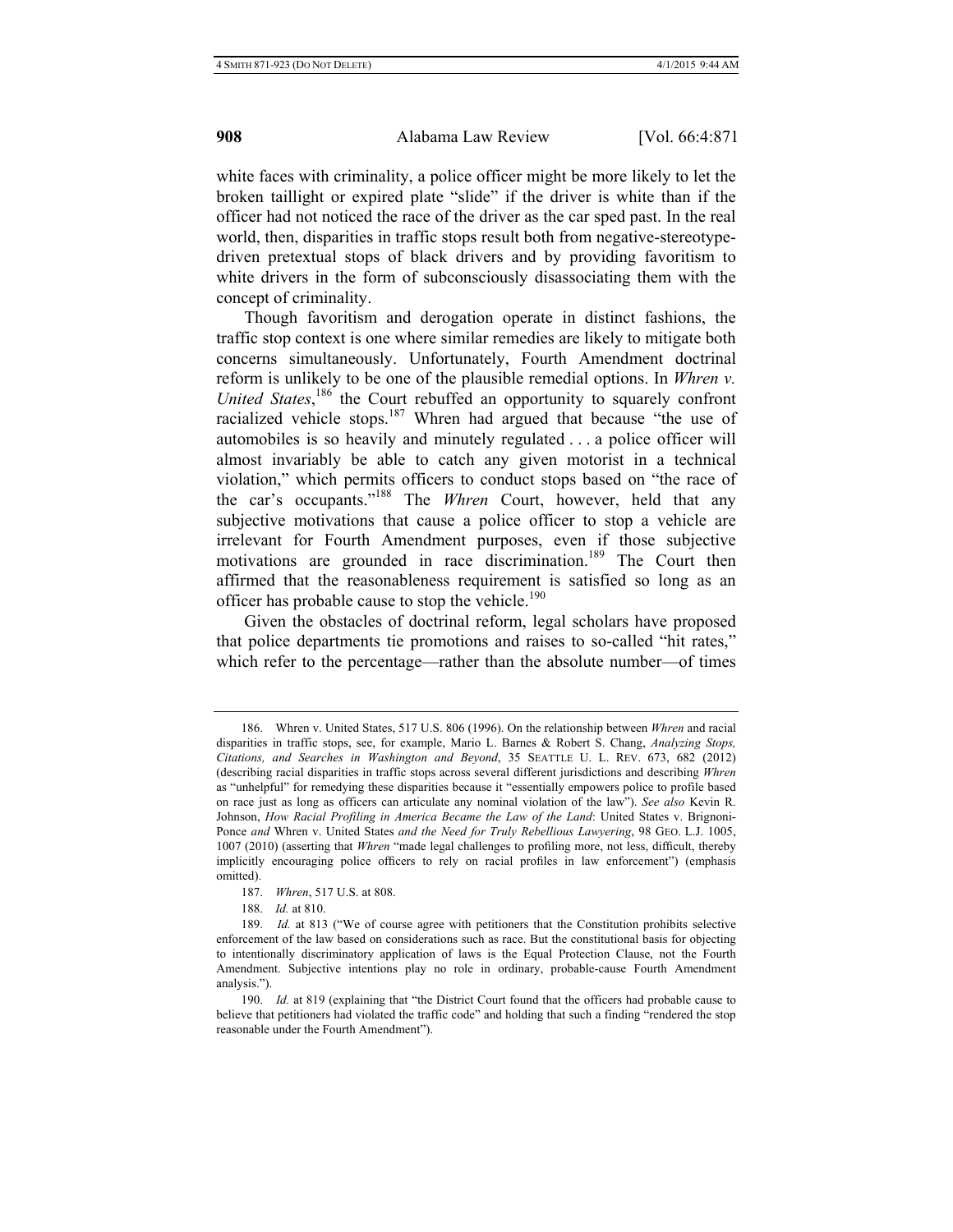white faces with criminality, a police officer might be more likely to let the broken taillight or expired plate "slide" if the driver is white than if the officer had not noticed the race of the driver as the car sped past. In the real world, then, disparities in traffic stops result both from negative-stereotype-driven pretextual stops of black drivers and by providing favoritism to white drivers in the form of subconsciously disassociating them with the concept of criminality.

Though favoritism and derogation operate in distinct fashions, the traffic stop context is one where similar remedies are likely to mitigate both concerns simultaneously. Unfortunately, Fourth Amendment doctrinal reform is unlikely to be one of the plausible remedial options. In *Whren v. United States*,[186] the Court rebuffed an opportunity to squarely confront racialized vehicle stops.[187] Whren had argued that because "the use of automobiles is so heavily and minutely regulated . . . a police officer will almost invariably be able to catch any given motorist in a technical violation," which permits officers to conduct stops based on "the race of the car's occupants."[188] The *Whren* Court, however, held that any subjective motivations that cause a police officer to stop a vehicle are irrelevant for Fourth Amendment purposes, even if those subjective motivations are grounded in race discrimination.[189] The Court then affirmed that the reasonableness requirement is satisfied so long as an officer has probable cause to stop the vehicle.[190]

Given the obstacles of doctrinal reform, legal scholars have proposed that police departments tie promotions and raises to so-called "hit rates," which refer to the percentage—rather than the absolute number—of times

---

186. Whren v. United States, 517 U.S. 806 (1996). On the relationship between *Whren* and racial disparities in traffic stops, see, for example, Mario L. Barnes & Robert S. Chang, *Analyzing Stops, Citations, and Searches in Washington and Beyond*, 35 SEATTLE U. L. REV. 673, 682 (2012) (describing racial disparities in traffic stops across several different jurisdictions and describing *Whren* as "unhelpful" for remedying these disparities because it "essentially empowers police to profile based on race just as long as officers can articulate any nominal violation of the law"). *See also* Kevin R. Johnson, *How Racial Profiling in America Became the Law of the Land*: United States v. Brignoni-Ponce *and* Whren v. United States *and the Need for Truly Rebellious Lawyering*, 98 GEO. L.J. 1005, 1007 (2010) (asserting that *Whren* "made legal challenges to profiling more, not less, difficult, thereby implicitly encouraging police officers to rely on racial profiles in law enforcement") (emphasis omitted).

187. *Whren*, 517 U.S. at 808.

188. *Id.* at 810.

189. *Id.* at 813 ("We of course agree with petitioners that the Constitution prohibits selective enforcement of the law based on considerations such as race. But the constitutional basis for objecting to intentionally discriminatory application of laws is the Equal Protection Clause, not the Fourth Amendment. Subjective intentions play no role in ordinary, probable-cause Fourth Amendment analysis.").

190. *Id.* at 819 (explaining that "the District Court found that the officers had probable cause to believe that petitioners had violated the traffic code" and holding that such a finding "rendered the stop reasonable under the Fourth Amendment").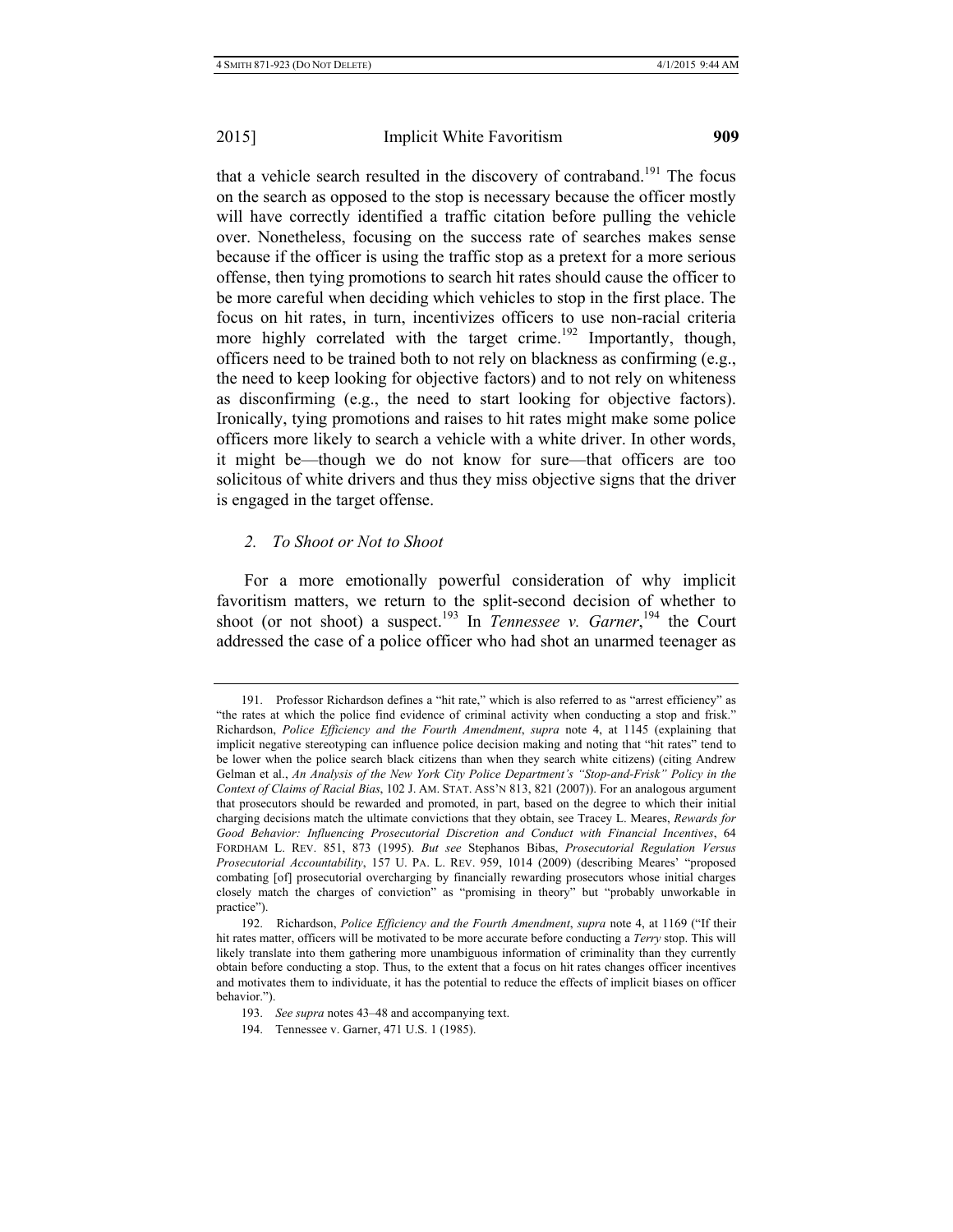that a vehicle search resulted in the discovery of contraband.[191] The focus on the search as opposed to the stop is necessary because the officer mostly will have correctly identified a traffic citation before pulling the vehicle over. Nonetheless, focusing on the success rate of searches makes sense because if the officer is using the traffic stop as a pretext for a more serious offense, then tying promotions to search hit rates should cause the officer to be more careful when deciding which vehicles to stop in the first place. The focus on hit rates, in turn, incentivizes officers to use non-racial criteria more highly correlated with the target crime.[192] Importantly, though, officers need to be trained both to not rely on blackness as confirming (e.g., the need to keep looking for objective factors) and to not rely on whiteness as disconfirming (e.g., the need to start looking for objective factors). Ironically, tying promotions and raises to hit rates might make some police officers more likely to search a vehicle with a white driver. In other words, it might be—though we do not know for sure—that officers are too solicitous of white drivers and thus they miss objective signs that the driver is engaged in the target offense.

### *2. To Shoot or Not to Shoot*

For a more emotionally powerful consideration of why implicit favoritism matters, we return to the split-second decision of whether to shoot (or not shoot) a suspect.[193] In *Tennessee v. Garner*,[194] the Court addressed the case of a police officer who had shot an unarmed teenager as

---

191. Professor Richardson defines a "hit rate," which is also referred to as "arrest efficiency" as "the rates at which the police find evidence of criminal activity when conducting a stop and frisk." Richardson, *Police Efficiency and the Fourth Amendment*, *supra* note 4, at 1145 (explaining that implicit negative stereotyping can influence police decision making and noting that "hit rates" tend to be lower when the police search black citizens than when they search white citizens) (citing Andrew Gelman et al., *An Analysis of the New York City Police Department's "Stop-and-Frisk" Policy in the Context of Claims of Racial Bias*, 102 J. AM. STAT. ASS'N 813, 821 (2007)). For an analogous argument that prosecutors should be rewarded and promoted, in part, based on the degree to which their initial charging decisions match the ultimate convictions that they obtain, see Tracey L. Meares, *Rewards for Good Behavior: Influencing Prosecutorial Discretion and Conduct with Financial Incentives*, 64 FORDHAM L. REV. 851, 873 (1995). *But see* Stephanos Bibas, *Prosecutorial Regulation Versus Prosecutorial Accountability*, 157 U. PA. L. REV. 959, 1014 (2009) (describing Meares' "proposed combating [of] prosecutorial overcharging by financially rewarding prosecutors whose initial charges closely match the charges of conviction" as "promising in theory" but "probably unworkable in practice").

192. Richardson, *Police Efficiency and the Fourth Amendment*, *supra* note 4, at 1169 ("If their hit rates matter, officers will be motivated to be more accurate before conducting a *Terry* stop. This will likely translate into them gathering more unambiguous information of criminality than they currently obtain before conducting a stop. Thus, to the extent that a focus on hit rates changes officer incentives and motivates them to individuate, it has the potential to reduce the effects of implicit biases on officer behavior.").

193. *See supra* notes 43–48 and accompanying text.

194. Tennessee v. Garner, 471 U.S. 1 (1985).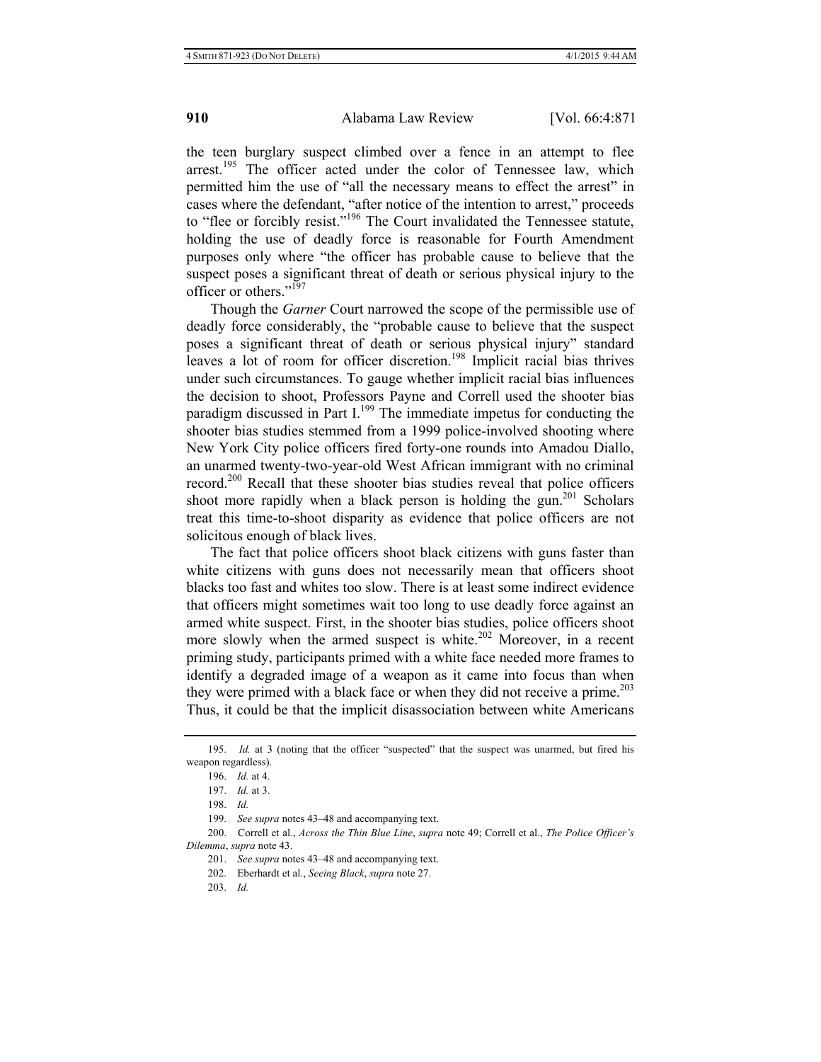the teen burglary suspect climbed over a fence in an attempt to flee arrest.[195] The officer acted under the color of Tennessee law, which permitted him the use of "all the necessary means to effect the arrest" in cases where the defendant, "after notice of the intention to arrest," proceeds to "flee or forcibly resist."[196] The Court invalidated the Tennessee statute, holding the use of deadly force is reasonable for Fourth Amendment purposes only where "the officer has probable cause to believe that the suspect poses a significant threat of death or serious physical injury to the officer or others."[197]

Though the *Garner* Court narrowed the scope of the permissible use of deadly force considerably, the "probable cause to believe that the suspect poses a significant threat of death or serious physical injury" standard leaves a lot of room for officer discretion.[198] Implicit racial bias thrives under such circumstances. To gauge whether implicit racial bias influences the decision to shoot, Professors Payne and Correll used the shooter bias paradigm discussed in Part I.[199] The immediate impetus for conducting the shooter bias studies stemmed from a 1999 police-involved shooting where New York City police officers fired forty-one rounds into Amadou Diallo, an unarmed twenty-two-year-old West African immigrant with no criminal record.[200] Recall that these shooter bias studies reveal that police officers shoot more rapidly when a black person is holding the gun.[201] Scholars treat this time-to-shoot disparity as evidence that police officers are not solicitous enough of black lives.

The fact that police officers shoot black citizens with guns faster than white citizens with guns does not necessarily mean that officers shoot blacks too fast and whites too slow. There is at least some indirect evidence that officers might sometimes wait too long to use deadly force against an armed white suspect. First, in the shooter bias studies, police officers shoot more slowly when the armed suspect is white.[202] Moreover, in a recent priming study, participants primed with a white face needed more frames to identify a degraded image of a weapon as it came into focus than when they were primed with a black face or when they did not receive a prime.[203] Thus, it could be that the implicit disassociation between white Americans

---

195. *Id.* at 3 (noting that the officer "suspected" that the suspect was unarmed, but fired his weapon regardless).

196. *Id.* at 4.

197. *Id.* at 3.

198. *Id.*

199. *See supra* notes 43–48 and accompanying text.

200. Correll et al., *Across the Thin Blue Line*, *supra* note 49; Correll et al., *The Police Officer's Dilemma*, *supra* note 43.

201. *See supra* notes 43–48 and accompanying text.

202. Eberhardt et al., *Seeing Black*, *supra* note 27.

203. *Id.*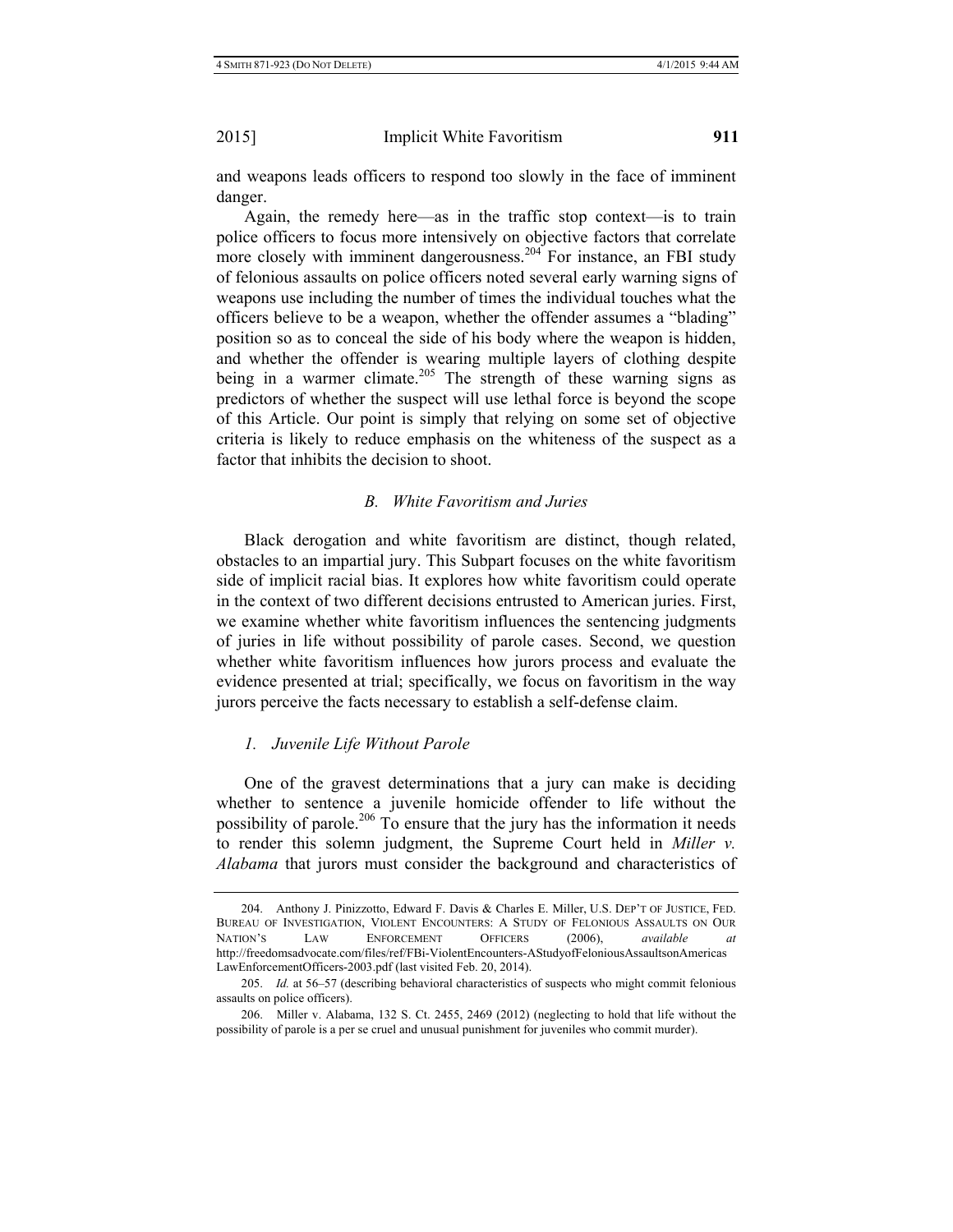and weapons leads officers to respond too slowly in the face of imminent danger.

Again, the remedy here—as in the traffic stop context—is to train police officers to focus more intensively on objective factors that correlate more closely with imminent dangerousness.[204] For instance, an FBI study of felonious assaults on police officers noted several early warning signs of weapons use including the number of times the individual touches what the officers believe to be a weapon, whether the offender assumes a "blading" position so as to conceal the side of his body where the weapon is hidden, and whether the offender is wearing multiple layers of clothing despite being in a warmer climate.[205] The strength of these warning signs as predictors of whether the suspect will use lethal force is beyond the scope of this Article. Our point is simply that relying on some set of objective criteria is likely to reduce emphasis on the whiteness of the suspect as a factor that inhibits the decision to shoot.

### *B. White Favoritism and Juries*

Black derogation and white favoritism are distinct, though related, obstacles to an impartial jury. This Subpart focuses on the white favoritism side of implicit racial bias. It explores how white favoritism could operate in the context of two different decisions entrusted to American juries. First, we examine whether white favoritism influences the sentencing judgments of juries in life without possibility of parole cases. Second, we question whether white favoritism influences how jurors process and evaluate the evidence presented at trial; specifically, we focus on favoritism in the way jurors perceive the facts necessary to establish a self-defense claim.

#### *1. Juvenile Life Without Parole*

One of the gravest determinations that a jury can make is deciding whether to sentence a juvenile homicide offender to life without the possibility of parole.[206] To ensure that the jury has the information it needs to render this solemn judgment, the Supreme Court held in *Miller v. Alabama* that jurors must consider the background and characteristics of

---

204. Anthony J. Pinizzotto, Edward F. Davis & Charles E. Miller, U.S. DEP'T OF JUSTICE, FED. BUREAU OF INVESTIGATION, VIOLENT ENCOUNTERS: A STUDY OF FELONIOUS ASSAULTS ON OUR NATION'S LAW ENFORCEMENT OFFICERS (2006), *available at* http://freedomsadvocate.com/files/ref/FBi-ViolentEncounters-AStudyofFeloniousAssaultsonAmericasLawEnforcementOfficers-2003.pdf (last visited Feb. 20, 2014).

205. *Id.* at 56–57 (describing behavioral characteristics of suspects who might commit felonious assaults on police officers).

206. Miller v. Alabama, 132 S. Ct. 2455, 2469 (2012) (neglecting to hold that life without the possibility of parole is a per se cruel and unusual punishment for juveniles who commit murder).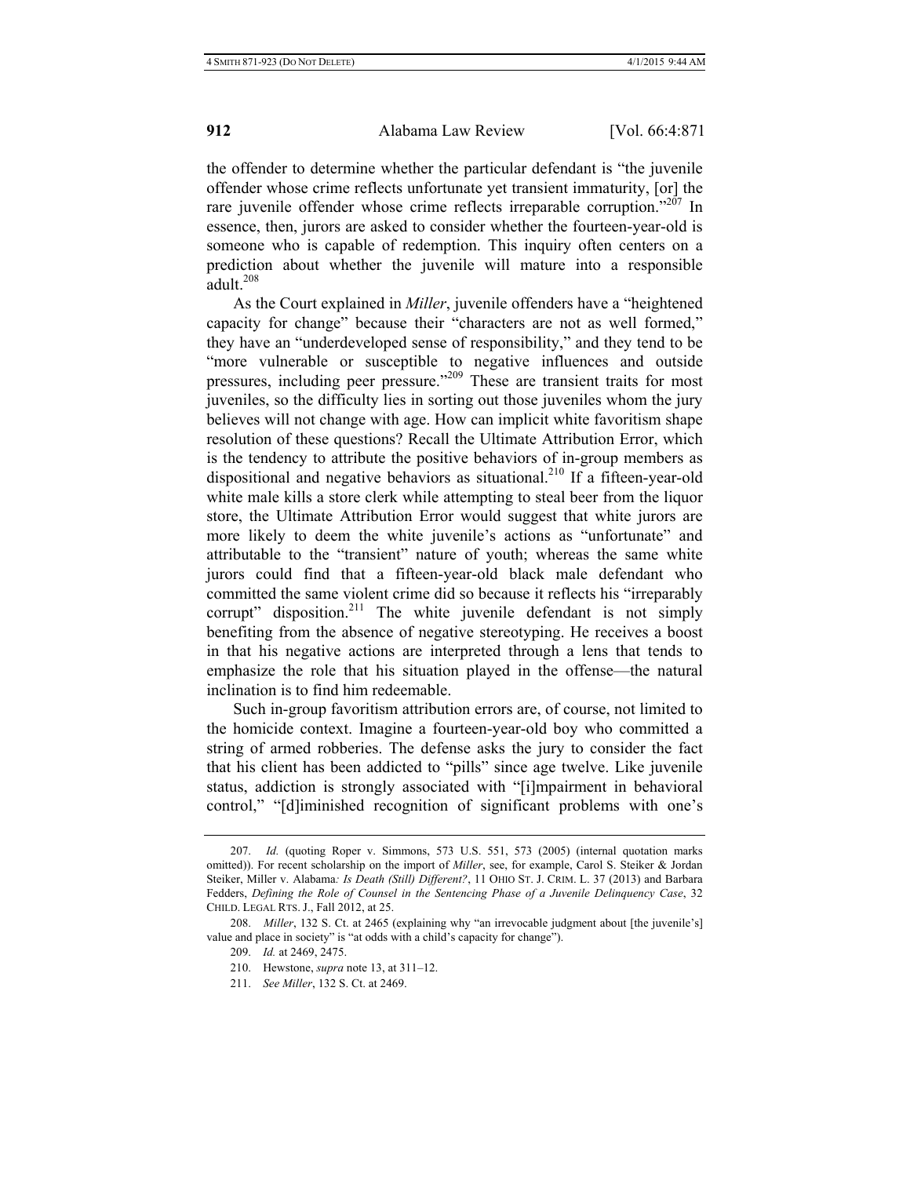the offender to determine whether the particular defendant is "the juvenile offender whose crime reflects unfortunate yet transient immaturity, [or] the rare juvenile offender whose crime reflects irreparable corruption."[207] In essence, then, jurors are asked to consider whether the fourteen-year-old is someone who is capable of redemption. This inquiry often centers on a prediction about whether the juvenile will mature into a responsible adult.[208]

As the Court explained in *Miller*, juvenile offenders have a "heightened capacity for change" because their "characters are not as well formed," they have an "underdeveloped sense of responsibility," and they tend to be "more vulnerable or susceptible to negative influences and outside pressures, including peer pressure."[209] These are transient traits for most juveniles, so the difficulty lies in sorting out those juveniles whom the jury believes will not change with age. How can implicit white favoritism shape resolution of these questions? Recall the Ultimate Attribution Error, which is the tendency to attribute the positive behaviors of in-group members as dispositional and negative behaviors as situational.[210] If a fifteen-year-old white male kills a store clerk while attempting to steal beer from the liquor store, the Ultimate Attribution Error would suggest that white jurors are more likely to deem the white juvenile's actions as "unfortunate" and attributable to the "transient" nature of youth; whereas the same white jurors could find that a fifteen-year-old black male defendant who committed the same violent crime did so because it reflects his "irreparably corrupt" disposition.[211] The white juvenile defendant is not simply benefiting from the absence of negative stereotyping. He receives a boost in that his negative actions are interpreted through a lens that tends to emphasize the role that his situation played in the offense—the natural inclination is to find him redeemable.

Such in-group favoritism attribution errors are, of course, not limited to the homicide context. Imagine a fourteen-year-old boy who committed a string of armed robberies. The defense asks the jury to consider the fact that his client has been addicted to "pills" since age twelve. Like juvenile status, addiction is strongly associated with "[i]mpairment in behavioral control," "[d]iminished recognition of significant problems with one's

---

207. *Id.* (quoting Roper v. Simmons, 573 U.S. 551, 573 (2005) (internal quotation marks omitted)). For recent scholarship on the import of *Miller*, see, for example, Carol S. Steiker & Jordan Steiker, Miller v. Alabama*: Is Death (Still) Different?*, 11 OHIO ST. J. CRIM. L. 37 (2013) and Barbara Fedders, *Defining the Role of Counsel in the Sentencing Phase of a Juvenile Delinquency Case*, 32 CHILD. LEGAL RTS. J., Fall 2012, at 25.

208. *Miller*, 132 S. Ct. at 2465 (explaining why "an irrevocable judgment about [the juvenile's] value and place in society" is "at odds with a child's capacity for change").

209. *Id.* at 2469, 2475.

210. Hewstone, *supra* note 13, at 311–12.

211. *See Miller*, 132 S. Ct. at 2469.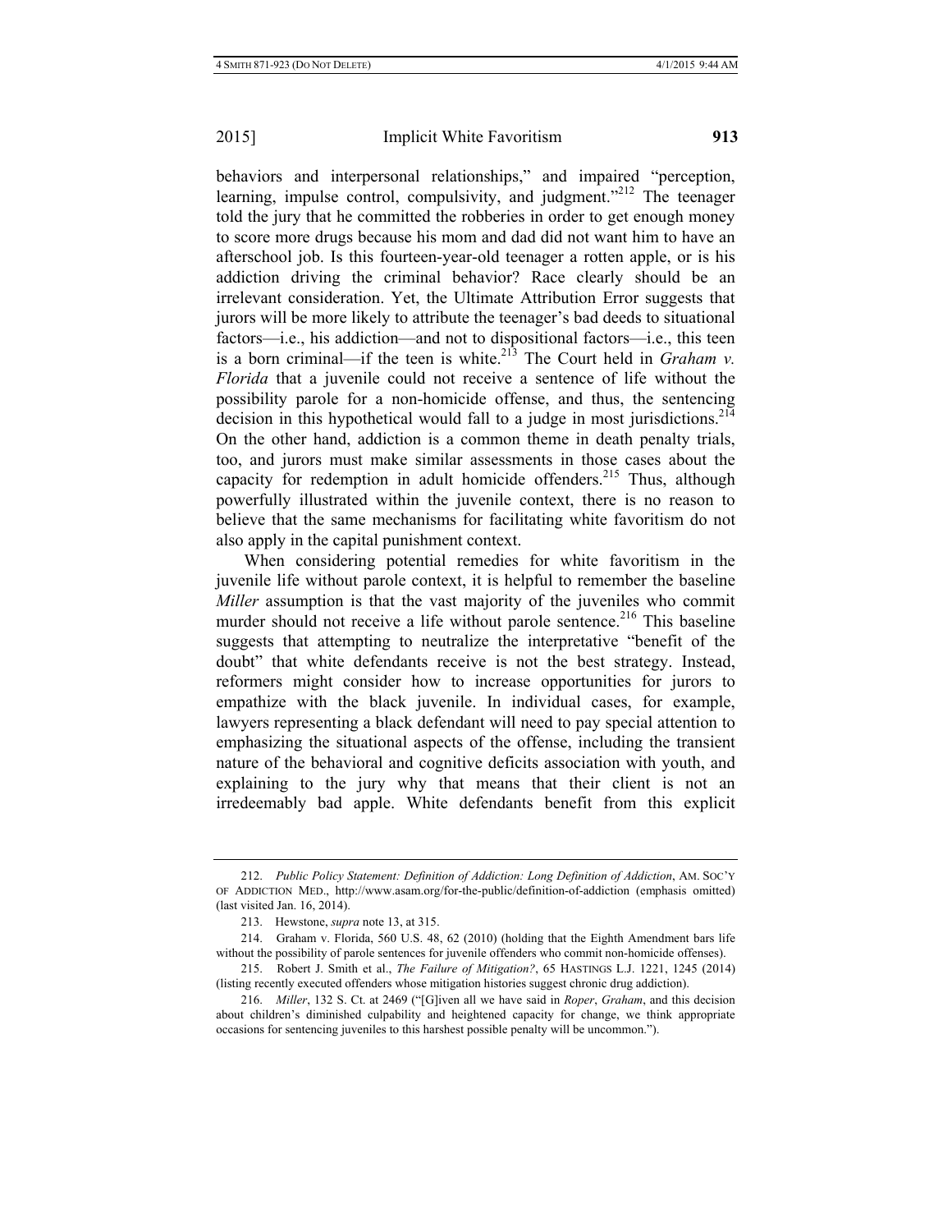behaviors and interpersonal relationships," and impaired "perception, learning, impulse control, compulsivity, and judgment."[212] The teenager told the jury that he committed the robberies in order to get enough money to score more drugs because his mom and dad did not want him to have an afterschool job. Is this fourteen-year-old teenager a rotten apple, or is his addiction driving the criminal behavior? Race clearly should be an irrelevant consideration. Yet, the Ultimate Attribution Error suggests that jurors will be more likely to attribute the teenager's bad deeds to situational factors—i.e., his addiction—and not to dispositional factors—i.e., this teen is a born criminal—if the teen is white.[213] The Court held in *Graham v. Florida* that a juvenile could not receive a sentence of life without the possibility parole for a non-homicide offense, and thus, the sentencing decision in this hypothetical would fall to a judge in most jurisdictions.[214] On the other hand, addiction is a common theme in death penalty trials, too, and jurors must make similar assessments in those cases about the capacity for redemption in adult homicide offenders.[215] Thus, although powerfully illustrated within the juvenile context, there is no reason to believe that the same mechanisms for facilitating white favoritism do not also apply in the capital punishment context.

When considering potential remedies for white favoritism in the juvenile life without parole context, it is helpful to remember the baseline *Miller* assumption is that the vast majority of the juveniles who commit murder should not receive a life without parole sentence.[216] This baseline suggests that attempting to neutralize the interpretative "benefit of the doubt" that white defendants receive is not the best strategy. Instead, reformers might consider how to increase opportunities for jurors to empathize with the black juvenile. In individual cases, for example, lawyers representing a black defendant will need to pay special attention to emphasizing the situational aspects of the offense, including the transient nature of the behavioral and cognitive deficits association with youth, and explaining to the jury why that means that their client is not an irredeemably bad apple. White defendants benefit from this explicit

---

212. *Public Policy Statement: Definition of Addiction: Long Definition of Addiction*, AM. SOC'Y OF ADDICTION MED., http://www.asam.org/for-the-public/definition-of-addiction (emphasis omitted) (last visited Jan. 16, 2014).

213. Hewstone, *supra* note 13, at 315.

214. Graham v. Florida, 560 U.S. 48, 62 (2010) (holding that the Eighth Amendment bars life without the possibility of parole sentences for juvenile offenders who commit non-homicide offenses).

215. Robert J. Smith et al., *The Failure of Mitigation?*, 65 HASTINGS L.J. 1221, 1245 (2014) (listing recently executed offenders whose mitigation histories suggest chronic drug addiction).

216. *Miller*, 132 S. Ct. at 2469 ("[G]iven all we have said in *Roper*, *Graham*, and this decision about children's diminished culpability and heightened capacity for change, we think appropriate occasions for sentencing juveniles to this harshest possible penalty will be uncommon.").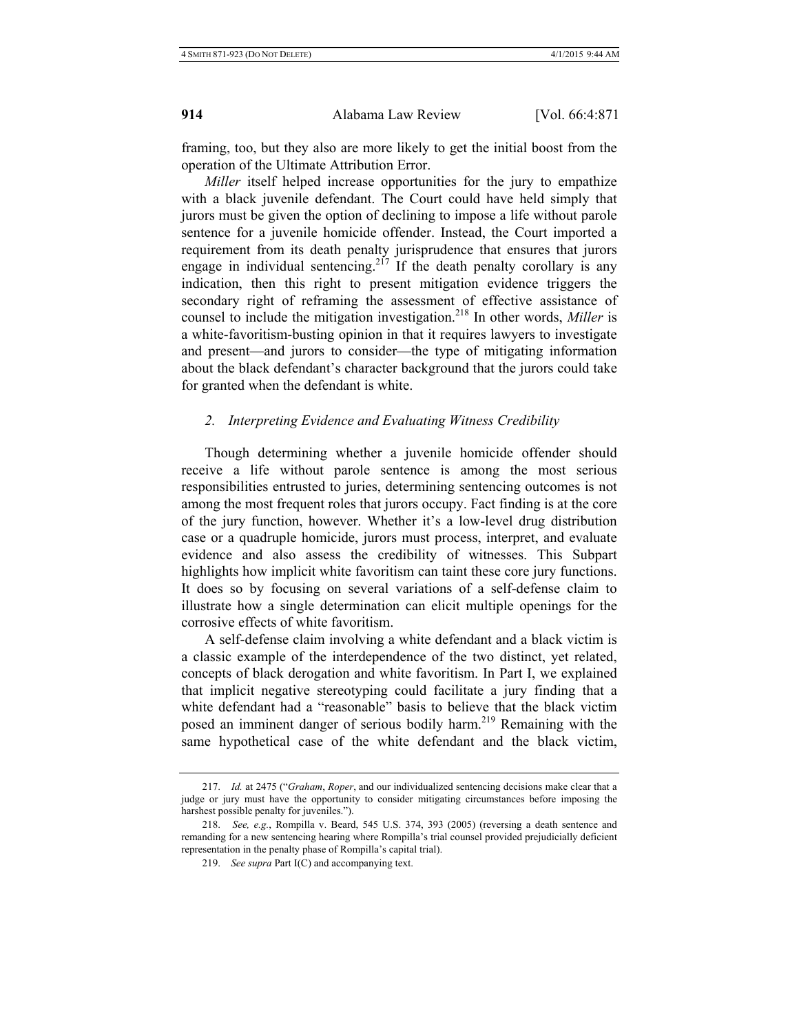framing, too, but they also are more likely to get the initial boost from the operation of the Ultimate Attribution Error.

*Miller* itself helped increase opportunities for the jury to empathize with a black juvenile defendant. The Court could have held simply that jurors must be given the option of declining to impose a life without parole sentence for a juvenile homicide offender. Instead, the Court imported a requirement from its death penalty jurisprudence that ensures that jurors engage in individual sentencing.[217] If the death penalty corollary is any indication, then this right to present mitigation evidence triggers the secondary right of reframing the assessment of effective assistance of counsel to include the mitigation investigation.[218] In other words, *Miller* is a white-favoritism-busting opinion in that it requires lawyers to investigate and present—and jurors to consider—the type of mitigating information about the black defendant's character background that the jurors could take for granted when the defendant is white.

### *2. Interpreting Evidence and Evaluating Witness Credibility*

Though determining whether a juvenile homicide offender should receive a life without parole sentence is among the most serious responsibilities entrusted to juries, determining sentencing outcomes is not among the most frequent roles that jurors occupy. Fact finding is at the core of the jury function, however. Whether it's a low-level drug distribution case or a quadruple homicide, jurors must process, interpret, and evaluate evidence and also assess the credibility of witnesses. This Subpart highlights how implicit white favoritism can taint these core jury functions. It does so by focusing on several variations of a self-defense claim to illustrate how a single determination can elicit multiple openings for the corrosive effects of white favoritism.

A self-defense claim involving a white defendant and a black victim is a classic example of the interdependence of the two distinct, yet related, concepts of black derogation and white favoritism. In Part I, we explained that implicit negative stereotyping could facilitate a jury finding that a white defendant had a "reasonable" basis to believe that the black victim posed an imminent danger of serious bodily harm.[219] Remaining with the same hypothetical case of the white defendant and the black victim,

---

217. *Id.* at 2475 ("*Graham*, *Roper*, and our individualized sentencing decisions make clear that a judge or jury must have the opportunity to consider mitigating circumstances before imposing the harshest possible penalty for juveniles.").

218. *See, e.g.*, Rompilla v. Beard, 545 U.S. 374, 393 (2005) (reversing a death sentence and remanding for a new sentencing hearing where Rompilla's trial counsel provided prejudicially deficient representation in the penalty phase of Rompilla's capital trial).

219. *See supra* Part I(C) and accompanying text.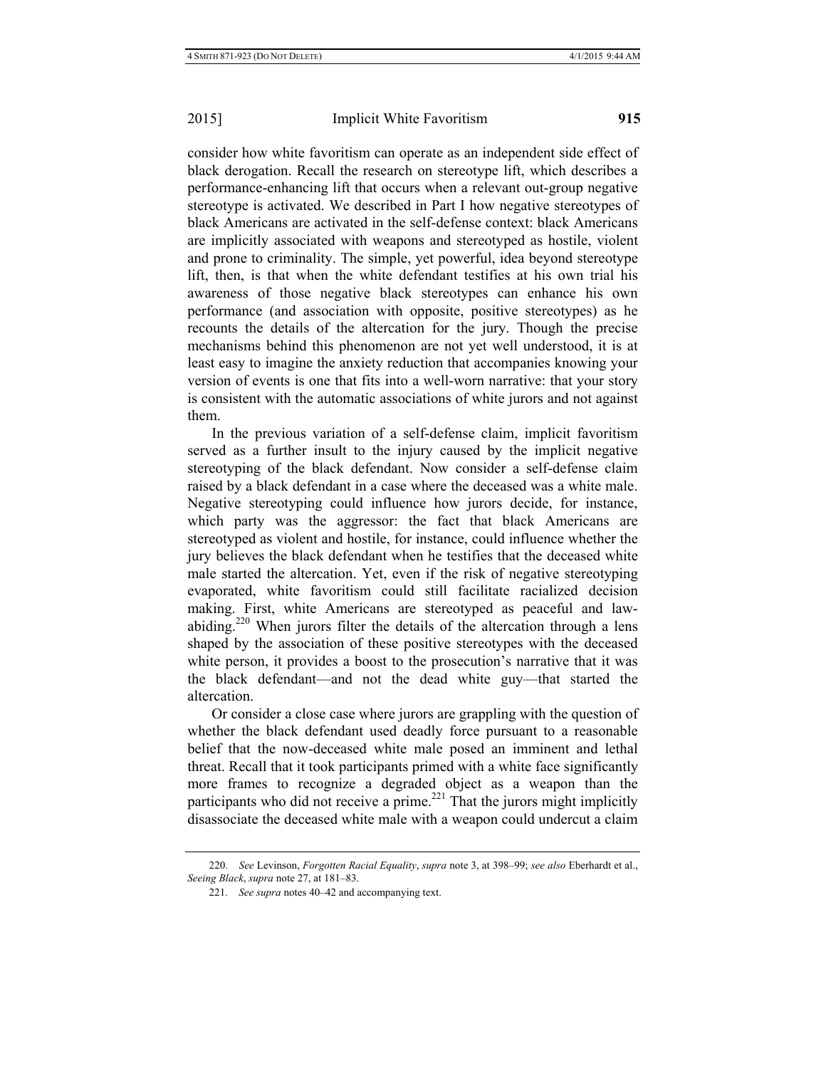consider how white favoritism can operate as an independent side effect of black derogation. Recall the research on stereotype lift, which describes a performance-enhancing lift that occurs when a relevant out-group negative stereotype is activated. We described in Part I how negative stereotypes of black Americans are activated in the self-defense context: black Americans are implicitly associated with weapons and stereotyped as hostile, violent and prone to criminality. The simple, yet powerful, idea beyond stereotype lift, then, is that when the white defendant testifies at his own trial his awareness of those negative black stereotypes can enhance his own performance (and association with opposite, positive stereotypes) as he recounts the details of the altercation for the jury. Though the precise mechanisms behind this phenomenon are not yet well understood, it is at least easy to imagine the anxiety reduction that accompanies knowing your version of events is one that fits into a well-worn narrative: that your story is consistent with the automatic associations of white jurors and not against them.

In the previous variation of a self-defense claim, implicit favoritism served as a further insult to the injury caused by the implicit negative stereotyping of the black defendant. Now consider a self-defense claim raised by a black defendant in a case where the deceased was a white male. Negative stereotyping could influence how jurors decide, for instance, which party was the aggressor: the fact that black Americans are stereotyped as violent and hostile, for instance, could influence whether the jury believes the black defendant when he testifies that the deceased white male started the altercation. Yet, even if the risk of negative stereotyping evaporated, white favoritism could still facilitate racialized decision making. First, white Americans are stereotyped as peaceful and law-abiding.[220] When jurors filter the details of the altercation through a lens shaped by the association of these positive stereotypes with the deceased white person, it provides a boost to the prosecution's narrative that it was the black defendant—and not the dead white guy—that started the altercation.

Or consider a close case where jurors are grappling with the question of whether the black defendant used deadly force pursuant to a reasonable belief that the now-deceased white male posed an imminent and lethal threat. Recall that it took participants primed with a white face significantly more frames to recognize a degraded object as a weapon than the participants who did not receive a prime.[221] That the jurors might implicitly disassociate the deceased white male with a weapon could undercut a claim

220. *See* Levinson, *Forgotten Racial Equality*, *supra* note 3, at 398–99; *see also* Eberhardt et al., *Seeing Black*, *supra* note 27, at 181–83.

221. *See supra* notes 40–42 and accompanying text.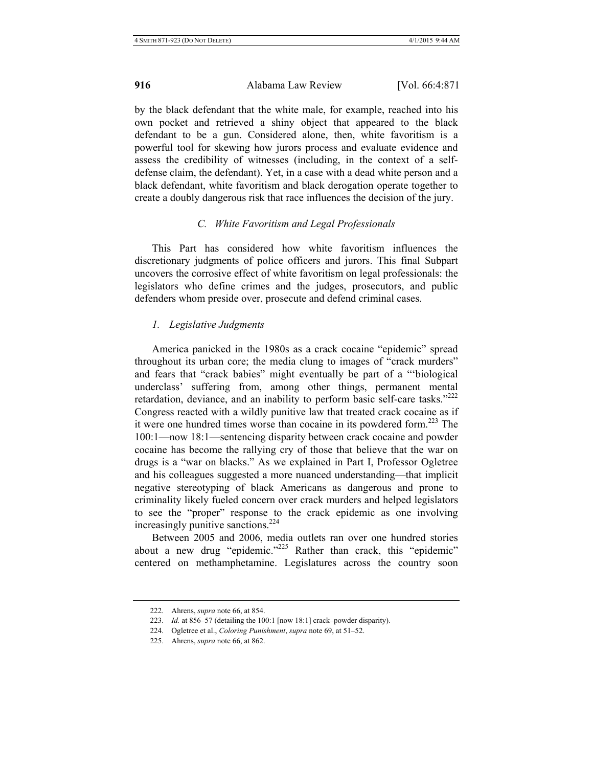by the black defendant that the white male, for example, reached into his own pocket and retrieved a shiny object that appeared to the black defendant to be a gun. Considered alone, then, white favoritism is a powerful tool for skewing how jurors process and evaluate evidence and assess the credibility of witnesses (including, in the context of a self-defense claim, the defendant). Yet, in a case with a dead white person and a black defendant, white favoritism and black derogation operate together to create a doubly dangerous risk that race influences the decision of the jury.

### *C. White Favoritism and Legal Professionals*

This Part has considered how white favoritism influences the discretionary judgments of police officers and jurors. This final Subpart uncovers the corrosive effect of white favoritism on legal professionals: the legislators who define crimes and the judges, prosecutors, and public defenders whom preside over, prosecute and defend criminal cases.

#### *1. Legislative Judgments*

America panicked in the 1980s as a crack cocaine "epidemic" spread throughout its urban core; the media clung to images of "crack murders" and fears that "crack babies" might eventually be part of a "'biological underclass' suffering from, among other things, permanent mental retardation, deviance, and an inability to perform basic self-care tasks."[222] Congress reacted with a wildly punitive law that treated crack cocaine as if it were one hundred times worse than cocaine in its powdered form.[223] The 100:1—now 18:1—sentencing disparity between crack cocaine and powder cocaine has become the rallying cry of those that believe that the war on drugs is a "war on blacks." As we explained in Part I, Professor Ogletree and his colleagues suggested a more nuanced understanding—that implicit negative stereotyping of black Americans as dangerous and prone to criminality likely fueled concern over crack murders and helped legislators to see the "proper" response to the crack epidemic as one involving increasingly punitive sanctions.[224]

Between 2005 and 2006, media outlets ran over one hundred stories about a new drug "epidemic."[225] Rather than crack, this "epidemic" centered on methamphetamine. Legislatures across the country soon

---

222. Ahrens, *supra* note 66, at 854.

223. *Id.* at 856–57 (detailing the 100:1 [now 18:1] crack–powder disparity).

224. Ogletree et al., *Coloring Punishment*, *supra* note 69, at 51–52.

225. Ahrens, *supra* note 66, at 862.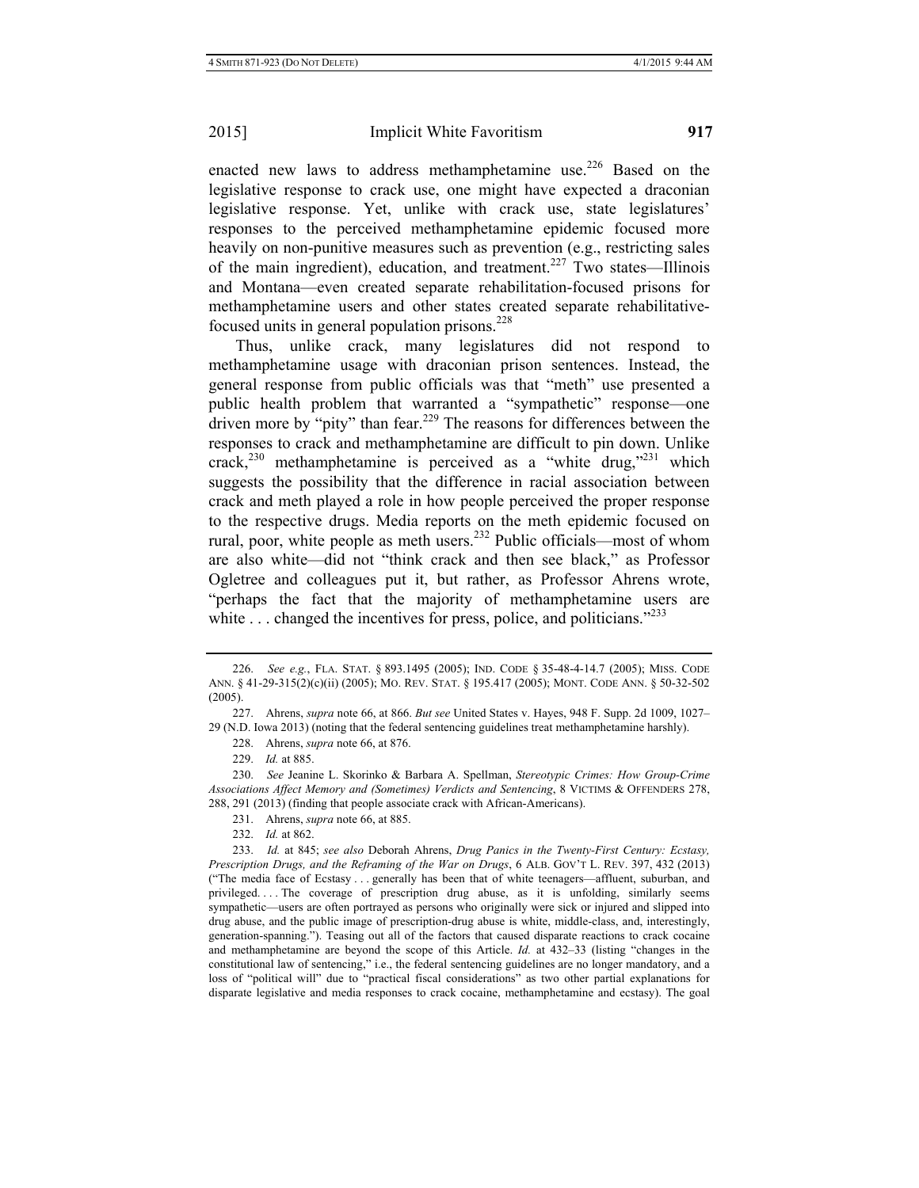enacted new laws to address methamphetamine use.[226] Based on the legislative response to crack use, one might have expected a draconian legislative response. Yet, unlike with crack use, state legislatures' responses to the perceived methamphetamine epidemic focused more heavily on non-punitive measures such as prevention (e.g., restricting sales of the main ingredient), education, and treatment.[227] Two states—Illinois and Montana—even created separate rehabilitation-focused prisons for methamphetamine users and other states created separate rehabilitative-focused units in general population prisons.[228]

Thus, unlike crack, many legislatures did not respond to methamphetamine usage with draconian prison sentences. Instead, the general response from public officials was that "meth" use presented a public health problem that warranted a "sympathetic" response—one driven more by "pity" than fear.[229] The reasons for differences between the responses to crack and methamphetamine are difficult to pin down. Unlike crack,[230] methamphetamine is perceived as a "white drug,"[231] which suggests the possibility that the difference in racial association between crack and meth played a role in how people perceived the proper response to the respective drugs. Media reports on the meth epidemic focused on rural, poor, white people as meth users.[232] Public officials—most of whom are also white—did not "think crack and then see black," as Professor Ogletree and colleagues put it, but rather, as Professor Ahrens wrote, "perhaps the fact that the majority of methamphetamine users are white . . . changed the incentives for press, police, and politicians."[233]

---

226. *See e.g.*, FLA. STAT. § 893.1495 (2005); IND. CODE § 35-48-4-14.7 (2005); MISS. CODE ANN. § 41-29-315(2)(c)(ii) (2005); MO. REV. STAT. § 195.417 (2005); MONT. CODE ANN. § 50-32-502 (2005).

227. Ahrens, *supra* note 66, at 866. *But see* United States v. Hayes, 948 F. Supp. 2d 1009, 1027–29 (N.D. Iowa 2013) (noting that the federal sentencing guidelines treat methamphetamine harshly).

228. Ahrens, *supra* note 66, at 876.

229. *Id.* at 885.

230. *See* Jeanine L. Skorinko & Barbara A. Spellman, *Stereotypic Crimes: How Group-Crime Associations Affect Memory and (Sometimes) Verdicts and Sentencing*, 8 VICTIMS & OFFENDERS 278, 288, 291 (2013) (finding that people associate crack with African-Americans).

231. Ahrens, *supra* note 66, at 885.

232. *Id.* at 862.

233. *Id.* at 845; *see also* Deborah Ahrens, *Drug Panics in the Twenty-First Century: Ecstasy, Prescription Drugs, and the Reframing of the War on Drugs*, 6 ALB. GOV'T L. REV. 397, 432 (2013) ("The media face of Ecstasy . . . generally has been that of white teenagers—affluent, suburban, and privileged. . . . The coverage of prescription drug abuse, as it is unfolding, similarly seems sympathetic—users are often portrayed as persons who originally were sick or injured and slipped into drug abuse, and the public image of prescription-drug abuse is white, middle-class, and, interestingly, generation-spanning."). Teasing out all of the factors that caused disparate reactions to crack cocaine and methamphetamine are beyond the scope of this Article. *Id.* at 432–33 (listing "changes in the constitutional law of sentencing," i.e., the federal sentencing guidelines are no longer mandatory, and a loss of "political will" due to "practical fiscal considerations" as two other partial explanations for disparate legislative and media responses to crack cocaine, methamphetamine and ecstasy). The goal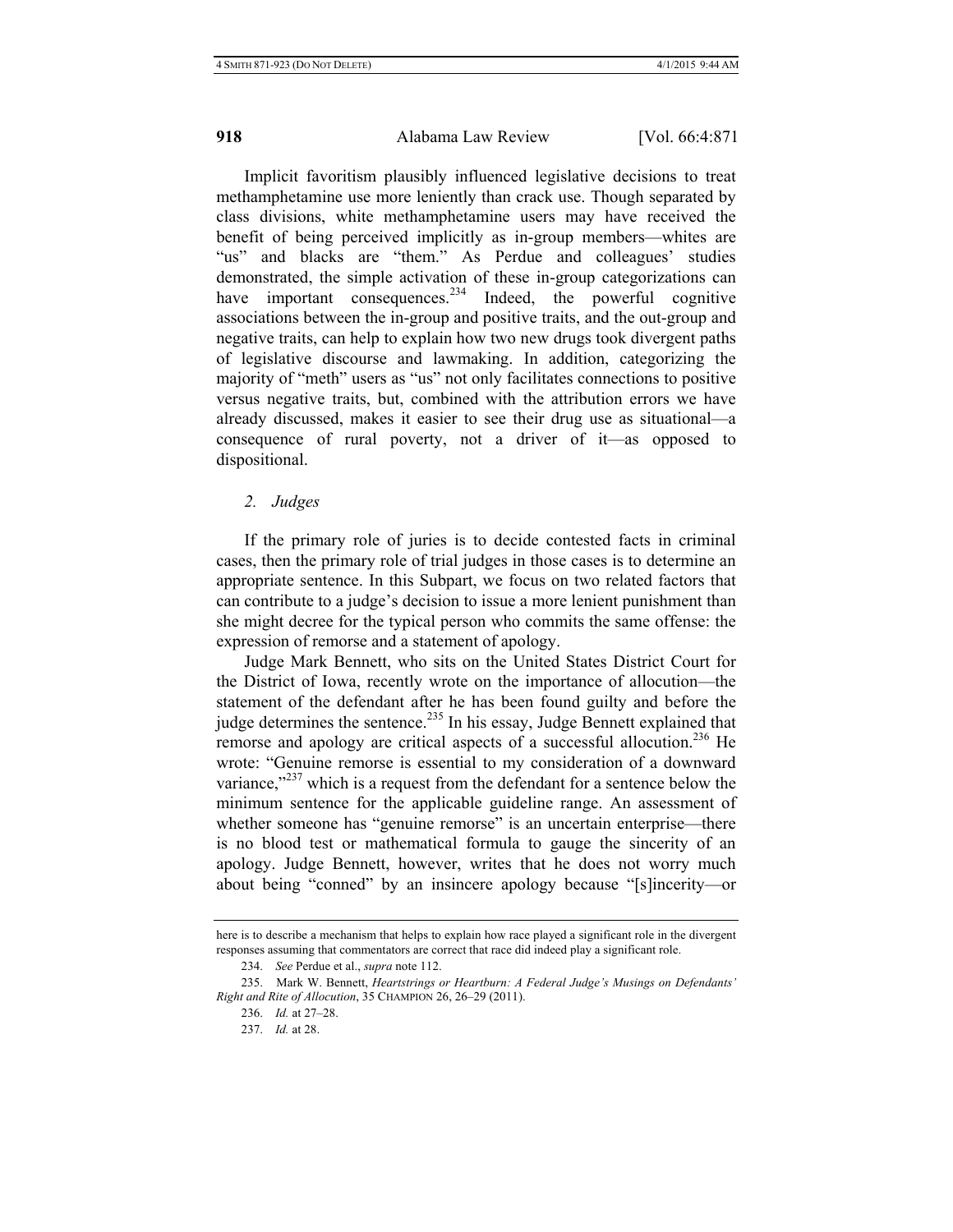Implicit favoritism plausibly influenced legislative decisions to treat methamphetamine use more leniently than crack use. Though separated by class divisions, white methamphetamine users may have received the benefit of being perceived implicitly as in-group members—whites are "us" and blacks are "them." As Perdue and colleagues' studies demonstrated, the simple activation of these in-group categorizations can have important consequences.[234] Indeed, the powerful cognitive associations between the in-group and positive traits, and the out-group and negative traits, can help to explain how two new drugs took divergent paths of legislative discourse and lawmaking. In addition, categorizing the majority of "meth" users as "us" not only facilitates connections to positive versus negative traits, but, combined with the attribution errors we have already discussed, makes it easier to see their drug use as situational—a consequence of rural poverty, not a driver of it—as opposed to dispositional.

### *2. Judges*

If the primary role of juries is to decide contested facts in criminal cases, then the primary role of trial judges in those cases is to determine an appropriate sentence. In this Subpart, we focus on two related factors that can contribute to a judge's decision to issue a more lenient punishment than she might decree for the typical person who commits the same offense: the expression of remorse and a statement of apology.

Judge Mark Bennett, who sits on the United States District Court for the District of Iowa, recently wrote on the importance of allocution—the statement of the defendant after he has been found guilty and before the judge determines the sentence.[235] In his essay, Judge Bennett explained that remorse and apology are critical aspects of a successful allocution.[236] He wrote: "Genuine remorse is essential to my consideration of a downward variance,"[237] which is a request from the defendant for a sentence below the minimum sentence for the applicable guideline range. An assessment of whether someone has "genuine remorse" is an uncertain enterprise—there is no blood test or mathematical formula to gauge the sincerity of an apology. Judge Bennett, however, writes that he does not worry much about being "conned" by an insincere apology because "[s]incerity—or

---

here is to describe a mechanism that helps to explain how race played a significant role in the divergent responses assuming that commentators are correct that race did indeed play a significant role.

234. *See* Perdue et al., *supra* note 112.

235. Mark W. Bennett, *Heartstrings or Heartburn: A Federal Judge's Musings on Defendants' Right and Rite of Allocution*, 35 CHAMPION 26, 26–29 (2011).

236. *Id.* at 27–28.

237. *Id.* at 28.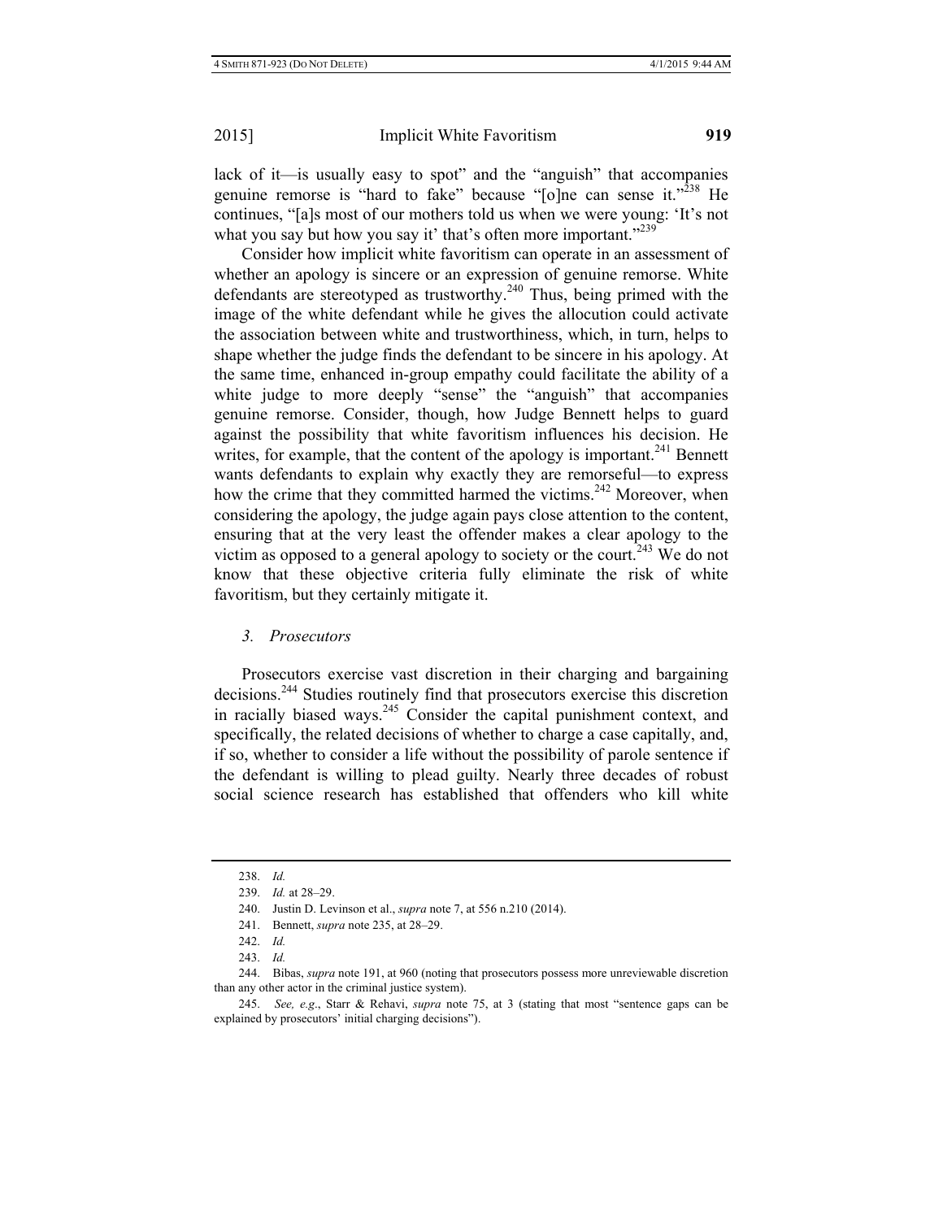lack of it—is usually easy to spot" and the "anguish" that accompanies genuine remorse is "hard to fake" because "[o]ne can sense it."[238] He continues, "[a]s most of our mothers told us when we were young: 'It's not what you say but how you say it' that's often more important."[239]

Consider how implicit white favoritism can operate in an assessment of whether an apology is sincere or an expression of genuine remorse. White defendants are stereotyped as trustworthy.[240] Thus, being primed with the image of the white defendant while he gives the allocution could activate the association between white and trustworthiness, which, in turn, helps to shape whether the judge finds the defendant to be sincere in his apology. At the same time, enhanced in-group empathy could facilitate the ability of a white judge to more deeply "sense" the "anguish" that accompanies genuine remorse. Consider, though, how Judge Bennett helps to guard against the possibility that white favoritism influences his decision. He writes, for example, that the content of the apology is important.[241] Bennett wants defendants to explain why exactly they are remorseful—to express how the crime that they committed harmed the victims.[242] Moreover, when considering the apology, the judge again pays close attention to the content, ensuring that at the very least the offender makes a clear apology to the victim as opposed to a general apology to society or the court.[243] We do not know that these objective criteria fully eliminate the risk of white favoritism, but they certainly mitigate it.

### *3. Prosecutors*

Prosecutors exercise vast discretion in their charging and bargaining decisions.[244] Studies routinely find that prosecutors exercise this discretion in racially biased ways.[245] Consider the capital punishment context, and specifically, the related decisions of whether to charge a case capitally, and, if so, whether to consider a life without the possibility of parole sentence if the defendant is willing to plead guilty. Nearly three decades of robust social science research has established that offenders who kill white

---

238. *Id.*

239. *Id.* at 28–29.

240. Justin D. Levinson et al., *supra* note 7, at 556 n.210 (2014).

241. Bennett, *supra* note 235, at 28–29.

242. *Id.*

243. *Id.*

244. Bibas, *supra* note 191, at 960 (noting that prosecutors possess more unreviewable discretion than any other actor in the criminal justice system).

245. *See, e.g.*, Starr & Rehavi, *supra* note 75, at 3 (stating that most "sentence gaps can be explained by prosecutors' initial charging decisions").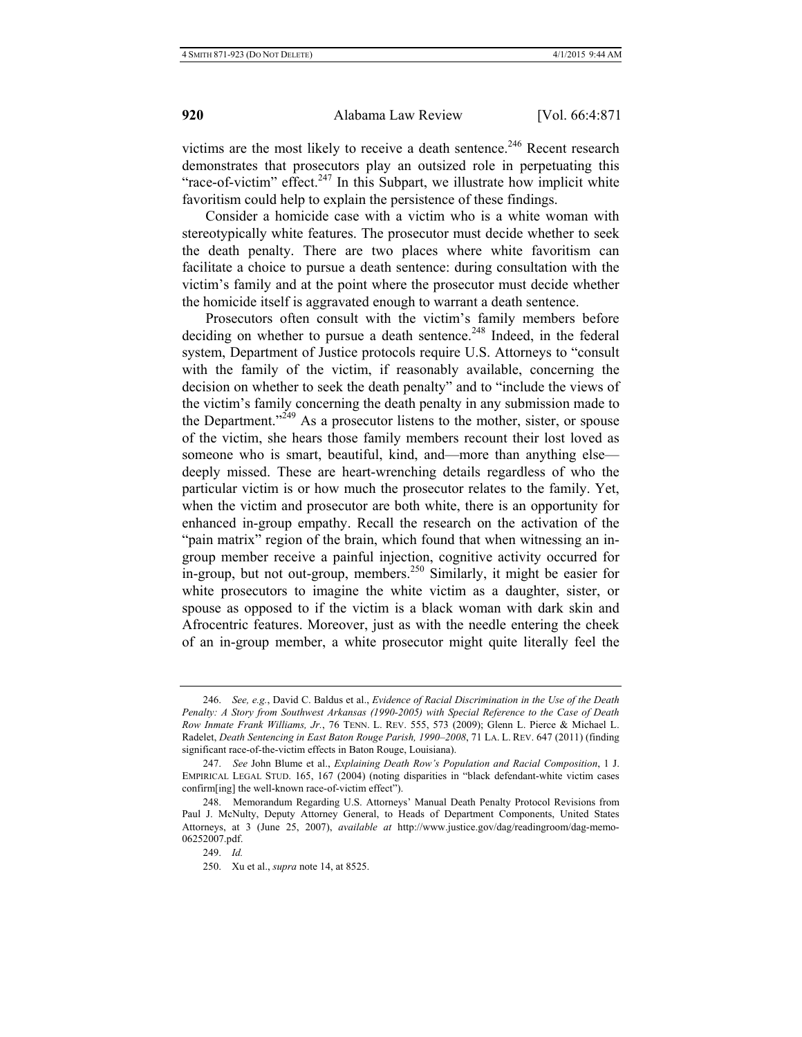victims are the most likely to receive a death sentence.[246] Recent research demonstrates that prosecutors play an outsized role in perpetuating this "race-of-victim" effect.[247] In this Subpart, we illustrate how implicit white favoritism could help to explain the persistence of these findings.

Consider a homicide case with a victim who is a white woman with stereotypically white features. The prosecutor must decide whether to seek the death penalty. There are two places where white favoritism can facilitate a choice to pursue a death sentence: during consultation with the victim's family and at the point where the prosecutor must decide whether the homicide itself is aggravated enough to warrant a death sentence.

Prosecutors often consult with the victim's family members before deciding on whether to pursue a death sentence.[248] Indeed, in the federal system, Department of Justice protocols require U.S. Attorneys to "consult with the family of the victim, if reasonably available, concerning the decision on whether to seek the death penalty" and to "include the views of the victim's family concerning the death penalty in any submission made to the Department."[249] As a prosecutor listens to the mother, sister, or spouse of the victim, she hears those family members recount their lost loved as someone who is smart, beautiful, kind, and—more than anything else—deeply missed. These are heart-wrenching details regardless of who the particular victim is or how much the prosecutor relates to the family. Yet, when the victim and prosecutor are both white, there is an opportunity for enhanced in-group empathy. Recall the research on the activation of the "pain matrix" region of the brain, which found that when witnessing an in-group member receive a painful injection, cognitive activity occurred for in-group, but not out-group, members.[250] Similarly, it might be easier for white prosecutors to imagine the white victim as a daughter, sister, or spouse as opposed to if the victim is a black woman with dark skin and Afrocentric features. Moreover, just as with the needle entering the cheek of an in-group member, a white prosecutor might quite literally feel the

---

246. *See, e.g.*, David C. Baldus et al., *Evidence of Racial Discrimination in the Use of the Death Penalty: A Story from Southwest Arkansas (1990-2005) with Special Reference to the Case of Death Row Inmate Frank Williams, Jr.*, 76 TENN. L. REV. 555, 573 (2009); Glenn L. Pierce & Michael L. Radelet, *Death Sentencing in East Baton Rouge Parish, 1990–2008*, 71 LA. L. REV. 647 (2011) (finding significant race-of-the-victim effects in Baton Rouge, Louisiana).

247. *See* John Blume et al., *Explaining Death Row's Population and Racial Composition*, 1 J. EMPIRICAL LEGAL STUD. 165, 167 (2004) (noting disparities in "black defendant-white victim cases confirm[ing] the well-known race-of-victim effect").

248. Memorandum Regarding U.S. Attorneys' Manual Death Penalty Protocol Revisions from Paul J. McNulty, Deputy Attorney General, to Heads of Department Components, United States Attorneys, at 3 (June 25, 2007), *available at* http://www.justice.gov/dag/readingroom/dag-memo-06252007.pdf.

249. *Id.*

250. Xu et al., *supra* note 14, at 8525.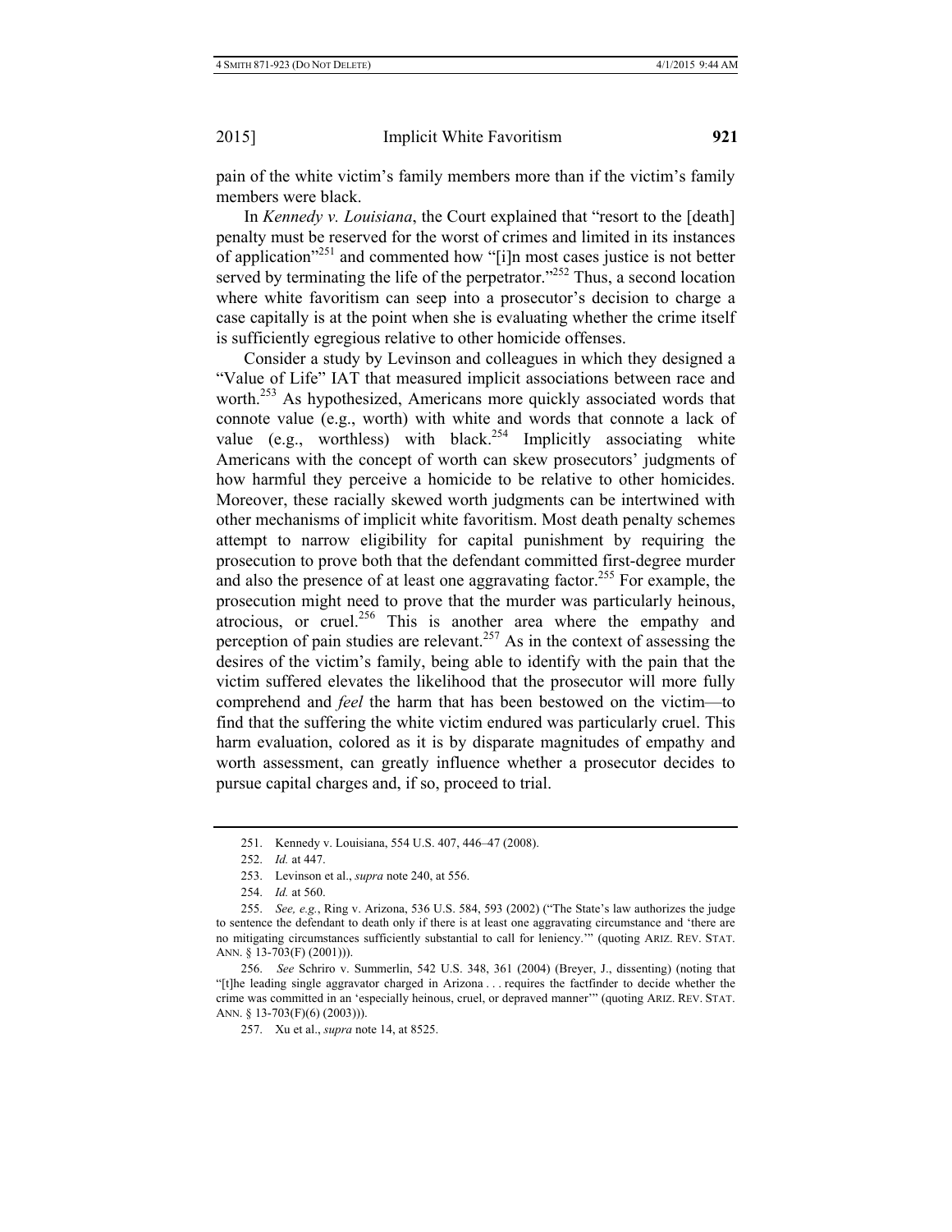pain of the white victim's family members more than if the victim's family members were black.

In *Kennedy v. Louisiana*, the Court explained that "resort to the [death] penalty must be reserved for the worst of crimes and limited in its instances of application"[251] and commented how "[i]n most cases justice is not better served by terminating the life of the perpetrator."[252] Thus, a second location where white favoritism can seep into a prosecutor's decision to charge a case capitally is at the point when she is evaluating whether the crime itself is sufficiently egregious relative to other homicide offenses.

Consider a study by Levinson and colleagues in which they designed a "Value of Life" IAT that measured implicit associations between race and worth.[253] As hypothesized, Americans more quickly associated words that connote value (e.g., worth) with white and words that connote a lack of value (e.g., worthless) with black.[254] Implicitly associating white Americans with the concept of worth can skew prosecutors' judgments of how harmful they perceive a homicide to be relative to other homicides. Moreover, these racially skewed worth judgments can be intertwined with other mechanisms of implicit white favoritism. Most death penalty schemes attempt to narrow eligibility for capital punishment by requiring the prosecution to prove both that the defendant committed first-degree murder and also the presence of at least one aggravating factor.[255] For example, the prosecution might need to prove that the murder was particularly heinous, atrocious, or cruel.[256] This is another area where the empathy and perception of pain studies are relevant.[257] As in the context of assessing the desires of the victim's family, being able to identify with the pain that the victim suffered elevates the likelihood that the prosecutor will more fully comprehend and *feel* the harm that has been bestowed on the victim—to find that the suffering the white victim endured was particularly cruel. This harm evaluation, colored as it is by disparate magnitudes of empathy and worth assessment, can greatly influence whether a prosecutor decides to pursue capital charges and, if so, proceed to trial.

---

251. Kennedy v. Louisiana, 554 U.S. 407, 446–47 (2008).

252. *Id.* at 447.

253. Levinson et al., *supra* note 240, at 556.

254. *Id.* at 560.

255. *See, e.g.*, Ring v. Arizona, 536 U.S. 584, 593 (2002) ("The State's law authorizes the judge to sentence the defendant to death only if there is at least one aggravating circumstance and 'there are no mitigating circumstances sufficiently substantial to call for leniency.'" (quoting ARIZ. REV. STAT. ANN. § 13-703(F) (2001))).

256. *See* Schriro v. Summerlin, 542 U.S. 348, 361 (2004) (Breyer, J., dissenting) (noting that "[t]he leading single aggravator charged in Arizona . . . requires the factfinder to decide whether the crime was committed in an 'especially heinous, cruel, or depraved manner'" (quoting ARIZ. REV. STAT. ANN. § 13-703(F)(6) (2003))).

257. Xu et al., *supra* note 14, at 8525.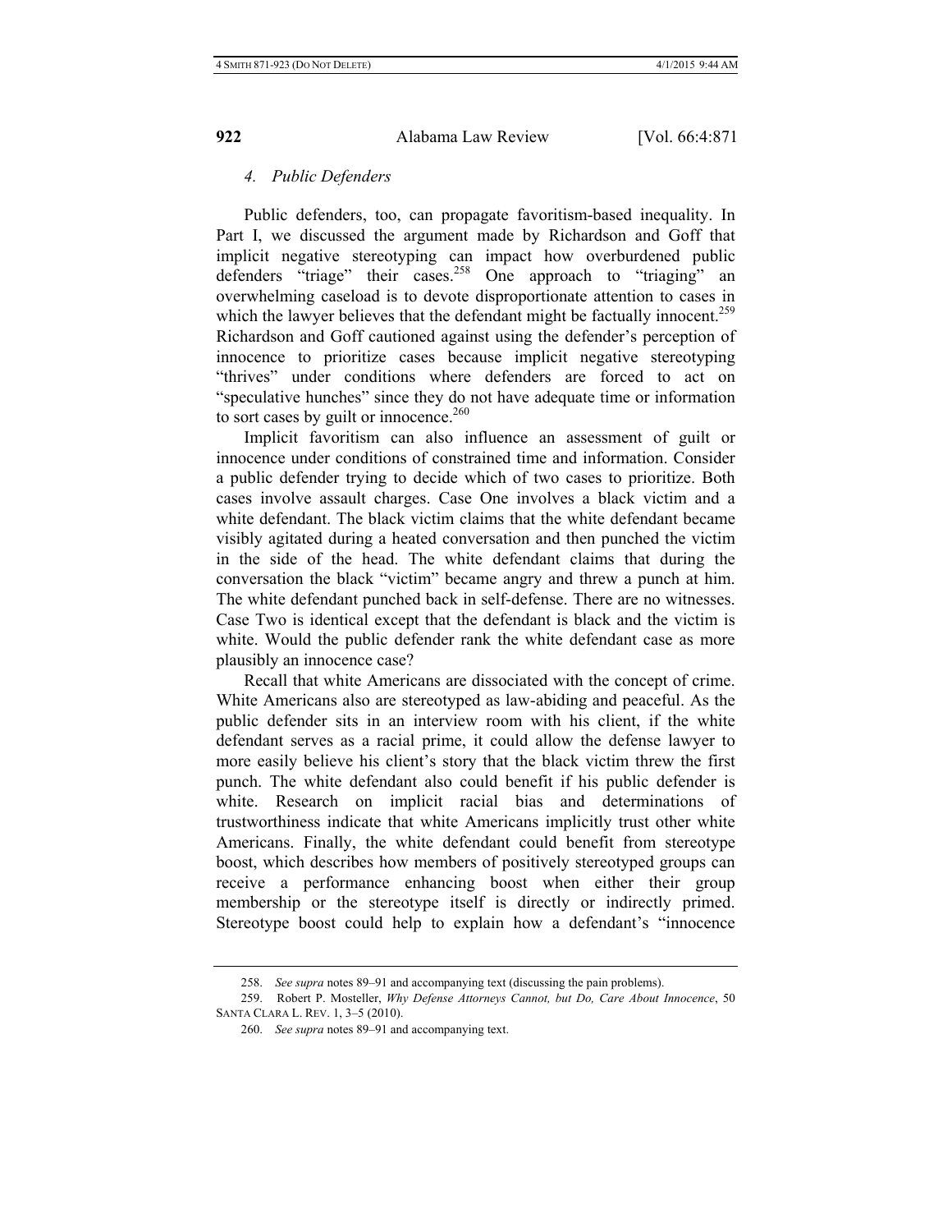### *4. Public Defenders*

Public defenders, too, can propagate favoritism-based inequality. In Part I, we discussed the argument made by Richardson and Goff that implicit negative stereotyping can impact how overburdened public defenders "triage" their cases.[258] One approach to "triaging" an overwhelming caseload is to devote disproportionate attention to cases in which the lawyer believes that the defendant might be factually innocent.[259] Richardson and Goff cautioned against using the defender's perception of innocence to prioritize cases because implicit negative stereotyping "thrives" under conditions where defenders are forced to act on "speculative hunches" since they do not have adequate time or information to sort cases by guilt or innocence.[260]

Implicit favoritism can also influence an assessment of guilt or innocence under conditions of constrained time and information. Consider a public defender trying to decide which of two cases to prioritize. Both cases involve assault charges. Case One involves a black victim and a white defendant. The black victim claims that the white defendant became visibly agitated during a heated conversation and then punched the victim in the side of the head. The white defendant claims that during the conversation the black "victim" became angry and threw a punch at him. The white defendant punched back in self-defense. There are no witnesses. Case Two is identical except that the defendant is black and the victim is white. Would the public defender rank the white defendant case as more plausibly an innocence case?

Recall that white Americans are dissociated with the concept of crime. White Americans also are stereotyped as law-abiding and peaceful. As the public defender sits in an interview room with his client, if the white defendant serves as a racial prime, it could allow the defense lawyer to more easily believe his client's story that the black victim threw the first punch. The white defendant also could benefit if his public defender is white. Research on implicit racial bias and determinations of trustworthiness indicate that white Americans implicitly trust other white Americans. Finally, the white defendant could benefit from stereotype boost, which describes how members of positively stereotyped groups can receive a performance enhancing boost when either their group membership or the stereotype itself is directly or indirectly primed. Stereotype boost could help to explain how a defendant's "innocence

---

258. *See supra* notes 89–91 and accompanying text (discussing the pain problems).

259. Robert P. Mosteller, *Why Defense Attorneys Cannot, but Do, Care About Innocence*, 50 SANTA CLARA L. REV. 1, 3–5 (2010).

260. *See supra* notes 89–91 and accompanying text.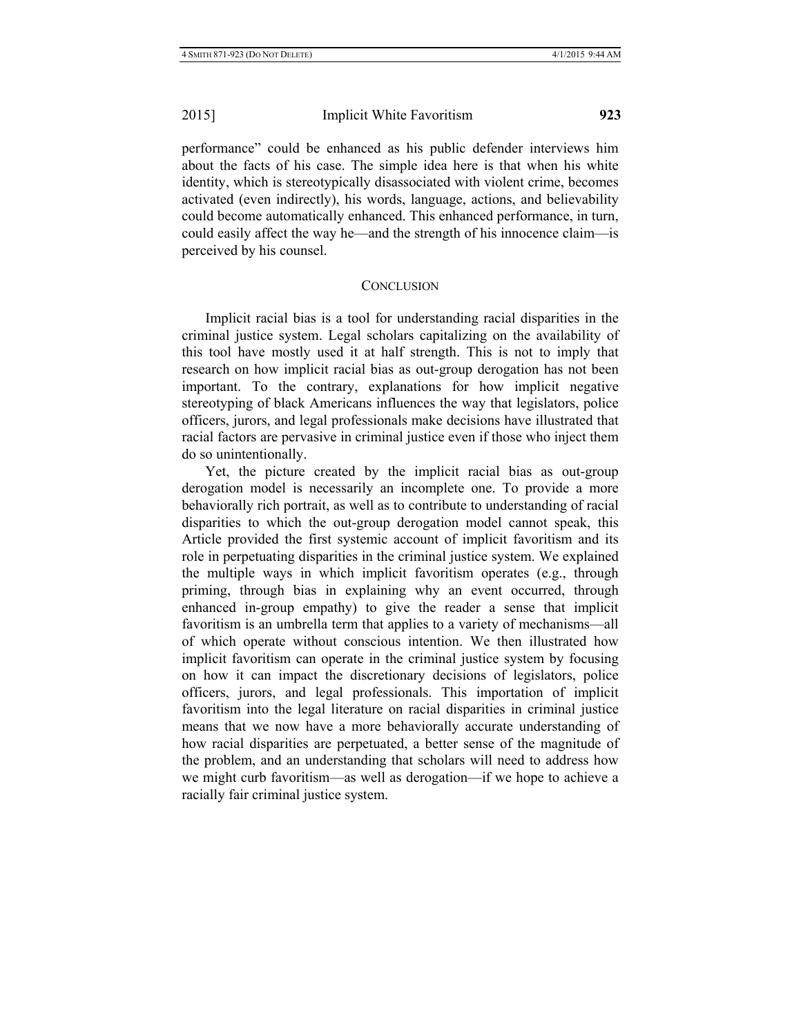performance" could be enhanced as his public defender interviews him about the facts of his case. The simple idea here is that when his white identity, which is stereotypically disassociated with violent crime, becomes activated (even indirectly), his words, language, actions, and believability could become automatically enhanced. This enhanced performance, in turn, could easily affect the way he—and the strength of his innocence claim—is perceived by his counsel.

## CONCLUSION

Implicit racial bias is a tool for understanding racial disparities in the criminal justice system. Legal scholars capitalizing on the availability of this tool have mostly used it at half strength. This is not to imply that research on how implicit racial bias as out-group derogation has not been important. To the contrary, explanations for how implicit negative stereotyping of black Americans influences the way that legislators, police officers, jurors, and legal professionals make decisions have illustrated that racial factors are pervasive in criminal justice even if those who inject them do so unintentionally.

Yet, the picture created by the implicit racial bias as out-group derogation model is necessarily an incomplete one. To provide a more behaviorally rich portrait, as well as to contribute to understanding of racial disparities to which the out-group derogation model cannot speak, this Article provided the first systemic account of implicit favoritism and its role in perpetuating disparities in the criminal justice system. We explained the multiple ways in which implicit favoritism operates (e.g., through priming, through bias in explaining why an event occurred, through enhanced in-group empathy) to give the reader a sense that implicit favoritism is an umbrella term that applies to a variety of mechanisms—all of which operate without conscious intention. We then illustrated how implicit favoritism can operate in the criminal justice system by focusing on how it can impact the discretionary decisions of legislators, police officers, jurors, and legal professionals. This importation of implicit favoritism into the legal literature on racial disparities in criminal justice means that we now have a more behaviorally accurate understanding of how racial disparities are perpetuated, a better sense of the magnitude of the problem, and an understanding that scholars will need to address how we might curb favoritism—as well as derogation—if we hope to achieve a racially fair criminal justice system.